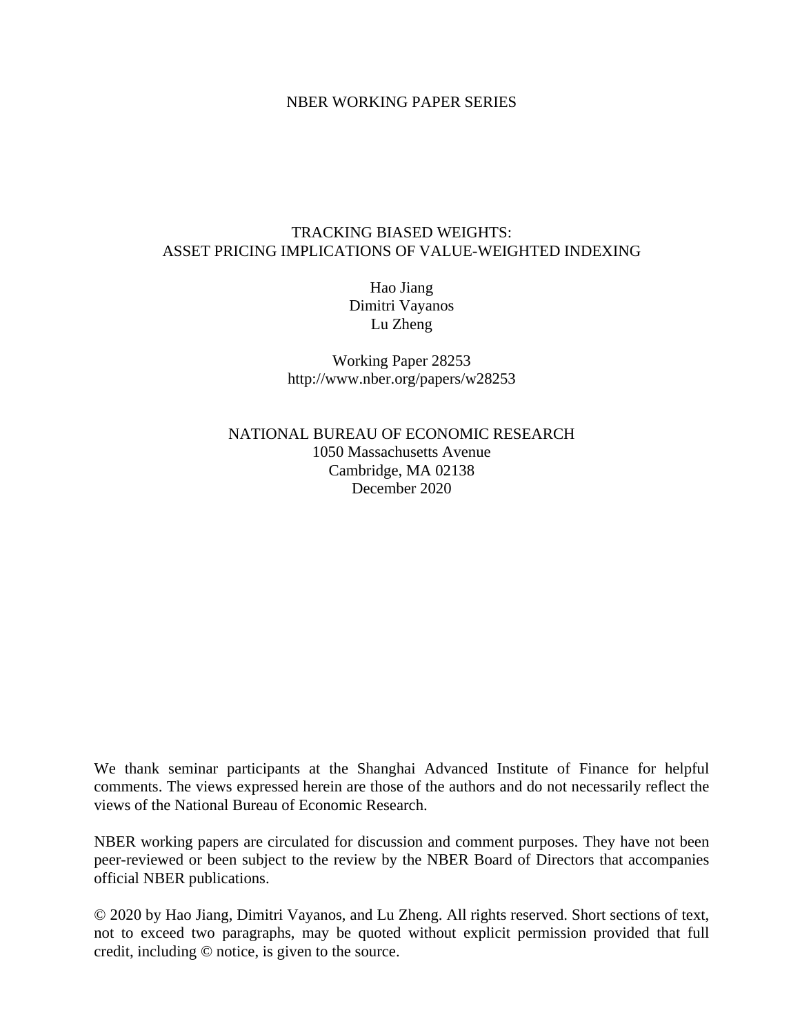NBER WORKING PAPER SERIES

# TRACKING BIASED WEIGHTS: ASSET PRICING IMPLICATIONS OF VALUE-WEIGHTED INDEXING

Hao Jiang
Dimitri Vayanos
Lu Zheng

Working Paper 28253
http://www.nber.org/papers/w28253

NATIONAL BUREAU OF ECONOMIC RESEARCH
1050 Massachusetts Avenue
Cambridge, MA 02138
December 2020

We thank seminar participants at the Shanghai Advanced Institute of Finance for helpful comments. The views expressed herein are those of the authors and do not necessarily reflect the views of the National Bureau of Economic Research.

NBER working papers are circulated for discussion and comment purposes. They have not been peer-reviewed or been subject to the review by the NBER Board of Directors that accompanies official NBER publications.

© 2020 by Hao Jiang, Dimitri Vayanos, and Lu Zheng. All rights reserved. Short sections of text, not to exceed two paragraphs, may be quoted without explicit permission provided that full credit, including © notice, is given to the source.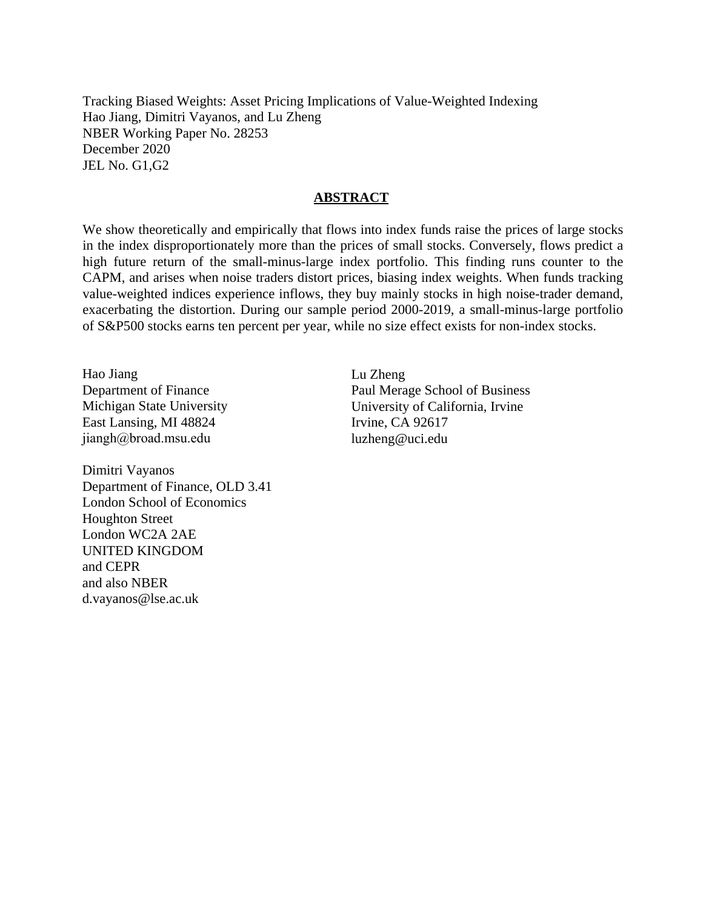Tracking Biased Weights: Asset Pricing Implications of Value-Weighted Indexing
Hao Jiang, Dimitri Vayanos, and Lu Zheng
NBER Working Paper No. 28253
December 2020
JEL No. G1,G2

## ABSTRACT

We show theoretically and empirically that flows into index funds raise the prices of large stocks in the index disproportionately more than the prices of small stocks. Conversely, flows predict a high future return of the small-minus-large index portfolio. This finding runs counter to the CAPM, and arises when noise traders distort prices, biasing index weights. When funds tracking value-weighted indices experience inflows, they buy mainly stocks in high noise-trader demand, exacerbating the distortion. During our sample period 2000-2019, a small-minus-large portfolio of S&P500 stocks earns ten percent per year, while no size effect exists for non-index stocks.

Hao Jiang
Department of Finance
Michigan State University
East Lansing, MI 48824
jiangh@broad.msu.edu

Dimitri Vayanos
Department of Finance, OLD 3.41
London School of Economics
Houghton Street
London WC2A 2AE
UNITED KINGDOM
and CEPR
and also NBER
d.vayanos@lse.ac.uk

Lu Zheng
Paul Merage School of Business
University of California, Irvine
Irvine, CA 92617
luzheng@uci.edu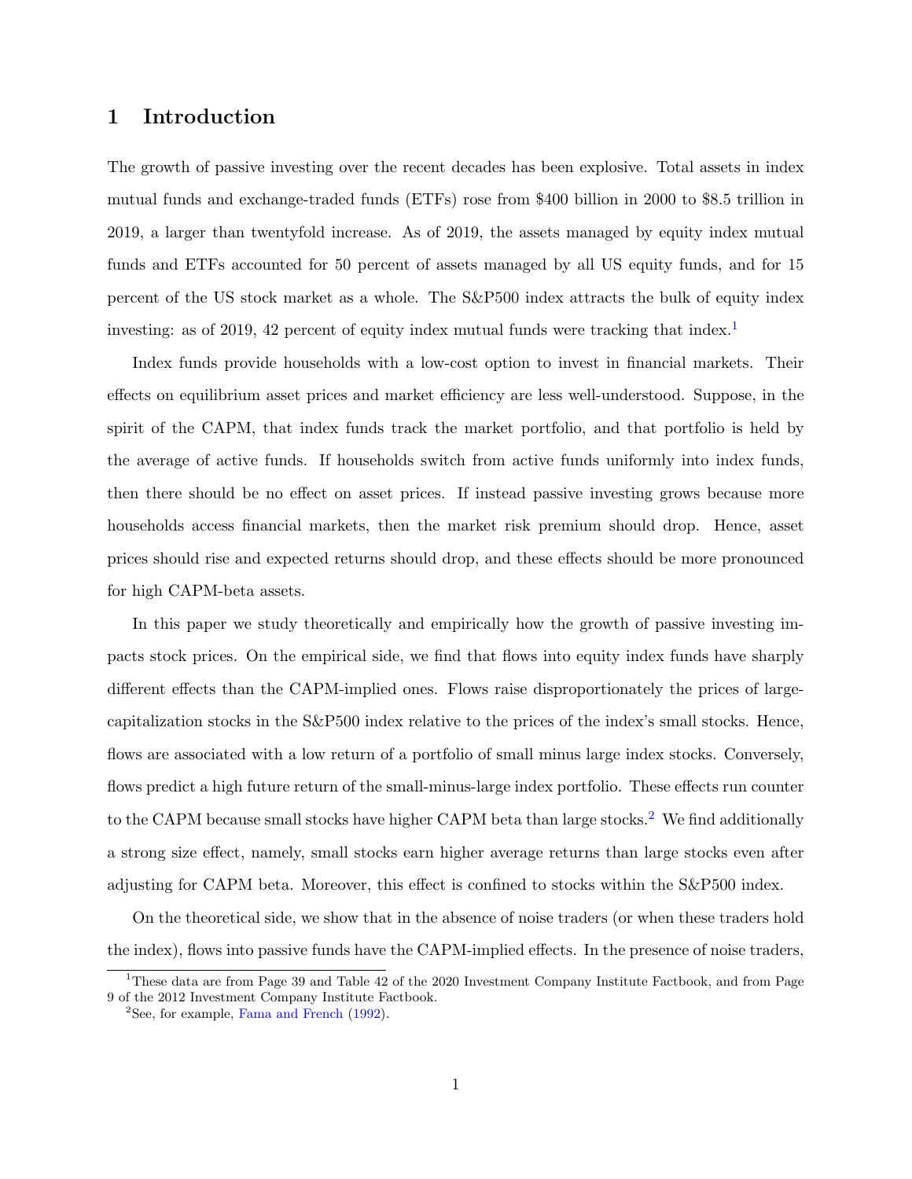# 1 Introduction

The growth of passive investing over the recent decades has been explosive. Total assets in index mutual funds and exchange-traded funds (ETFs) rose from $400 billion in 2000 to $8.5 trillion in 2019, a larger than twentyfold increase. As of 2019, the assets managed by equity index mutual funds and ETFs accounted for 50 percent of assets managed by all US equity funds, and for 15 percent of the US stock market as a whole. The S&P500 index attracts the bulk of equity index investing: as of 2019, 42 percent of equity index mutual funds were tracking that index.[1]

Index funds provide households with a low-cost option to invest in financial markets. Their effects on equilibrium asset prices and market efficiency are less well-understood. Suppose, in the spirit of the CAPM, that index funds track the market portfolio, and that portfolio is held by the average of active funds. If households switch from active funds uniformly into index funds, then there should be no effect on asset prices. If instead passive investing grows because more households access financial markets, then the market risk premium should drop. Hence, asset prices should rise and expected returns should drop, and these effects should be more pronounced for high CAPM-beta assets.

In this paper we study theoretically and empirically how the growth of passive investing impacts stock prices. On the empirical side, we find that flows into equity index funds have sharply different effects than the CAPM-implied ones. Flows raise disproportionately the prices of large-capitalization stocks in the S&P500 index relative to the prices of the index's small stocks. Hence, flows are associated with a low return of a portfolio of small minus large index stocks. Conversely, flows predict a high future return of the small-minus-large index portfolio. These effects run counter to the CAPM because small stocks have higher CAPM beta than large stocks.[2] We find additionally a strong size effect, namely, small stocks earn higher average returns than large stocks even after adjusting for CAPM beta. Moreover, this effect is confined to stocks within the S&P500 index.

On the theoretical side, we show that in the absence of noise traders (or when these traders hold the index), flows into passive funds have the CAPM-implied effects. In the presence of noise traders,

[1] These data are from Page 39 and Table 42 of the 2020 Investment Company Institute Factbook, and from Page 9 of the 2012 Investment Company Institute Factbook.

[2] See, for example, Fama and French (1992).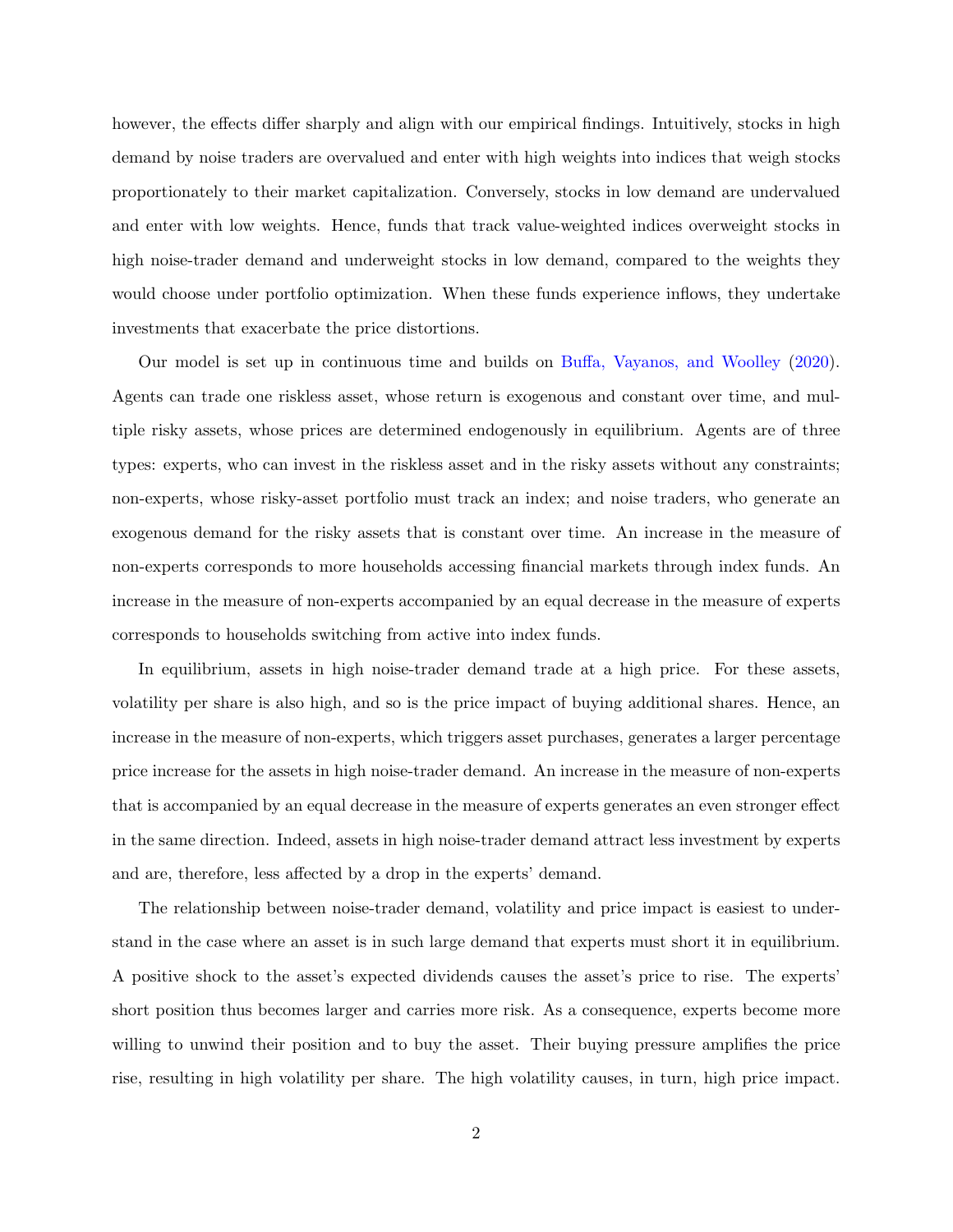however, the effects differ sharply and align with our empirical findings. Intuitively, stocks in high demand by noise traders are overvalued and enter with high weights into indices that weigh stocks proportionately to their market capitalization. Conversely, stocks in low demand are undervalued and enter with low weights. Hence, funds that track value-weighted indices overweight stocks in high noise-trader demand and underweight stocks in low demand, compared to the weights they would choose under portfolio optimization. When these funds experience inflows, they undertake investments that exacerbate the price distortions.

Our model is set up in continuous time and builds on Buffa, Vayanos, and Woolley (2020). Agents can trade one riskless asset, whose return is exogenous and constant over time, and multiple risky assets, whose prices are determined endogenously in equilibrium. Agents are of three types: experts, who can invest in the riskless asset and in the risky assets without any constraints; non-experts, whose risky-asset portfolio must track an index; and noise traders, who generate an exogenous demand for the risky assets that is constant over time. An increase in the measure of non-experts corresponds to more households accessing financial markets through index funds. An increase in the measure of non-experts accompanied by an equal decrease in the measure of experts corresponds to households switching from active into index funds.

In equilibrium, assets in high noise-trader demand trade at a high price. For these assets, volatility per share is also high, and so is the price impact of buying additional shares. Hence, an increase in the measure of non-experts, which triggers asset purchases, generates a larger percentage price increase for the assets in high noise-trader demand. An increase in the measure of non-experts that is accompanied by an equal decrease in the measure of experts generates an even stronger effect in the same direction. Indeed, assets in high noise-trader demand attract less investment by experts and are, therefore, less affected by a drop in the experts' demand.

The relationship between noise-trader demand, volatility and price impact is easiest to understand in the case where an asset is in such large demand that experts must short it in equilibrium. A positive shock to the asset's expected dividends causes the asset's price to rise. The experts' short position thus becomes larger and carries more risk. As a consequence, experts become more willing to unwind their position and to buy the asset. Their buying pressure amplifies the price rise, resulting in high volatility per share. The high volatility causes, in turn, high price impact.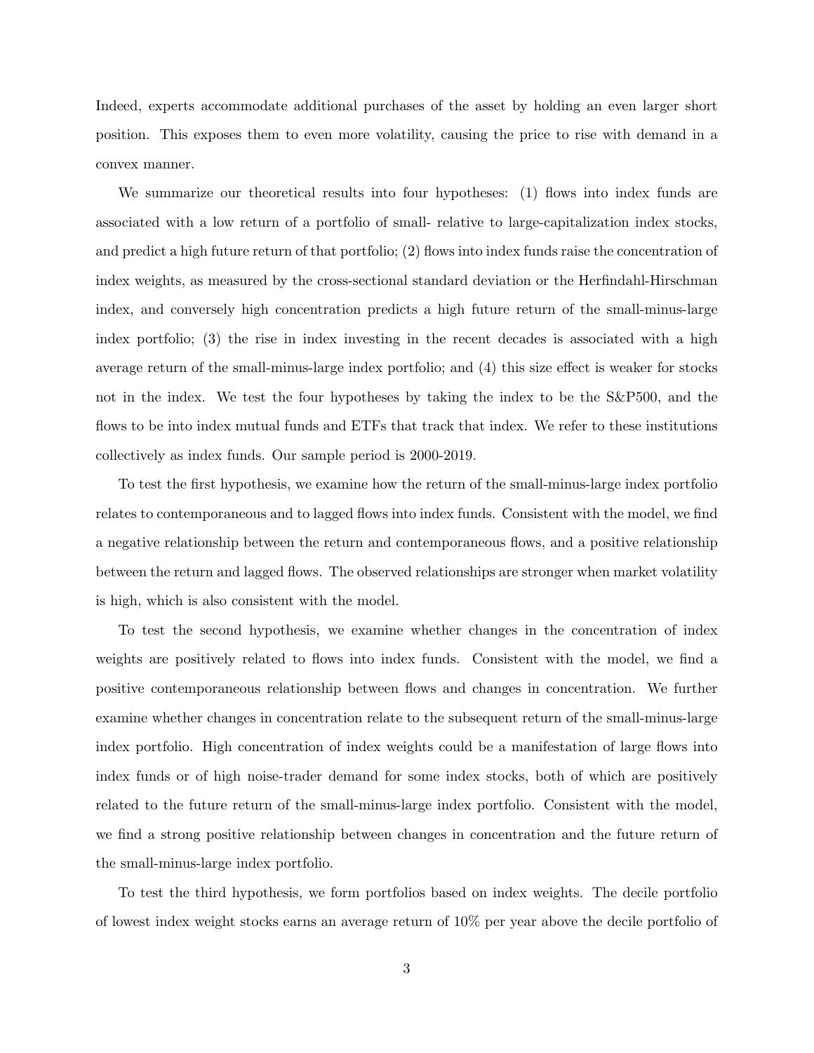Indeed, experts accommodate additional purchases of the asset by holding an even larger short position. This exposes them to even more volatility, causing the price to rise with demand in a convex manner.

We summarize our theoretical results into four hypotheses: (1) flows into index funds are associated with a low return of a portfolio of small- relative to large-capitalization index stocks, and predict a high future return of that portfolio; (2) flows into index funds raise the concentration of index weights, as measured by the cross-sectional standard deviation or the Herfindahl-Hirschman index, and conversely high concentration predicts a high future return of the small-minus-large index portfolio; (3) the rise in index investing in the recent decades is associated with a high average return of the small-minus-large index portfolio; and (4) this size effect is weaker for stocks not in the index. We test the four hypotheses by taking the index to be the S&P500, and the flows to be into index mutual funds and ETFs that track that index. We refer to these institutions collectively as index funds. Our sample period is 2000-2019.

To test the first hypothesis, we examine how the return of the small-minus-large index portfolio relates to contemporaneous and to lagged flows into index funds. Consistent with the model, we find a negative relationship between the return and contemporaneous flows, and a positive relationship between the return and lagged flows. The observed relationships are stronger when market volatility is high, which is also consistent with the model.

To test the second hypothesis, we examine whether changes in the concentration of index weights are positively related to flows into index funds. Consistent with the model, we find a positive contemporaneous relationship between flows and changes in concentration. We further examine whether changes in concentration relate to the subsequent return of the small-minus-large index portfolio. High concentration of index weights could be a manifestation of large flows into index funds or of high noise-trader demand for some index stocks, both of which are positively related to the future return of the small-minus-large index portfolio. Consistent with the model, we find a strong positive relationship between changes in concentration and the future return of the small-minus-large index portfolio.

To test the third hypothesis, we form portfolios based on index weights. The decile portfolio of lowest index weight stocks earns an average return of 10% per year above the decile portfolio of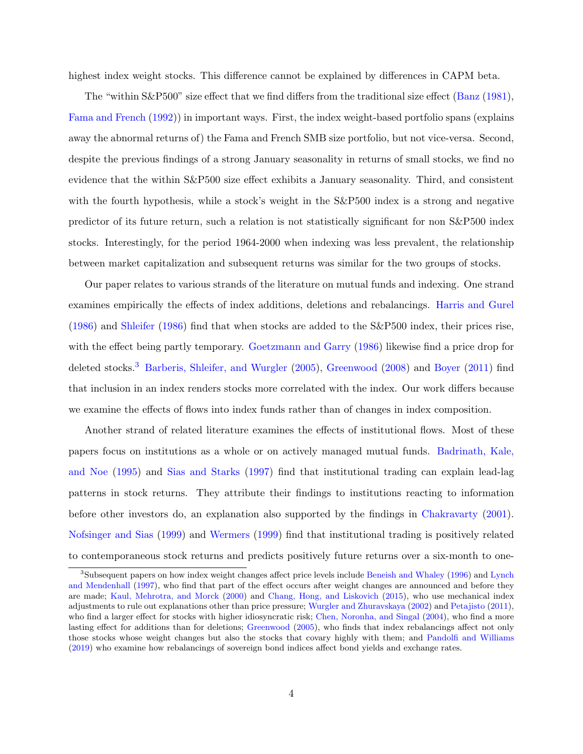highest index weight stocks. This difference cannot be explained by differences in CAPM beta.

The "within S&P500" size effect that we find differs from the traditional size effect (Banz (1981), Fama and French (1992)) in important ways. First, the index weight-based portfolio spans (explains away the abnormal returns of) the Fama and French SMB size portfolio, but not vice-versa. Second, despite the previous findings of a strong January seasonality in returns of small stocks, we find no evidence that the within S&P500 size effect exhibits a January seasonality. Third, and consistent with the fourth hypothesis, while a stock's weight in the S&P500 index is a strong and negative predictor of its future return, such a relation is not statistically significant for non S&P500 index stocks. Interestingly, for the period 1964-2000 when indexing was less prevalent, the relationship between market capitalization and subsequent returns was similar for the two groups of stocks.

Our paper relates to various strands of the literature on mutual funds and indexing. One strand examines empirically the effects of index additions, deletions and rebalancings. Harris and Gurel (1986) and Shleifer (1986) find that when stocks are added to the S&P500 index, their prices rise, with the effect being partly temporary. Goetzmann and Garry (1986) likewise find a price drop for deleted stocks.[3] Barberis, Shleifer, and Wurgler (2005), Greenwood (2008) and Boyer (2011) find that inclusion in an index renders stocks more correlated with the index. Our work differs because we examine the effects of flows into index funds rather than of changes in index composition.

Another strand of related literature examines the effects of institutional flows. Most of these papers focus on institutions as a whole or on actively managed mutual funds. Badrinath, Kale, and Noe (1995) and Sias and Starks (1997) find that institutional trading can explain lead-lag patterns in stock returns. They attribute their findings to institutions reacting to information before other investors do, an explanation also supported by the findings in Chakravarty (2001). Nofsinger and Sias (1999) and Wermers (1999) find that institutional trading is positively related to contemporaneous stock returns and predicts positively future returns over a six-month to one-

[3] Subsequent papers on how index weight changes affect price levels include Beneish and Whaley (1996) and Lynch and Mendenhall (1997), who find that part of the effect occurs after weight changes are announced and before they are made; Kaul, Mehrotra, and Morck (2000) and Chang, Hong, and Liskovich (2015), who use mechanical index adjustments to rule out explanations other than price pressure; Wurgler and Zhuravskaya (2002) and Petajisto (2011), who find a larger effect for stocks with higher idiosyncratic risk; Chen, Noronha, and Singal (2004), who find a more lasting effect for additions than for deletions; Greenwood (2005), who finds that index rebalancings affect not only those stocks whose weight changes but also the stocks that covary highly with them; and Pandolfi and Williams (2019) who examine how rebalancings of sovereign bond indices affect bond yields and exchange rates.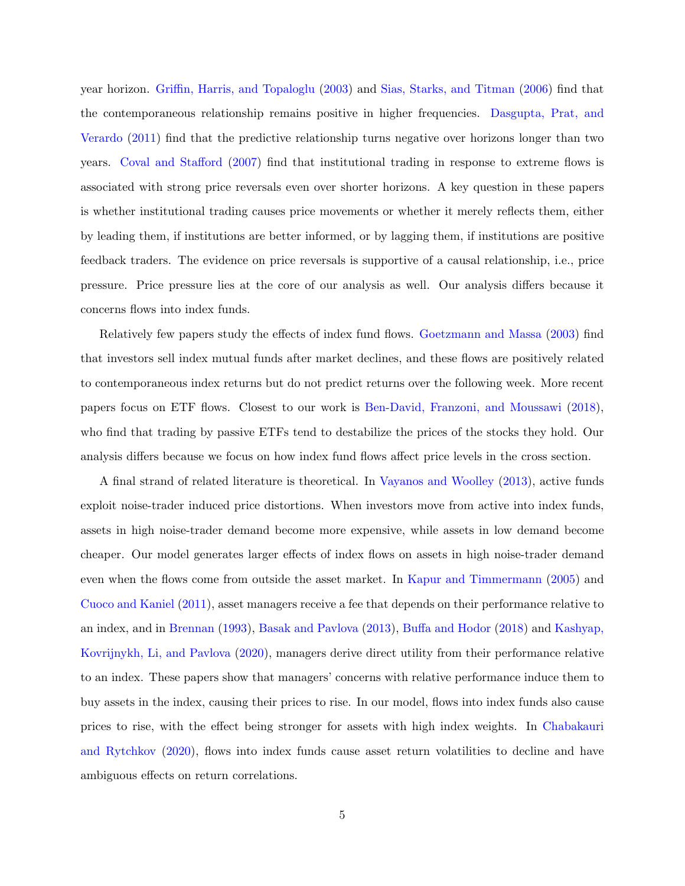year horizon. Griffin, Harris, and Topaloglu (2003) and Sias, Starks, and Titman (2006) find that the contemporaneous relationship remains positive in higher frequencies. Dasgupta, Prat, and Verardo (2011) find that the predictive relationship turns negative over horizons longer than two years. Coval and Stafford (2007) find that institutional trading in response to extreme flows is associated with strong price reversals even over shorter horizons. A key question in these papers is whether institutional trading causes price movements or whether it merely reflects them, either by leading them, if institutions are better informed, or by lagging them, if institutions are positive feedback traders. The evidence on price reversals is supportive of a causal relationship, i.e., price pressure. Price pressure lies at the core of our analysis as well. Our analysis differs because it concerns flows into index funds.

Relatively few papers study the effects of index fund flows. Goetzmann and Massa (2003) find that investors sell index mutual funds after market declines, and these flows are positively related to contemporaneous index returns but do not predict returns over the following week. More recent papers focus on ETF flows. Closest to our work is Ben-David, Franzoni, and Moussawi (2018), who find that trading by passive ETFs tend to destabilize the prices of the stocks they hold. Our analysis differs because we focus on how index fund flows affect price levels in the cross section.

A final strand of related literature is theoretical. In Vayanos and Woolley (2013), active funds exploit noise-trader induced price distortions. When investors move from active into index funds, assets in high noise-trader demand become more expensive, while assets in low demand become cheaper. Our model generates larger effects of index flows on assets in high noise-trader demand even when the flows come from outside the asset market. In Kapur and Timmermann (2005) and Cuoco and Kaniel (2011), asset managers receive a fee that depends on their performance relative to an index, and in Brennan (1993), Basak and Pavlova (2013), Buffa and Hodor (2018) and Kashyap, Kovrijnykh, Li, and Pavlova (2020), managers derive direct utility from their performance relative to an index. These papers show that managers' concerns with relative performance induce them to buy assets in the index, causing their prices to rise. In our model, flows into index funds also cause prices to rise, with the effect being stronger for assets with high index weights. In Chabakauri and Rytchkov (2020), flows into index funds cause asset return volatilities to decline and have ambiguous effects on return correlations.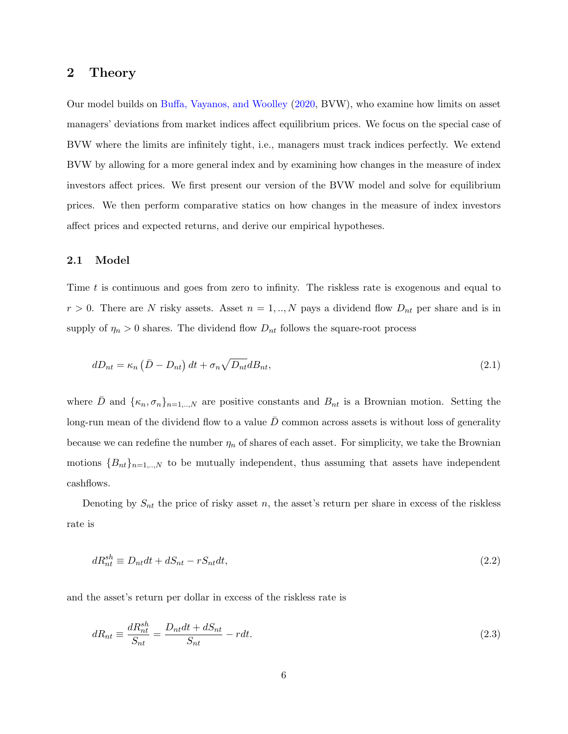## 2 Theory

Our model builds on Buffa, Vayanos, and Woolley (2020, BVW), who examine how limits on asset managers' deviations from market indices affect equilibrium prices. We focus on the special case of BVW where the limits are infinitely tight, i.e., managers must track indices perfectly. We extend BVW by allowing for a more general index and by examining how changes in the measure of index investors affect prices. We first present our version of the BVW model and solve for equilibrium prices. We then perform comparative statics on how changes in the measure of index investors affect prices and expected returns, and derive our empirical hypotheses.

### 2.1 Model

Time $t$ is continuous and goes from zero to infinity. The riskless rate is exogenous and equal to $r > 0$. There are $N$ risky assets. Asset $n = 1, .., N$ pays a dividend flow $D_{nt}$ per share and is in supply of $\eta_n > 0$ shares. The dividend flow $D_{nt}$ follows the square-root process

$$dD_{nt} = \kappa_n \left(\bar{D} - D_{nt}\right) dt + \sigma_n \sqrt{D_{nt}} dB_{nt}, \tag{2.1}$$

where $\bar{D}$ and $\{\kappa_n, \sigma_n\}_{n=1,..,N}$ are positive constants and $B_{nt}$ is a Brownian motion. Setting the long-run mean of the dividend flow to a value $\bar{D}$ common across assets is without loss of generality because we can redefine the number $\eta_n$ of shares of each asset. For simplicity, we take the Brownian motions $\{B_{nt}\}_{n=1,..,N}$ to be mutually independent, thus assuming that assets have independent cashflows.

Denoting by $S_{nt}$ the price of risky asset $n$, the asset's return per share in excess of the riskless rate is

$$dR^{sh}_{nt} \equiv D_{nt}dt + dS_{nt} - rS_{nt}dt, \tag{2.2}$$

and the asset's return per dollar in excess of the riskless rate is

$$dR_{nt} \equiv \frac{dR^{sh}_{nt}}{S_{nt}} = \frac{D_{nt}dt + dS_{nt}}{S_{nt}} - rdt. \tag{2.3}$$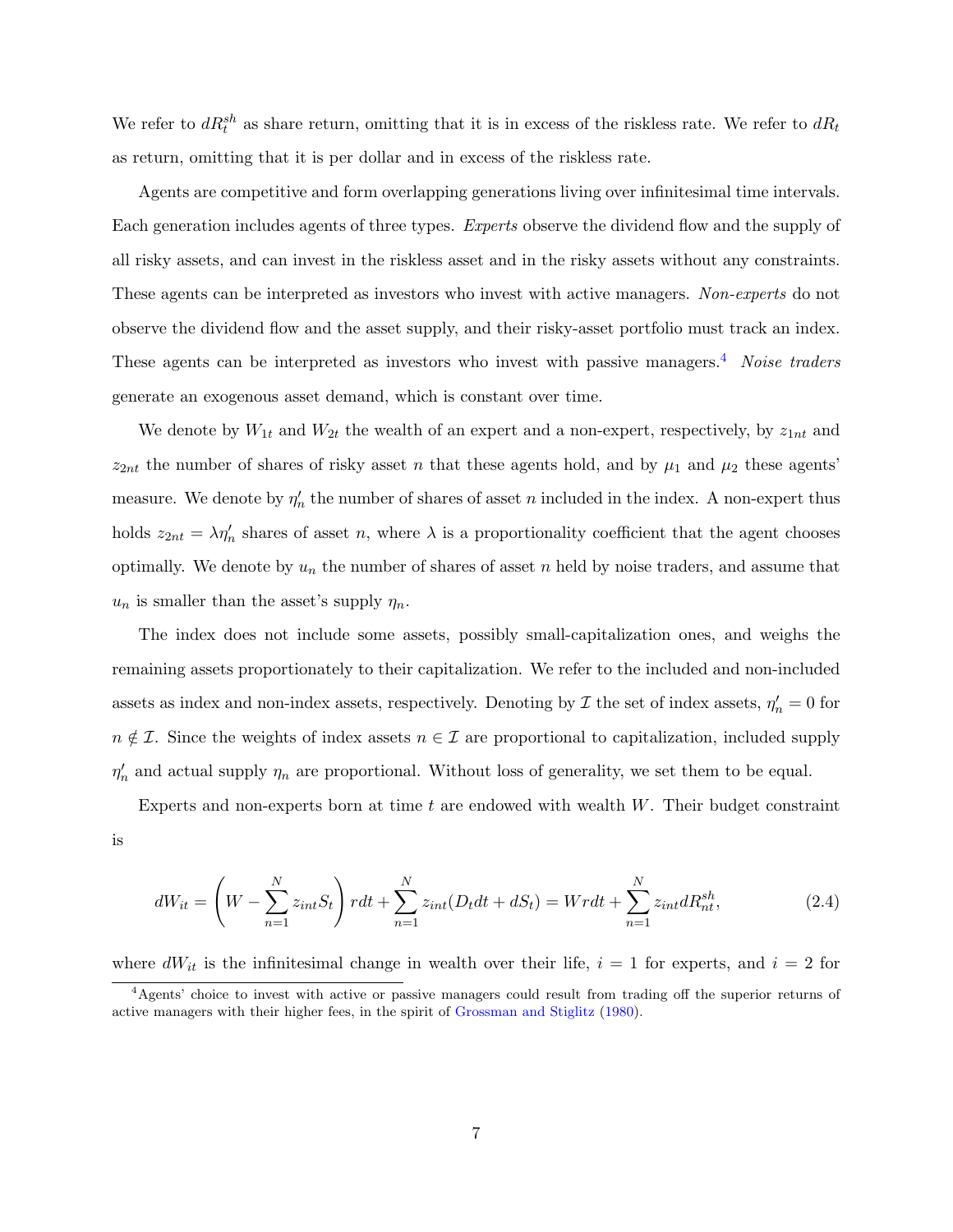We refer to $dR^{sh}_t$ as share return, omitting that it is in excess of the riskless rate. We refer to $dR_t$ as return, omitting that it is per dollar and in excess of the riskless rate.

Agents are competitive and form overlapping generations living over infinitesimal time intervals. Each generation includes agents of three types. *Experts* observe the dividend flow and the supply of all risky assets, and can invest in the riskless asset and in the risky assets without any constraints. These agents can be interpreted as investors who invest with active managers. *Non-experts* do not observe the dividend flow and the asset supply, and their risky-asset portfolio must track an index. These agents can be interpreted as investors who invest with passive managers.[4] *Noise traders* generate an exogenous asset demand, which is constant over time.

We denote by $W_{1t}$ and $W_{2t}$ the wealth of an expert and a non-expert, respectively, by $z_{1nt}$ and $z_{2nt}$ the number of shares of risky asset $n$ that these agents hold, and by $\mu_1$ and $\mu_2$ these agents' measure. We denote by $\eta'_n$ the number of shares of asset $n$ included in the index. A non-expert thus holds $z_{2nt} = \lambda \eta'_n$ shares of asset $n$, where $\lambda$ is a proportionality coefficient that the agent chooses optimally. We denote by $u_n$ the number of shares of asset $n$ held by noise traders, and assume that $u_n$ is smaller than the asset's supply $\eta_n$.

The index does not include some assets, possibly small-capitalization ones, and weighs the remaining assets proportionately to their capitalization. We refer to the included and non-included assets as index and non-index assets, respectively. Denoting by $\mathcal{I}$ the set of index assets, $\eta'_n = 0$ for $n \notin \mathcal{I}$. Since the weights of index assets $n \in \mathcal{I}$ are proportional to capitalization, included supply $\eta'_n$ and actual supply $\eta_n$ are proportional. Without loss of generality, we set them to be equal.

Experts and non-experts born at time $t$ are endowed with wealth $W$. Their budget constraint is

$$dW_{it} = \left( W - \sum_{n=1}^{N} z_{int} S_t \right) r dt + \sum_{n=1}^{N} z_{int}(D_t dt + dS_t) = W r dt + \sum_{n=1}^{N} z_{int} dR^{sh}_{nt}, \tag{2.4}$$

where $dW_{it}$ is the infinitesimal change in wealth over their life, $i = 1$ for experts, and $i = 2$ for

[4] Agents' choice to invest with active or passive managers could result from trading off the superior returns of active managers with their higher fees, in the spirit of Grossman and Stiglitz (1980).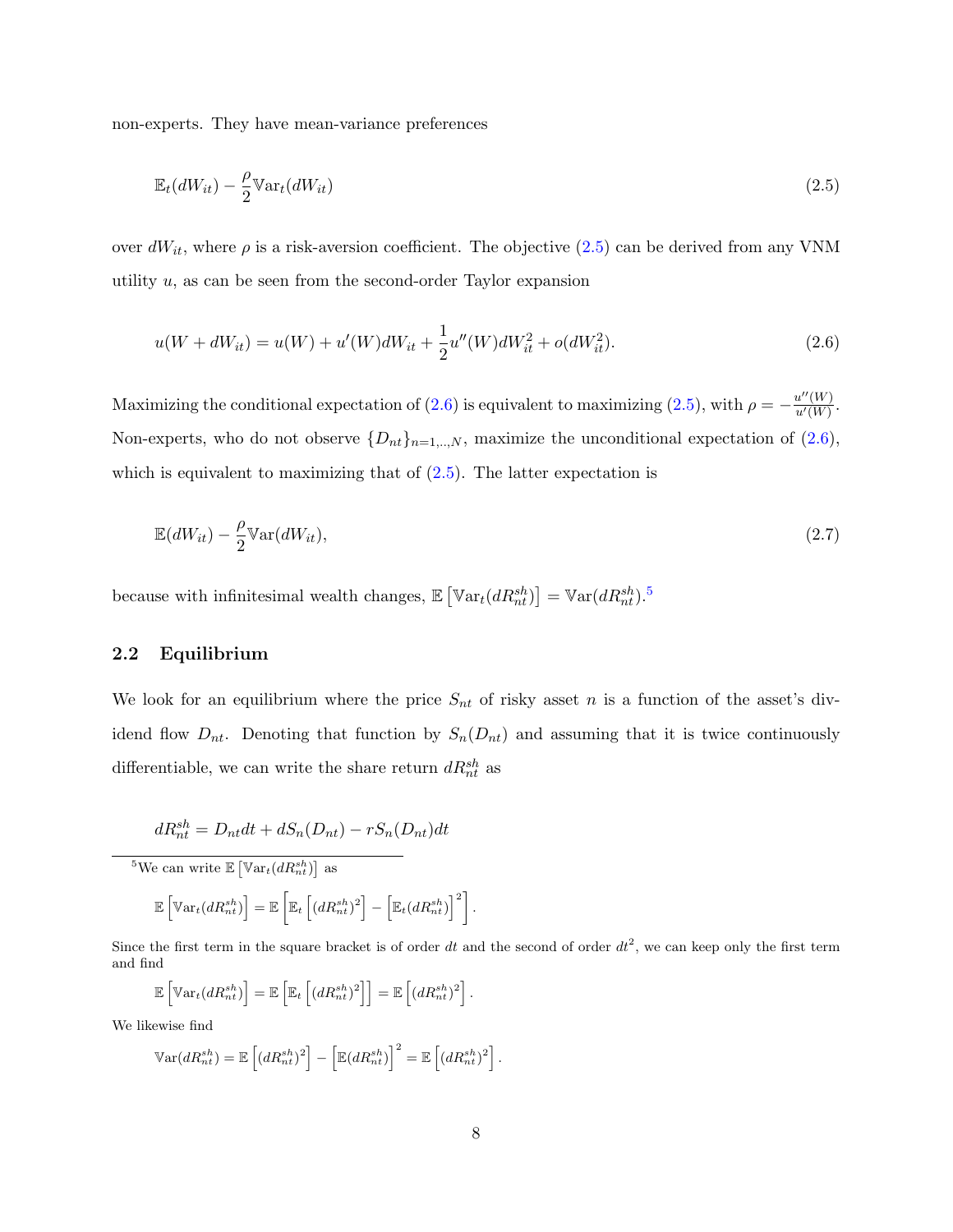non-experts. They have mean-variance preferences

$$\mathbb{E}_t(dW_{it}) - \frac{\rho}{2}\mathbb{V}\text{ar}_t(dW_{it}) \tag{2.5}$$

over $dW_{it}$, where $\rho$ is a risk-aversion coefficient. The objective (2.5) can be derived from any VNM utility $u$, as can be seen from the second-order Taylor expansion

$$u(W + dW_{it}) = u(W) + u'(W)dW_{it} + \frac{1}{2}u''(W)dW_{it}^2 + o(dW_{it}^2). \tag{2.6}$$

Maximizing the conditional expectation of (2.6) is equivalent to maximizing (2.5), with $\rho = -\frac{u''(W)}{u'(W)}$. Non-experts, who do not observe $\{D_{nt}\}_{n=1,..,N}$, maximize the unconditional expectation of (2.6), which is equivalent to maximizing that of (2.5). The latter expectation is

$$\mathbb{E}(dW_{it}) - \frac{\rho}{2}\mathbb{V}\text{ar}(dW_{it}), \tag{2.7}$$

because with infinitesimal wealth changes, $\mathbb{E}\left[\mathbb{V}\text{ar}_t(dR_{nt}^{sh})\right] = \mathbb{V}\text{ar}(dR_{nt}^{sh})$.[5]

## 2.2 Equilibrium

We look for an equilibrium where the price $S_{nt}$ of risky asset $n$ is a function of the asset's dividend flow $D_{nt}$. Denoting that function by $S_n(D_{nt})$ and assuming that it is twice continuously differentiable, we can write the share return $dR_{nt}^{sh}$ as

$$dR_{nt}^{sh} = D_{nt}dt + dS_n(D_{nt}) - rS_n(D_{nt})dt$$

[5] We can write $\mathbb{E}\left[\mathbb{V}\text{ar}_t(dR_{nt}^{sh})\right]$ as

$$\mathbb{E}\left[\mathbb{V}\text{ar}_t(dR_{nt}^{sh})\right] = \mathbb{E}\left[\mathbb{E}_t\left[(dR_{nt}^{sh})^2\right] - \left[\mathbb{E}_t(dR_{nt}^{sh})\right]^2\right].$$

Since the first term in the square bracket is of order $dt$ and the second of order $dt^2$, we can keep only the first term and find

$$\mathbb{E}\left[\mathbb{V}\text{ar}_t(dR_{nt}^{sh})\right] = \mathbb{E}\left[\mathbb{E}_t\left[(dR_{nt}^{sh})^2\right]\right] = \mathbb{E}\left[(dR_{nt}^{sh})^2\right].$$

We likewise find

$$\mathbb{V}\text{ar}(dR_{nt}^{sh}) = \mathbb{E}\left[(dR_{nt}^{sh})^2\right] - \left[\mathbb{E}(dR_{nt}^{sh})\right]^2 = \mathbb{E}\left[(dR_{nt}^{sh})^2\right].$$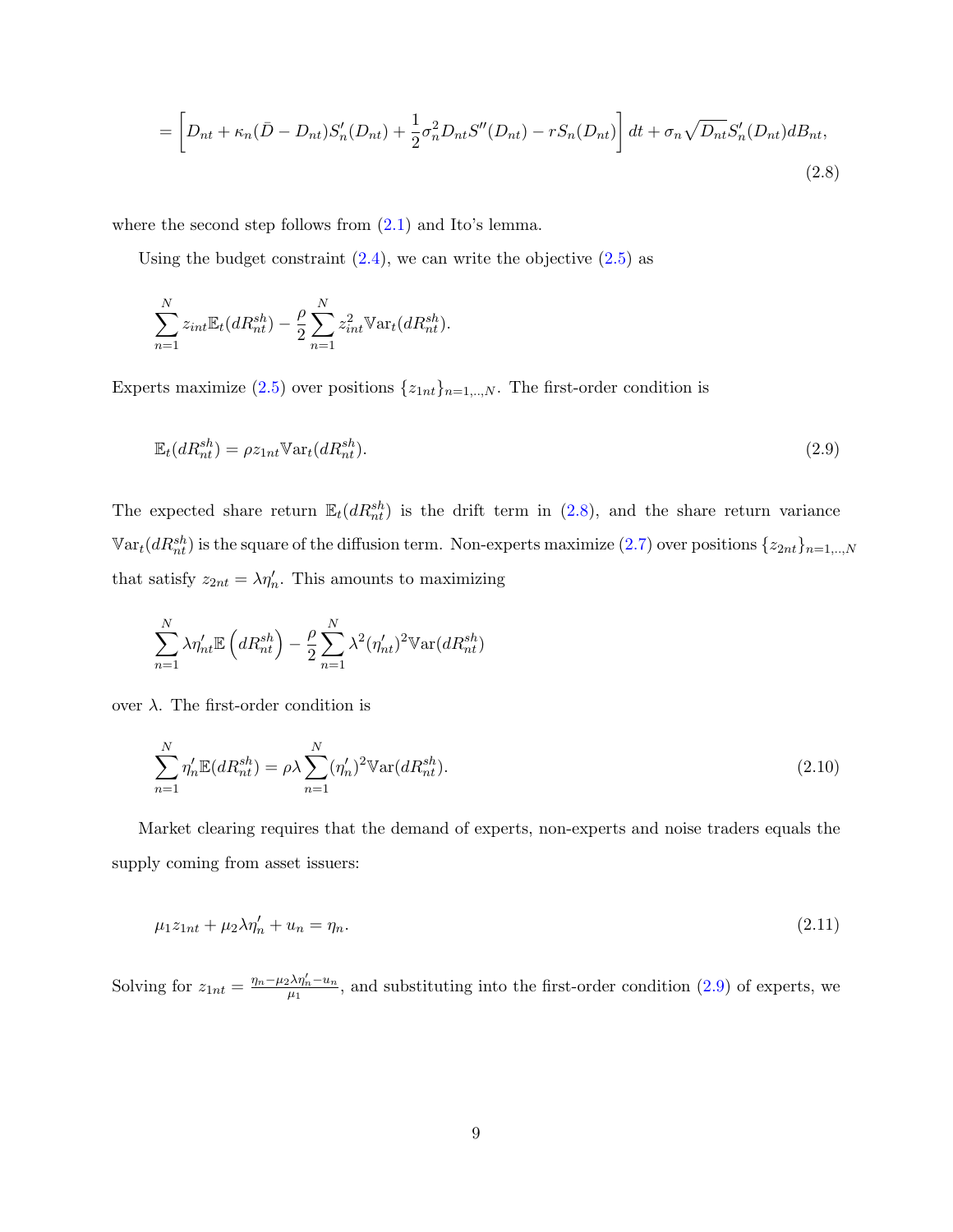$$= \left[ D_{nt} + \kappa_n(\bar{D} - D_{nt})S_n'(D_{nt}) + \frac{1}{2}\sigma_n^2 D_{nt} S''(D_{nt}) - rS_n(D_{nt}) \right] dt + \sigma_n \sqrt{D_{nt}} S_n'(D_{nt}) dB_{nt}, \tag{2.8}$$

where the second step follows from (2.1) and Ito's lemma.

Using the budget constraint (2.4), we can write the objective (2.5) as

$$\sum_{n=1}^{N} z_{int} \mathbb{E}_t(dR_{nt}^{sh}) - \frac{\rho}{2} \sum_{n=1}^{N} z_{int}^2 \mathbb{V}\text{ar}_t(dR_{nt}^{sh}).$$

Experts maximize (2.5) over positions $\{z_{1nt}\}_{n=1,..,N}$. The first-order condition is

$$\mathbb{E}_t(dR_{nt}^{sh}) = \rho z_{1nt} \mathbb{V}\text{ar}_t(dR_{nt}^{sh}). \tag{2.9}$$

The expected share return $\mathbb{E}_t(dR_{nt}^{sh})$ is the drift term in (2.8), and the share return variance $\mathbb{V}\text{ar}_t(dR_{nt}^{sh})$ is the square of the diffusion term. Non-experts maximize (2.7) over positions $\{z_{2nt}\}_{n=1,..,N}$ that satisfy $z_{2nt} = \lambda \eta_n'$. This amounts to maximizing

$$\sum_{n=1}^{N} \lambda \eta_{nt}' \mathbb{E}\left(dR_{nt}^{sh}\right) - \frac{\rho}{2} \sum_{n=1}^{N} \lambda^2 (\eta_{nt}')^2 \mathbb{V}\text{ar}(dR_{nt}^{sh})$$

over $\lambda$. The first-order condition is

$$\sum_{n=1}^{N} \eta_n' \mathbb{E}(dR_{nt}^{sh}) = \rho \lambda \sum_{n=1}^{N} (\eta_n')^2 \mathbb{V}\text{ar}(dR_{nt}^{sh}). \tag{2.10}$$

Market clearing requires that the demand of experts, non-experts and noise traders equals the supply coming from asset issuers:

$$\mu_1 z_{1nt} + \mu_2 \lambda \eta_n' + u_n = \eta_n. \tag{2.11}$$

Solving for $z_{1nt} = \frac{\eta_n - \mu_2 \lambda \eta_n' - u_n}{\mu_1}$, and substituting into the first-order condition (2.9) of experts, we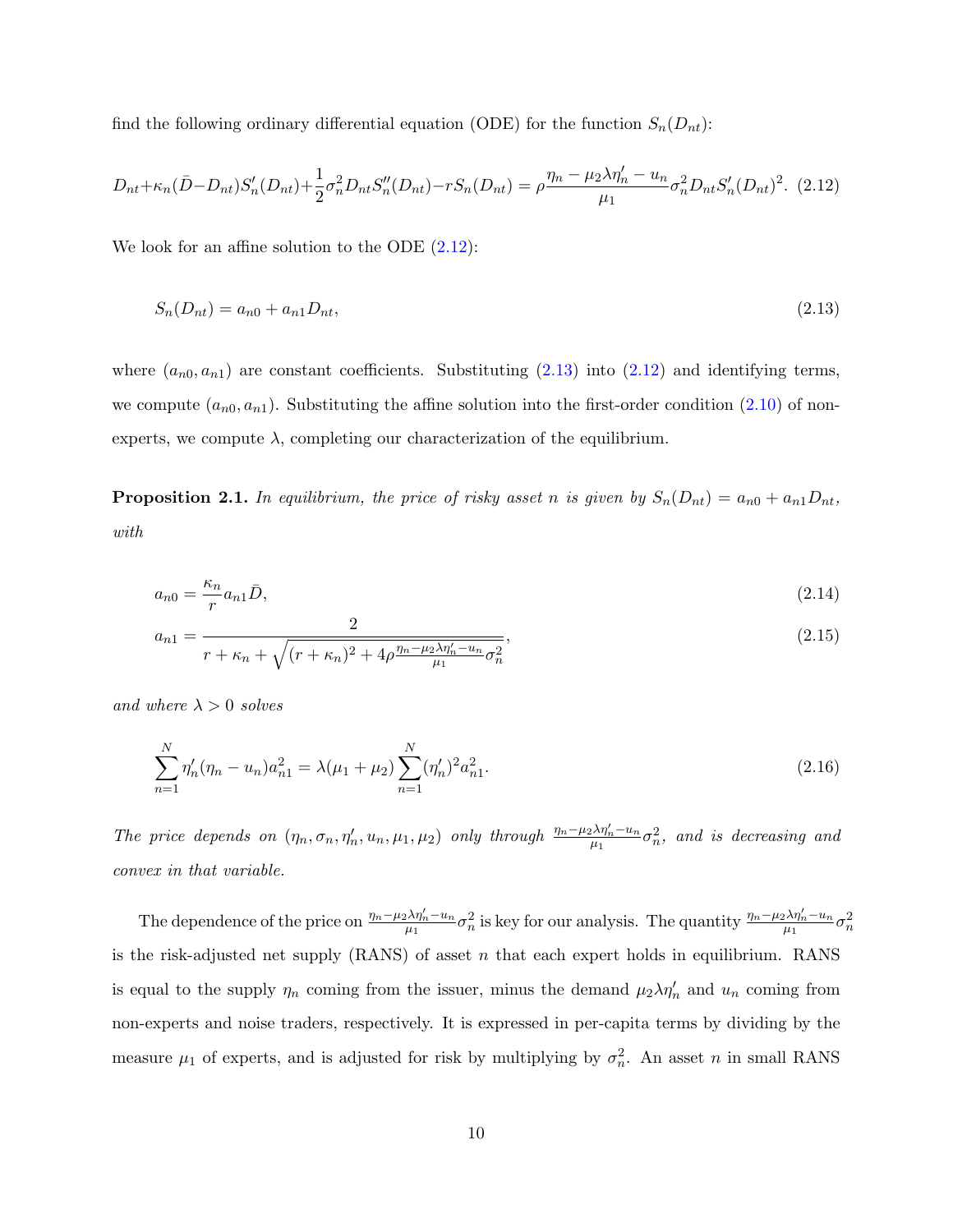find the following ordinary differential equation (ODE) for the function $S_n(D_{nt})$:

$$D_{nt}+\kappa_n(\bar{D}-D_{nt})S_n'(D_{nt})+\frac{1}{2}\sigma_n^2 D_{nt}S_n''(D_{nt})-rS_n(D_{nt}) = \rho\frac{\eta_n-\mu_2\lambda\eta_n'-u_n}{\mu_1}\sigma_n^2 D_{nt}S_n'(D_{nt})^2. \quad (2.12)$$

We look for an affine solution to the ODE (2.12):

$$S_n(D_{nt}) = a_{n0}+a_{n1}D_{nt}, \quad (2.13)$$

where $(a_{n0}, a_{n1})$ are constant coefficients. Substituting (2.13) into (2.12) and identifying terms, we compute $(a_{n0}, a_{n1})$. Substituting the affine solution into the first-order condition (2.10) of non-experts, we compute $\lambda$, completing our characterization of the equilibrium.

**Proposition 2.1.** *In equilibrium, the price of risky asset $n$ is given by $S_n(D_{nt}) = a_{n0}+a_{n1}D_{nt}$, with*

$$a_{n0} = \frac{\kappa_n}{r}a_{n1}\bar{D}, \quad (2.14)$$

$$a_{n1} = \frac{2}{r+\kappa_n+\sqrt{(r+\kappa_n)^2+4\rho\frac{\eta_n-\mu_2\lambda\eta_n'-u_n}{\mu_1}\sigma_n^2}}, \quad (2.15)$$

*and where $\lambda>0$ solves*

$$\sum_{n=1}^N \eta_n'(\eta_n-u_n)a_{n1}^2 = \lambda(\mu_1+\mu_2)\sum_{n=1}^N(\eta_n')^2 a_{n1}^2. \quad (2.16)$$

*The price depends on $(\eta_n, \sigma_n, \eta_n', u_n, \mu_1, \mu_2)$ only through $\frac{\eta_n-\mu_2\lambda\eta_n'-u_n}{\mu_1}\sigma_n^2$, and is decreasing and convex in that variable.*

The dependence of the price on $\frac{\eta_n-\mu_2\lambda\eta_n'-u_n}{\mu_1}\sigma_n^2$ is key for our analysis. The quantity $\frac{\eta_n-\mu_2\lambda\eta_n'-u_n}{\mu_1}\sigma_n^2$ is the risk-adjusted net supply (RANS) of asset $n$ that each expert holds in equilibrium. RANS is equal to the supply $\eta_n$ coming from the issuer, minus the demand $\mu_2\lambda\eta_n'$ and $u_n$ coming from non-experts and noise traders, respectively. It is expressed in per-capita terms by dividing by the measure $\mu_1$ of experts, and is adjusted for risk by multiplying by $\sigma_n^2$. An asset $n$ in small RANS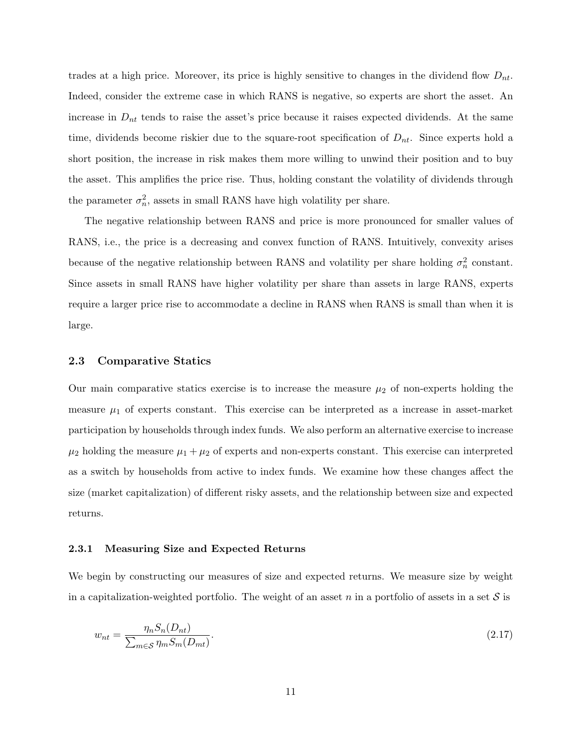trades at a high price. Moreover, its price is highly sensitive to changes in the dividend flow $D_{nt}$. Indeed, consider the extreme case in which RANS is negative, so experts are short the asset. An increase in $D_{nt}$ tends to raise the asset's price because it raises expected dividends. At the same time, dividends become riskier due to the square-root specification of $D_{nt}$. Since experts hold a short position, the increase in risk makes them more willing to unwind their position and to buy the asset. This amplifies the price rise. Thus, holding constant the volatility of dividends through the parameter $\sigma_n^2$, assets in small RANS have high volatility per share.

The negative relationship between RANS and price is more pronounced for smaller values of RANS, i.e., the price is a decreasing and convex function of RANS. Intuitively, convexity arises because of the negative relationship between RANS and volatility per share holding $\sigma_n^2$ constant. Since assets in small RANS have higher volatility per share than assets in large RANS, experts require a larger price rise to accommodate a decline in RANS when RANS is small than when it is large.

### 2.3 Comparative Statics

Our main comparative statics exercise is to increase the measure $\mu_2$ of non-experts holding the measure $\mu_1$ of experts constant. This exercise can be interpreted as a increase in asset-market participation by households through index funds. We also perform an alternative exercise to increase $\mu_2$ holding the measure $\mu_1 + \mu_2$ of experts and non-experts constant. This exercise can interpreted as a switch by households from active to index funds. We examine how these changes affect the size (market capitalization) of different risky assets, and the relationship between size and expected returns.

#### 2.3.1 Measuring Size and Expected Returns

We begin by constructing our measures of size and expected returns. We measure size by weight in a capitalization-weighted portfolio. The weight of an asset $n$ in a portfolio of assets in a set $\mathcal{S}$ is

$$w_{nt} = \frac{\eta_n S_n(D_{nt})}{\sum_{m \in \mathcal{S}} \eta_m S_m(D_{mt})}. \tag{2.17}$$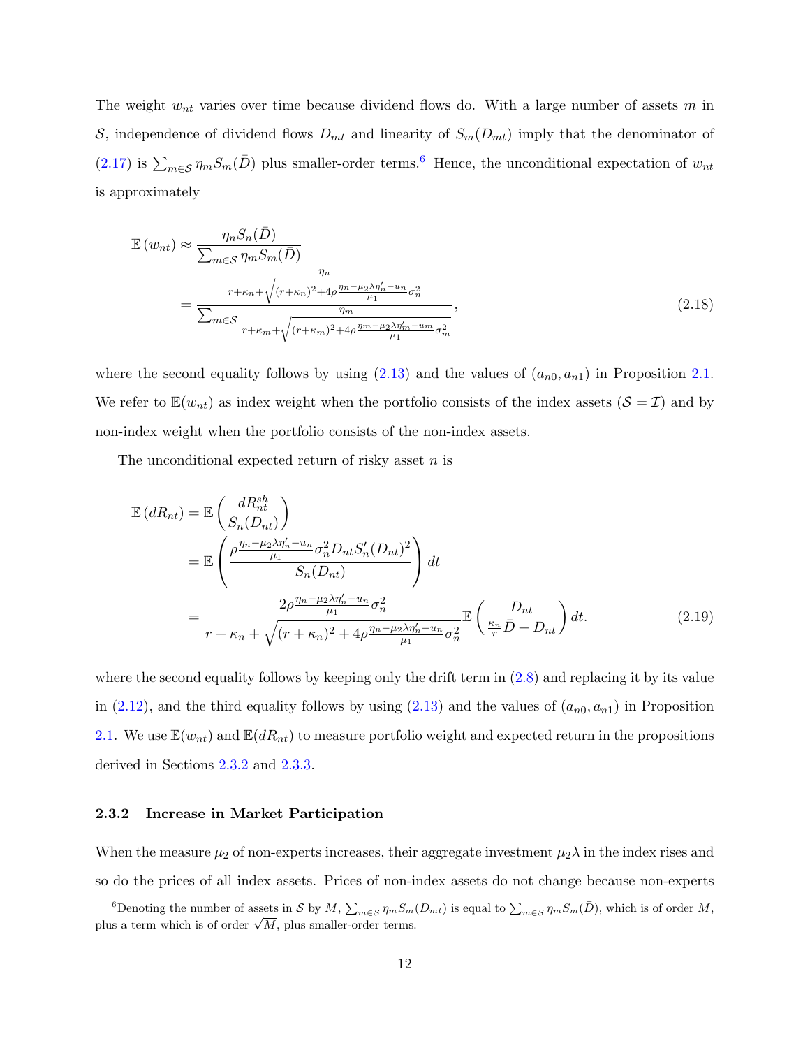The weight $w_{nt}$ varies over time because dividend flows do. With a large number of assets $m$ in $\mathcal{S}$, independence of dividend flows $D_{mt}$ and linearity of $S_m(D_{mt})$ imply that the denominator of (2.17) is $\sum_{m\in\mathcal{S}} \eta_m S_m(\bar{D})$ plus smaller-order terms.[6] Hence, the unconditional expectation of $w_{nt}$ is approximately

$$
\begin{aligned}
\mathbb{E}\left(w_{nt}\right) &\approx \frac{\eta_n S_n(\bar{D})}{\sum_{m\in\mathcal{S}} \eta_m S_m(\bar{D})} \\
&= \frac{\frac{\eta_n}{r+\kappa_n+\sqrt{(r+\kappa_n)^2+4\rho\frac{\eta_n-\mu_2\lambda\eta'_n-u_n}{\mu_1}\sigma_n^2}}}{\sum_{m\in\mathcal{S}}\frac{\eta_m}{r+\kappa_m+\sqrt{(r+\kappa_m)^2+4\rho\frac{\eta_m-\mu_2\lambda\eta'_m-u_m}{\mu_1}\sigma_m^2}}},
\end{aligned}
\tag{2.18}
$$

where the second equality follows by using (2.13) and the values of $(a_{n0}, a_{n1})$ in Proposition 2.1. We refer to $\mathbb{E}(w_{nt})$ as index weight when the portfolio consists of the index assets ($\mathcal{S} = \mathcal{I}$) and by non-index weight when the portfolio consists of the non-index assets.

The unconditional expected return of risky asset $n$ is

$$
\begin{aligned}
\mathbb{E}\left(dR_{nt}\right) &= \mathbb{E}\left(\frac{dR^{sh}_{nt}}{S_n(D_{nt})}\right) \\
&= \mathbb{E}\left(\frac{\rho\frac{\eta_n-\mu_2\lambda\eta'_n-u_n}{\mu_1}\sigma_n^2 D_{nt} S'_n(D_{nt})^2}{S_n(D_{nt})}\right)dt \\
&= \frac{2\rho\frac{\eta_n-\mu_2\lambda\eta'_n-u_n}{\mu_1}\sigma_n^2}{r+\kappa_n+\sqrt{(r+\kappa_n)^2+4\rho\frac{\eta_n-\mu_2\lambda\eta'_n-u_n}{\mu_1}\sigma_n^2}}\mathbb{E}\left(\frac{D_{nt}}{\frac{\kappa_n}{r}\bar{D}+D_{nt}}\right)dt.
\end{aligned}
\tag{2.19}
$$

where the second equality follows by keeping only the drift term in (2.8) and replacing it by its value in (2.12), and the third equality follows by using (2.13) and the values of $(a_{n0}, a_{n1})$ in Proposition 2.1. We use $\mathbb{E}(w_{nt})$ and $\mathbb{E}(dR_{nt})$ to measure portfolio weight and expected return in the propositions derived in Sections 2.3.2 and 2.3.3.

### 2.3.2 Increase in Market Participation

When the measure $\mu_2$ of non-experts increases, their aggregate investment $\mu_2\lambda$ in the index rises and so do the prices of all index assets. Prices of non-index assets do not change because non-experts

[6] Denoting the number of assets in $\mathcal{S}$ by $M$, $\sum_{m\in\mathcal{S}} \eta_m S_m(D_{mt})$ is equal to $\sum_{m\in\mathcal{S}} \eta_m S_m(\bar{D})$, which is of order $M$, plus a term which is of order $\sqrt{M}$, plus smaller-order terms.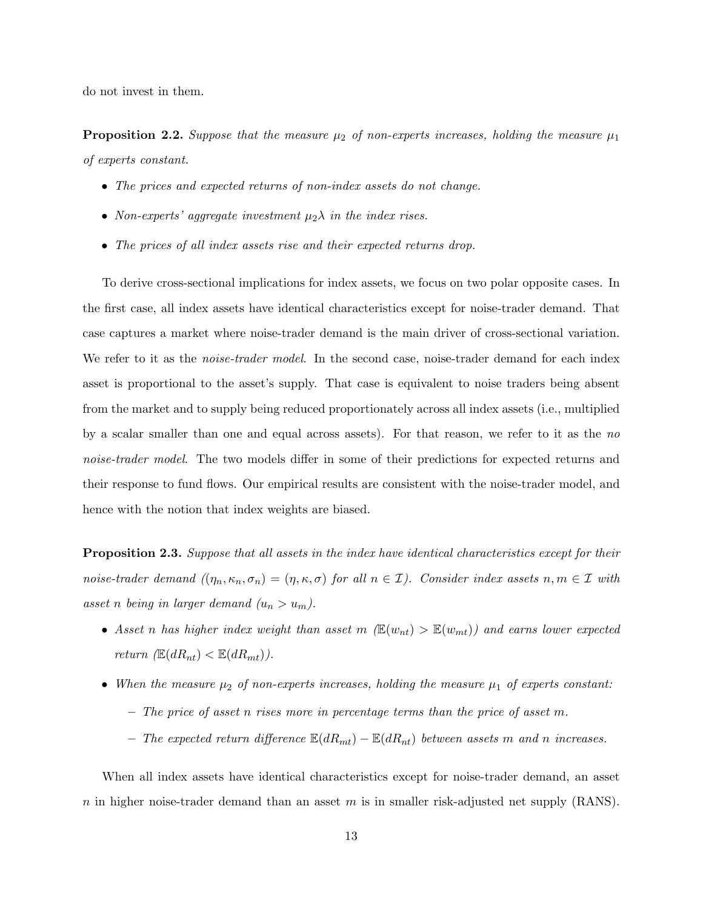do not invest in them.

**Proposition 2.2.** *Suppose that the measure $\mu_2$ of non-experts increases, holding the measure $\mu_1$ of experts constant.*

- *The prices and expected returns of non-index assets do not change.*
- *Non-experts' aggregate investment $\mu_2\lambda$ in the index rises.*
- *The prices of all index assets rise and their expected returns drop.*

To derive cross-sectional implications for index assets, we focus on two polar opposite cases. In the first case, all index assets have identical characteristics except for noise-trader demand. That case captures a market where noise-trader demand is the main driver of cross-sectional variation. We refer to it as the *noise-trader model*. In the second case, noise-trader demand for each index asset is proportional to the asset's supply. That case is equivalent to noise traders being absent from the market and to supply being reduced proportionately across all index assets (i.e., multiplied by a scalar smaller than one and equal across assets). For that reason, we refer to it as the *no noise-trader model*. The two models differ in some of their predictions for expected returns and their response to fund flows. Our empirical results are consistent with the noise-trader model, and hence with the notion that index weights are biased.

**Proposition 2.3.** *Suppose that all assets in the index have identical characteristics except for their noise-trader demand ($(\eta_n, \kappa_n, \sigma_n) = (\eta, \kappa, \sigma)$ for all $n \in \mathcal{I}$). Consider index assets $n, m \in \mathcal{I}$ with asset $n$ being in larger demand ($u_n > u_m$).*

- *Asset $n$ has higher index weight than asset $m$ ($\mathbb{E}(w_{nt}) > \mathbb{E}(w_{mt})$) and earns lower expected return ($\mathbb{E}(dR_{nt}) < \mathbb{E}(dR_{mt})$).*
- *When the measure $\mu_2$ of non-experts increases, holding the measure $\mu_1$ of experts constant:*
  - *The price of asset $n$ rises more in percentage terms than the price of asset $m$.*
  - *The expected return difference $\mathbb{E}(dR_{mt}) - \mathbb{E}(dR_{nt})$ between assets $m$ and $n$ increases.*

When all index assets have identical characteristics except for noise-trader demand, an asset $n$ in higher noise-trader demand than an asset $m$ is in smaller risk-adjusted net supply (RANS).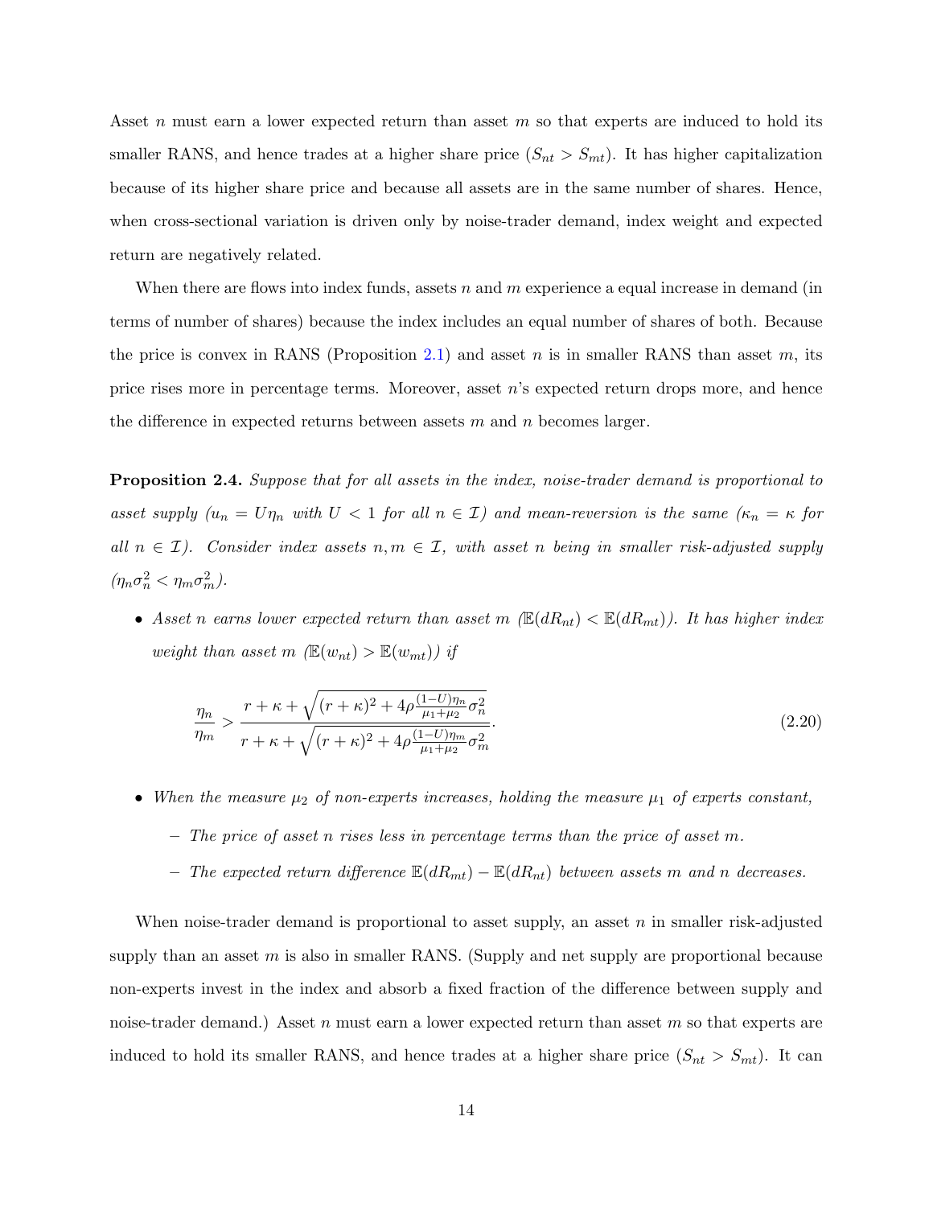Asset $n$ must earn a lower expected return than asset $m$ so that experts are induced to hold its smaller RANS, and hence trades at a higher share price ($S_{nt} > S_{mt}$). It has higher capitalization because of its higher share price and because all assets are in the same number of shares. Hence, when cross-sectional variation is driven only by noise-trader demand, index weight and expected return are negatively related.

When there are flows into index funds, assets $n$ and $m$ experience a equal increase in demand (in terms of number of shares) because the index includes an equal number of shares of both. Because the price is convex in RANS (Proposition 2.1) and asset $n$ is in smaller RANS than asset $m$, its price rises more in percentage terms. Moreover, asset $n$'s expected return drops more, and hence the difference in expected returns between assets $m$ and $n$ becomes larger.

**Proposition 2.4.** *Suppose that for all assets in the index, noise-trader demand is proportional to asset supply ($u_n = U\eta_n$ with $U < 1$ for all $n \in \mathcal{I}$) and mean-reversion is the same ($\kappa_n = \kappa$ for all $n \in \mathcal{I}$). Consider index assets $n, m \in \mathcal{I}$, with asset $n$ being in smaller risk-adjusted supply ($\eta_n \sigma_n^2 < \eta_m \sigma_m^2$).*

- *Asset $n$ earns lower expected return than asset $m$ ($\mathbb{E}(dR_{nt}) < \mathbb{E}(dR_{mt})$). It has higher index weight than asset $m$ ($\mathbb{E}(w_{nt}) > \mathbb{E}(w_{mt})$) if*

$$\frac{\eta_n}{\eta_m} > \frac{r + \kappa + \sqrt{(r+\kappa)^2 + 4\rho \frac{(1-U)\eta_n}{\mu_1 + \mu_2} \sigma_n^2}}{r + \kappa + \sqrt{(r+\kappa)^2 + 4\rho \frac{(1-U)\eta_m}{\mu_1 + \mu_2} \sigma_m^2}}. \tag{2.20}$$

- *When the measure $\mu_2$ of non-experts increases, holding the measure $\mu_1$ of experts constant,*
  - *The price of asset $n$ rises less in percentage terms than the price of asset $m$.*
  - *The expected return difference $\mathbb{E}(dR_{mt}) - \mathbb{E}(dR_{nt})$ between assets $m$ and $n$ decreases.*

When noise-trader demand is proportional to asset supply, an asset $n$ in smaller risk-adjusted supply than an asset $m$ is also in smaller RANS. (Supply and net supply are proportional because non-experts invest in the index and absorb a fixed fraction of the difference between supply and noise-trader demand.) Asset $n$ must earn a lower expected return than asset $m$ so that experts are induced to hold its smaller RANS, and hence trades at a higher share price ($S_{nt} > S_{mt}$). It can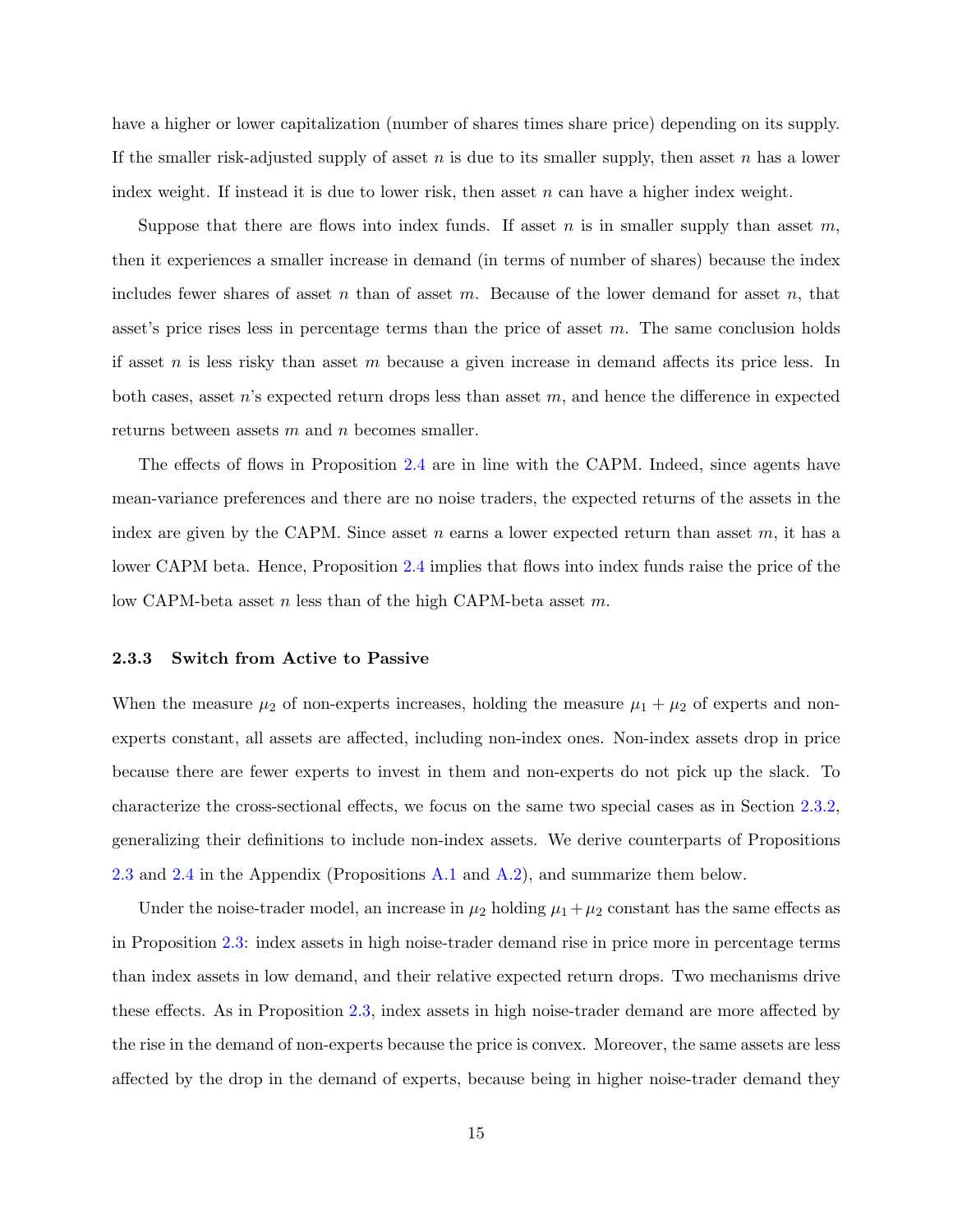have a higher or lower capitalization (number of shares times share price) depending on its supply. If the smaller risk-adjusted supply of asset $n$ is due to its smaller supply, then asset $n$ has a lower index weight. If instead it is due to lower risk, then asset $n$ can have a higher index weight.

Suppose that there are flows into index funds. If asset $n$ is in smaller supply than asset $m$, then it experiences a smaller increase in demand (in terms of number of shares) because the index includes fewer shares of asset $n$ than of asset $m$. Because of the lower demand for asset $n$, that asset's price rises less in percentage terms than the price of asset $m$. The same conclusion holds if asset $n$ is less risky than asset $m$ because a given increase in demand affects its price less. In both cases, asset $n$'s expected return drops less than asset $m$, and hence the difference in expected returns between assets $m$ and $n$ becomes smaller.

The effects of flows in Proposition 2.4 are in line with the CAPM. Indeed, since agents have mean-variance preferences and there are no noise traders, the expected returns of the assets in the index are given by the CAPM. Since asset $n$ earns a lower expected return than asset $m$, it has a lower CAPM beta. Hence, Proposition 2.4 implies that flows into index funds raise the price of the low CAPM-beta asset $n$ less than of the high CAPM-beta asset $m$.

### 2.3.3 Switch from Active to Passive

When the measure $\mu_2$ of non-experts increases, holding the measure $\mu_1 + \mu_2$ of experts and non-experts constant, all assets are affected, including non-index ones. Non-index assets drop in price because there are fewer experts to invest in them and non-experts do not pick up the slack. To characterize the cross-sectional effects, we focus on the same two special cases as in Section 2.3.2, generalizing their definitions to include non-index assets. We derive counterparts of Propositions 2.3 and 2.4 in the Appendix (Propositions A.1 and A.2), and summarize them below.

Under the noise-trader model, an increase in $\mu_2$ holding $\mu_1 + \mu_2$ constant has the same effects as in Proposition 2.3: index assets in high noise-trader demand rise in price more in percentage terms than index assets in low demand, and their relative expected return drops. Two mechanisms drive these effects. As in Proposition 2.3, index assets in high noise-trader demand are more affected by the rise in the demand of non-experts because the price is convex. Moreover, the same assets are less affected by the drop in the demand of experts, because being in higher noise-trader demand they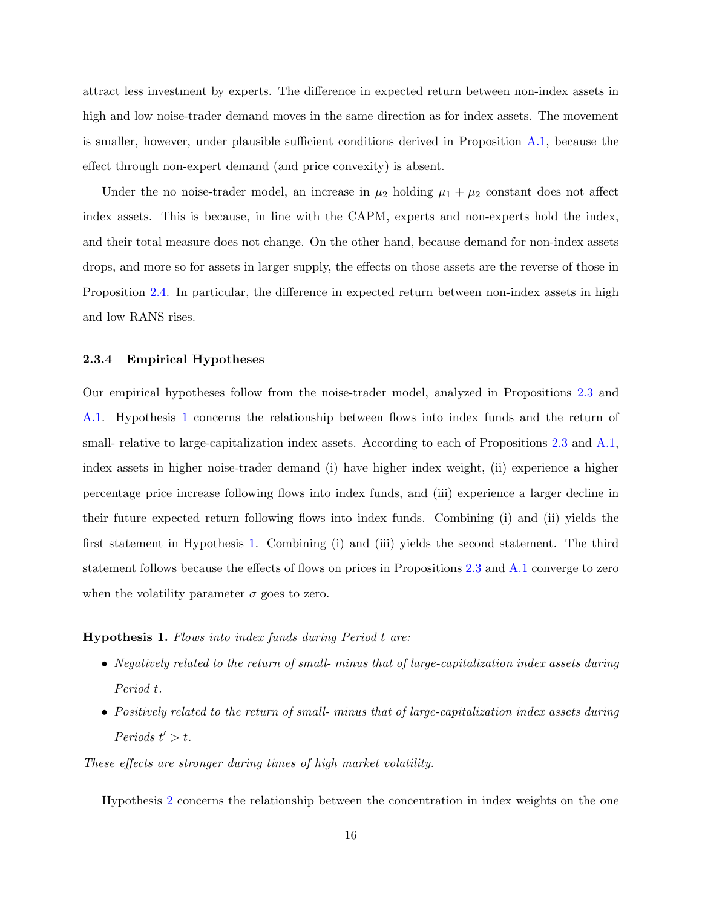attract less investment by experts. The difference in expected return between non-index assets in high and low noise-trader demand moves in the same direction as for index assets. The movement is smaller, however, under plausible sufficient conditions derived in Proposition A.1, because the effect through non-expert demand (and price convexity) is absent.

Under the no noise-trader model, an increase in $\mu_2$ holding $\mu_1 + \mu_2$ constant does not affect index assets. This is because, in line with the CAPM, experts and non-experts hold the index, and their total measure does not change. On the other hand, because demand for non-index assets drops, and more so for assets in larger supply, the effects on those assets are the reverse of those in Proposition 2.4. In particular, the difference in expected return between non-index assets in high and low RANS rises.

### 2.3.4 Empirical Hypotheses

Our empirical hypotheses follow from the noise-trader model, analyzed in Propositions 2.3 and A.1. Hypothesis 1 concerns the relationship between flows into index funds and the return of small- relative to large-capitalization index assets. According to each of Propositions 2.3 and A.1, index assets in higher noise-trader demand (i) have higher index weight, (ii) experience a higher percentage price increase following flows into index funds, and (iii) experience a larger decline in their future expected return following flows into index funds. Combining (i) and (ii) yields the first statement in Hypothesis 1. Combining (i) and (iii) yields the second statement. The third statement follows because the effects of flows on prices in Propositions 2.3 and A.1 converge to zero when the volatility parameter $\sigma$ goes to zero.

**Hypothesis 1.** *Flows into index funds during Period $t$ are:*

- *Negatively related to the return of small- minus that of large-capitalization index assets during Period $t$.*
- *Positively related to the return of small- minus that of large-capitalization index assets during Periods $t' > t$.*

*These effects are stronger during times of high market volatility.*

Hypothesis 2 concerns the relationship between the concentration in index weights on the one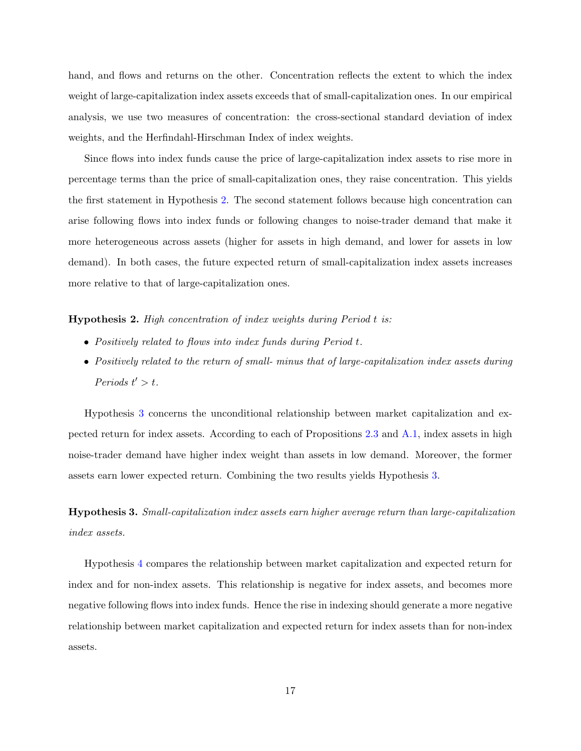hand, and flows and returns on the other. Concentration reflects the extent to which the index weight of large-capitalization index assets exceeds that of small-capitalization ones. In our empirical analysis, we use two measures of concentration: the cross-sectional standard deviation of index weights, and the Herfindahl-Hirschman Index of index weights.

Since flows into index funds cause the price of large-capitalization index assets to rise more in percentage terms than the price of small-capitalization ones, they raise concentration. This yields the first statement in Hypothesis 2. The second statement follows because high concentration can arise following flows into index funds or following changes to noise-trader demand that make it more heterogeneous across assets (higher for assets in high demand, and lower for assets in low demand). In both cases, the future expected return of small-capitalization index assets increases more relative to that of large-capitalization ones.

**Hypothesis 2.** *High concentration of index weights during Period $t$ is:*

- *Positively related to flows into index funds during Period $t$.*
- *Positively related to the return of small- minus that of large-capitalization index assets during Periods $t' > t$.*

Hypothesis 3 concerns the unconditional relationship between market capitalization and expected return for index assets. According to each of Propositions 2.3 and A.1, index assets in high noise-trader demand have higher index weight than assets in low demand. Moreover, the former assets earn lower expected return. Combining the two results yields Hypothesis 3.

**Hypothesis 3.** *Small-capitalization index assets earn higher average return than large-capitalization index assets.*

Hypothesis 4 compares the relationship between market capitalization and expected return for index and for non-index assets. This relationship is negative for index assets, and becomes more negative following flows into index funds. Hence the rise in indexing should generate a more negative relationship between market capitalization and expected return for index assets than for non-index assets.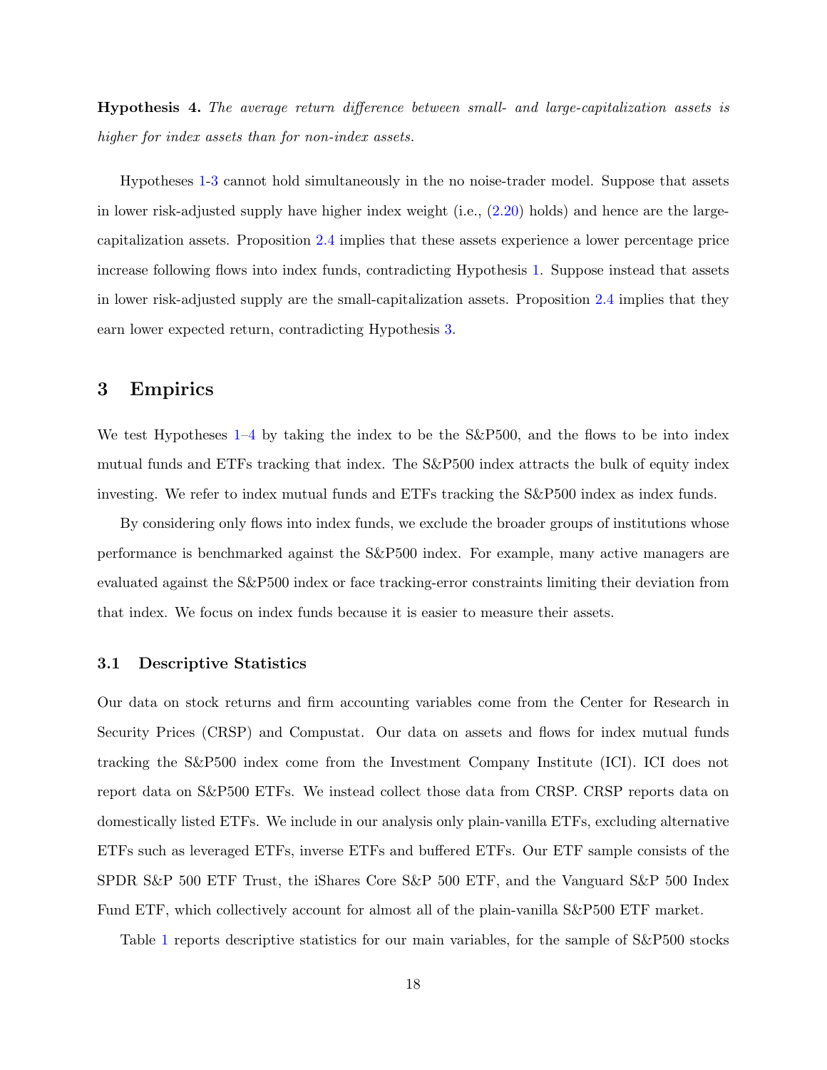**Hypothesis 4.** *The average return difference between small- and large-capitalization assets is higher for index assets than for non-index assets.*

Hypotheses 1-3 cannot hold simultaneously in the no noise-trader model. Suppose that assets in lower risk-adjusted supply have higher index weight (i.e., (2.20) holds) and hence are the large-capitalization assets. Proposition 2.4 implies that these assets experience a lower percentage price increase following flows into index funds, contradicting Hypothesis 1. Suppose instead that assets in lower risk-adjusted supply are the small-capitalization assets. Proposition 2.4 implies that they earn lower expected return, contradicting Hypothesis 3.

## 3 Empirics

We test Hypotheses 1–4 by taking the index to be the S&P500, and the flows to be into index mutual funds and ETFs tracking that index. The S&P500 index attracts the bulk of equity index investing. We refer to index mutual funds and ETFs tracking the S&P500 index as index funds.

By considering only flows into index funds, we exclude the broader groups of institutions whose performance is benchmarked against the S&P500 index. For example, many active managers are evaluated against the S&P500 index or face tracking-error constraints limiting their deviation from that index. We focus on index funds because it is easier to measure their assets.

### 3.1 Descriptive Statistics

Our data on stock returns and firm accounting variables come from the Center for Research in Security Prices (CRSP) and Compustat. Our data on assets and flows for index mutual funds tracking the S&P500 index come from the Investment Company Institute (ICI). ICI does not report data on S&P500 ETFs. We instead collect those data from CRSP. CRSP reports data on domestically listed ETFs. We include in our analysis only plain-vanilla ETFs, excluding alternative ETFs such as leveraged ETFs, inverse ETFs and buffered ETFs. Our ETF sample consists of the SPDR S&P 500 ETF Trust, the iShares Core S&P 500 ETF, and the Vanguard S&P 500 Index Fund ETF, which collectively account for almost all of the plain-vanilla S&P500 ETF market.

Table 1 reports descriptive statistics for our main variables, for the sample of S&P500 stocks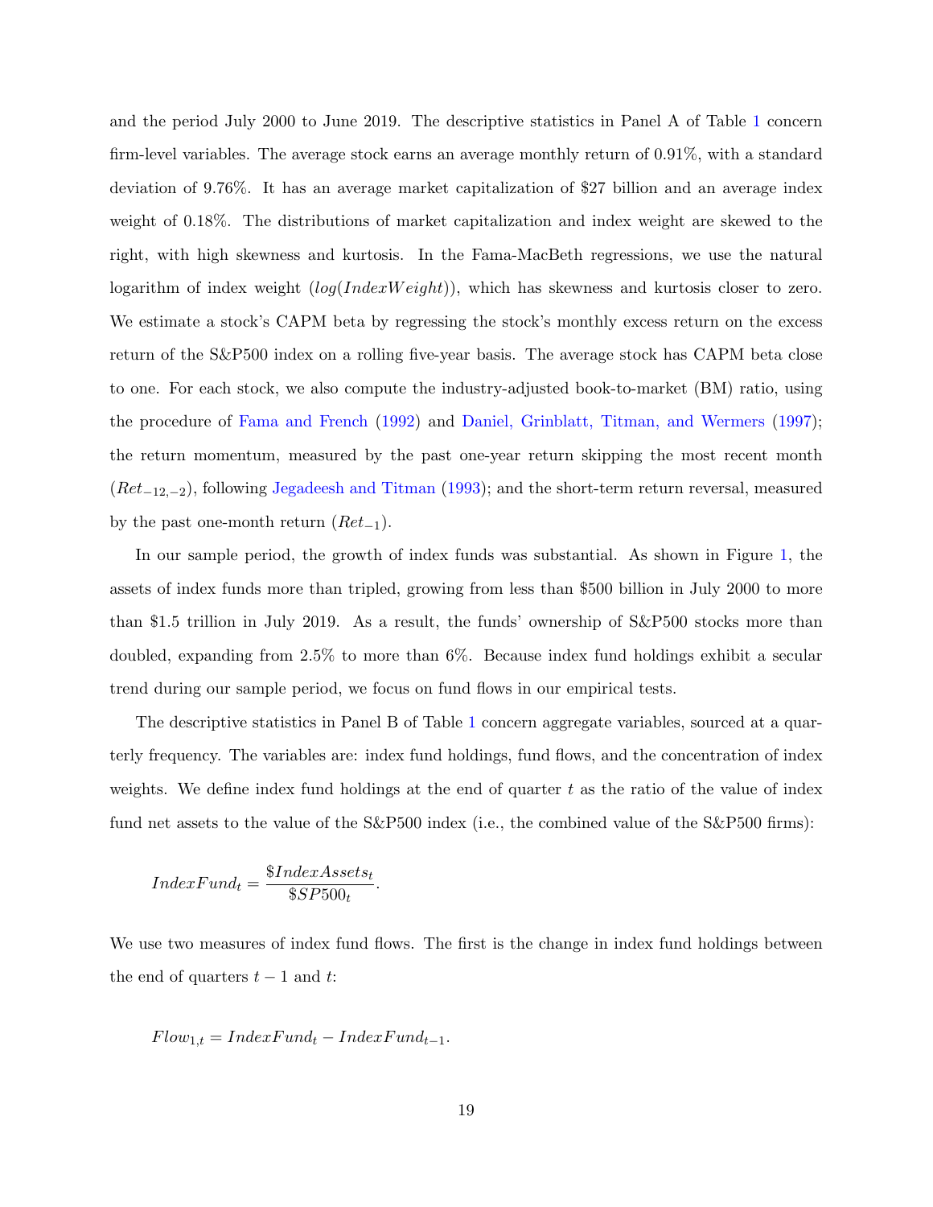and the period July 2000 to June 2019. The descriptive statistics in Panel A of Table 1 concern firm-level variables. The average stock earns an average monthly return of 0.91%, with a standard deviation of 9.76%. It has an average market capitalization of \$27 billion and an average index weight of 0.18%. The distributions of market capitalization and index weight are skewed to the right, with high skewness and kurtosis. In the Fama-MacBeth regressions, we use the natural logarithm of index weight ($log(IndexWeight)$), which has skewness and kurtosis closer to zero. We estimate a stock's CAPM beta by regressing the stock's monthly excess return on the excess return of the S&P500 index on a rolling five-year basis. The average stock has CAPM beta close to one. For each stock, we also compute the industry-adjusted book-to-market (BM) ratio, using the procedure of Fama and French (1992) and Daniel, Grinblatt, Titman, and Wermers (1997); the return momentum, measured by the past one-year return skipping the most recent month ($Ret_{-12,-2}$), following Jegadeesh and Titman (1993); and the short-term return reversal, measured by the past one-month return ($Ret_{-1}$).

In our sample period, the growth of index funds was substantial. As shown in Figure 1, the assets of index funds more than tripled, growing from less than \$500 billion in July 2000 to more than \$1.5 trillion in July 2019. As a result, the funds' ownership of S&P500 stocks more than doubled, expanding from 2.5% to more than 6%. Because index fund holdings exhibit a secular trend during our sample period, we focus on fund flows in our empirical tests.

The descriptive statistics in Panel B of Table 1 concern aggregate variables, sourced at a quarterly frequency. The variables are: index fund holdings, fund flows, and the concentration of index weights. We define index fund holdings at the end of quarter $t$ as the ratio of the value of index fund net assets to the value of the S&P500 index (i.e., the combined value of the S&P500 firms):

$$IndexFund_t = \frac{\$IndexAssets_t}{\$SP500_t}.$$

We use two measures of index fund flows. The first is the change in index fund holdings between the end of quarters $t-1$ and $t$:

$$Flow_{1,t} = IndexFund_t - IndexFund_{t-1}.$$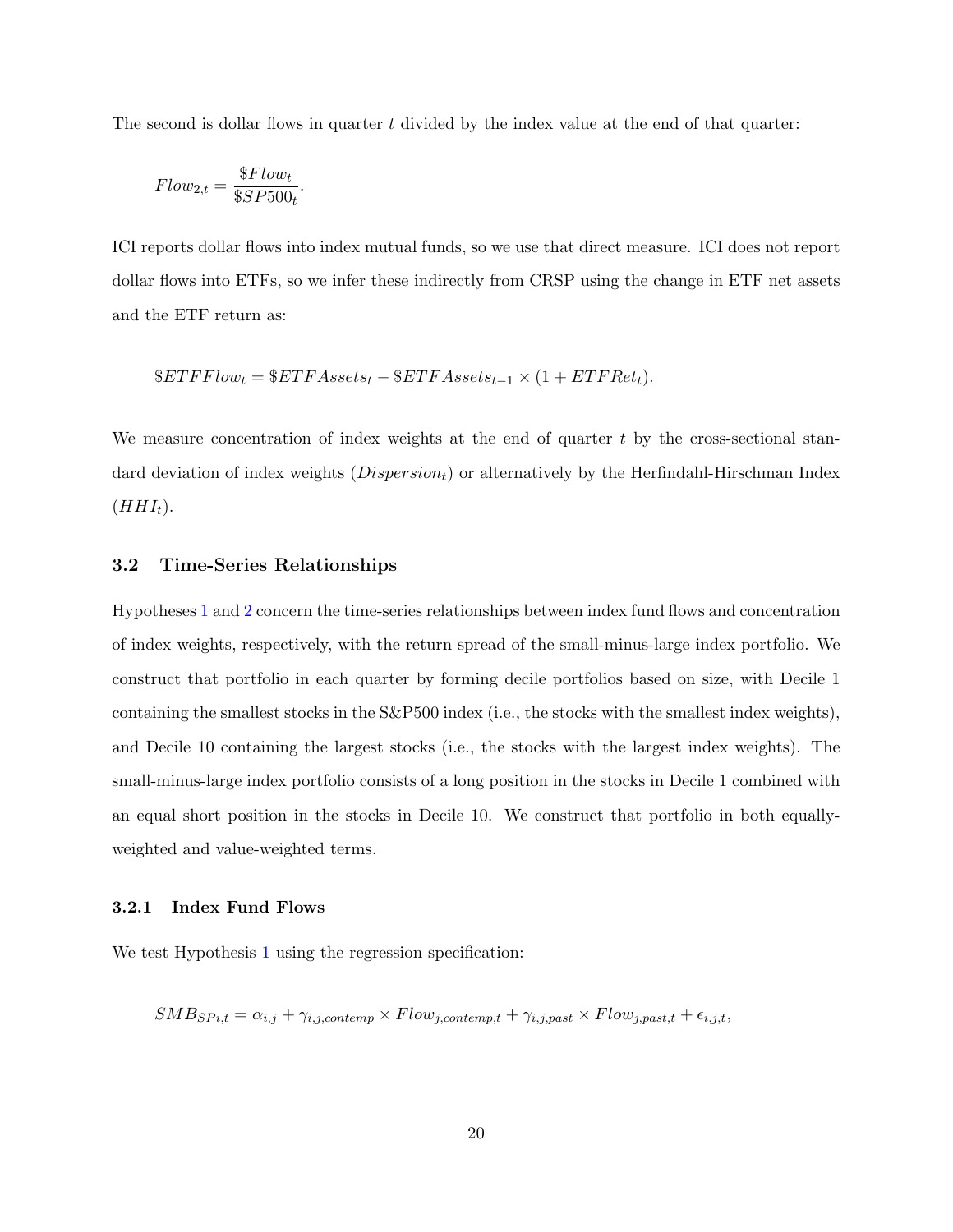The second is dollar flows in quarter $t$ divided by the index value at the end of that quarter:

$$Flow_{2,t} = \frac{\$Flow_t}{\$SP500_t}.$$

ICI reports dollar flows into index mutual funds, so we use that direct measure. ICI does not report dollar flows into ETFs, so we infer these indirectly from CRSP using the change in ETF net assets and the ETF return as:

$$\$ETFFlow_t = \$ETFAssets_t - \$ETFAssets_{t-1} \times (1 + ETFRet_t).$$

We measure concentration of index weights at the end of quarter $t$ by the cross-sectional standard deviation of index weights ($Dispersion_t$) or alternatively by the Herfindahl-Hirschman Index ($HHI_t$).

### 3.2 Time-Series Relationships

Hypotheses 1 and 2 concern the time-series relationships between index fund flows and concentration of index weights, respectively, with the return spread of the small-minus-large index portfolio. We construct that portfolio in each quarter by forming decile portfolios based on size, with Decile 1 containing the smallest stocks in the S&P500 index (i.e., the stocks with the smallest index weights), and Decile 10 containing the largest stocks (i.e., the stocks with the largest index weights). The small-minus-large index portfolio consists of a long position in the stocks in Decile 1 combined with an equal short position in the stocks in Decile 10. We construct that portfolio in both equally-weighted and value-weighted terms.

#### 3.2.1 Index Fund Flows

We test Hypothesis 1 using the regression specification:

$$SMB_{SPi,t} = \alpha_{i,j} + \gamma_{i,j,contemp} \times Flow_{j,contemp,t} + \gamma_{i,j,past} \times Flow_{j,past,t} + \epsilon_{i,j,t},$$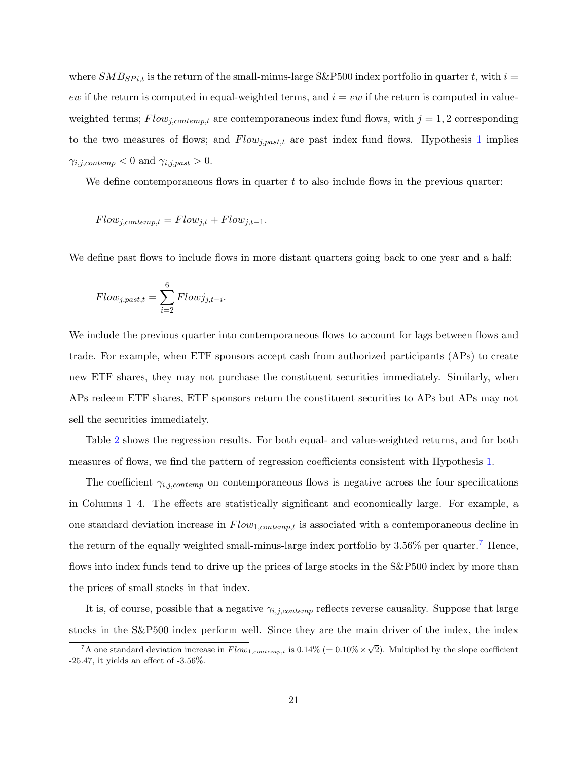where $SMB_{SPi,t}$ is the return of the small-minus-large S&P500 index portfolio in quarter $t$, with $i = ew$ if the return is computed in equal-weighted terms, and $i = vw$ if the return is computed in value-weighted terms; $Flow_{j,contemp,t}$ are contemporaneous index fund flows, with $j = 1, 2$ corresponding to the two measures of flows; and $Flow_{j,past,t}$ are past index fund flows. Hypothesis 1 implies $\gamma_{i,j,contemp} < 0$ and $\gamma_{i,j,past} > 0$.

We define contemporaneous flows in quarter $t$ to also include flows in the previous quarter:

$$Flow_{j,contemp,t} = Flow_{j,t} + Flow_{j,t-1}.$$

We define past flows to include flows in more distant quarters going back to one year and a half:

$$Flow_{j,past,t} = \sum_{i=2}^{6} Flowj_{j,t-i}.$$

We include the previous quarter into contemporaneous flows to account for lags between flows and trade. For example, when ETF sponsors accept cash from authorized participants (APs) to create new ETF shares, they may not purchase the constituent securities immediately. Similarly, when APs redeem ETF shares, ETF sponsors return the constituent securities to APs but APs may not sell the securities immediately.

Table 2 shows the regression results. For both equal- and value-weighted returns, and for both measures of flows, we find the pattern of regression coefficients consistent with Hypothesis 1.

The coefficient $\gamma_{i,j,contemp}$ on contemporaneous flows is negative across the four specifications in Columns 1–4. The effects are statistically significant and economically large. For example, a one standard deviation increase in $Flow_{1,contemp,t}$ is associated with a contemporaneous decline in the return of the equally weighted small-minus-large index portfolio by 3.56% per quarter.[7] Hence, flows into index funds tend to drive up the prices of large stocks in the S&P500 index by more than the prices of small stocks in that index.

It is, of course, possible that a negative $\gamma_{i,j,contemp}$ reflects reverse causality. Suppose that large stocks in the S&P500 index perform well. Since they are the main driver of the index, the index

[7] A one standard deviation increase in $Flow_{1,contemp,t}$ is 0.14% ($= 0.10\% \times \sqrt{2}$). Multiplied by the slope coefficient -25.47, it yields an effect of -3.56%.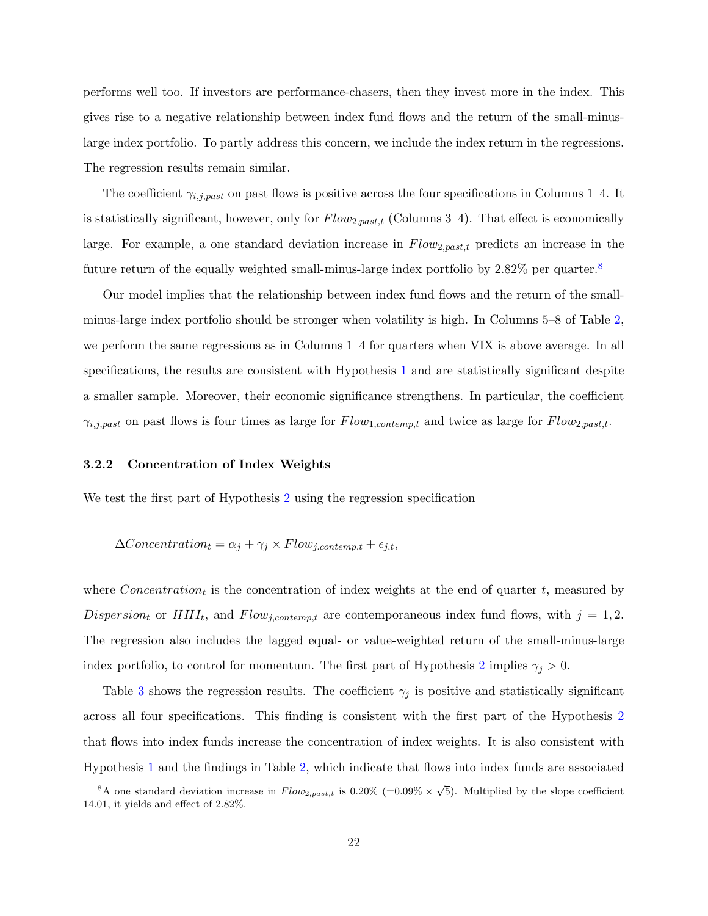performs well too. If investors are performance-chasers, then they invest more in the index. This gives rise to a negative relationship between index fund flows and the return of the small-minus-large index portfolio. To partly address this concern, we include the index return in the regressions. The regression results remain similar.

The coefficient $\gamma_{i,j,past}$ on past flows is positive across the four specifications in Columns 1–4. It is statistically significant, however, only for $Flow_{2,past,t}$ (Columns 3–4). That effect is economically large. For example, a one standard deviation increase in $Flow_{2,past,t}$ predicts an increase in the future return of the equally weighted small-minus-large index portfolio by 2.82% per quarter.[8]

Our model implies that the relationship between index fund flows and the return of the small-minus-large index portfolio should be stronger when volatility is high. In Columns 5–8 of Table 2, we perform the same regressions as in Columns 1–4 for quarters when VIX is above average. In all specifications, the results are consistent with Hypothesis 1 and are statistically significant despite a smaller sample. Moreover, their economic significance strengthens. In particular, the coefficient $\gamma_{i,j,past}$ on past flows is four times as large for $Flow_{1,contemp,t}$ and twice as large for $Flow_{2,past,t}$.

### 3.2.2 Concentration of Index Weights

We test the first part of Hypothesis 2 using the regression specification

$$\Delta Concentration_t = \alpha_j + \gamma_j \times Flow_{j.contemp,t} + \epsilon_{j,t},$$

where $Concentration_t$ is the concentration of index weights at the end of quarter $t$, measured by $Dispersion_t$ or $HHI_t$, and $Flow_{j,contemp,t}$ are contemporaneous index fund flows, with $j = 1, 2$. The regression also includes the lagged equal- or value-weighted return of the small-minus-large index portfolio, to control for momentum. The first part of Hypothesis 2 implies $\gamma_j > 0$.

Table 3 shows the regression results. The coefficient $\gamma_j$ is positive and statistically significant across all four specifications. This finding is consistent with the first part of the Hypothesis 2 that flows into index funds increase the concentration of index weights. It is also consistent with Hypothesis 1 and the findings in Table 2, which indicate that flows into index funds are associated

[8] A one standard deviation increase in $Flow_{2,past,t}$ is 0.20% (=0.09% $\times \sqrt{5}$). Multiplied by the slope coefficient 14.01, it yields and effect of 2.82%.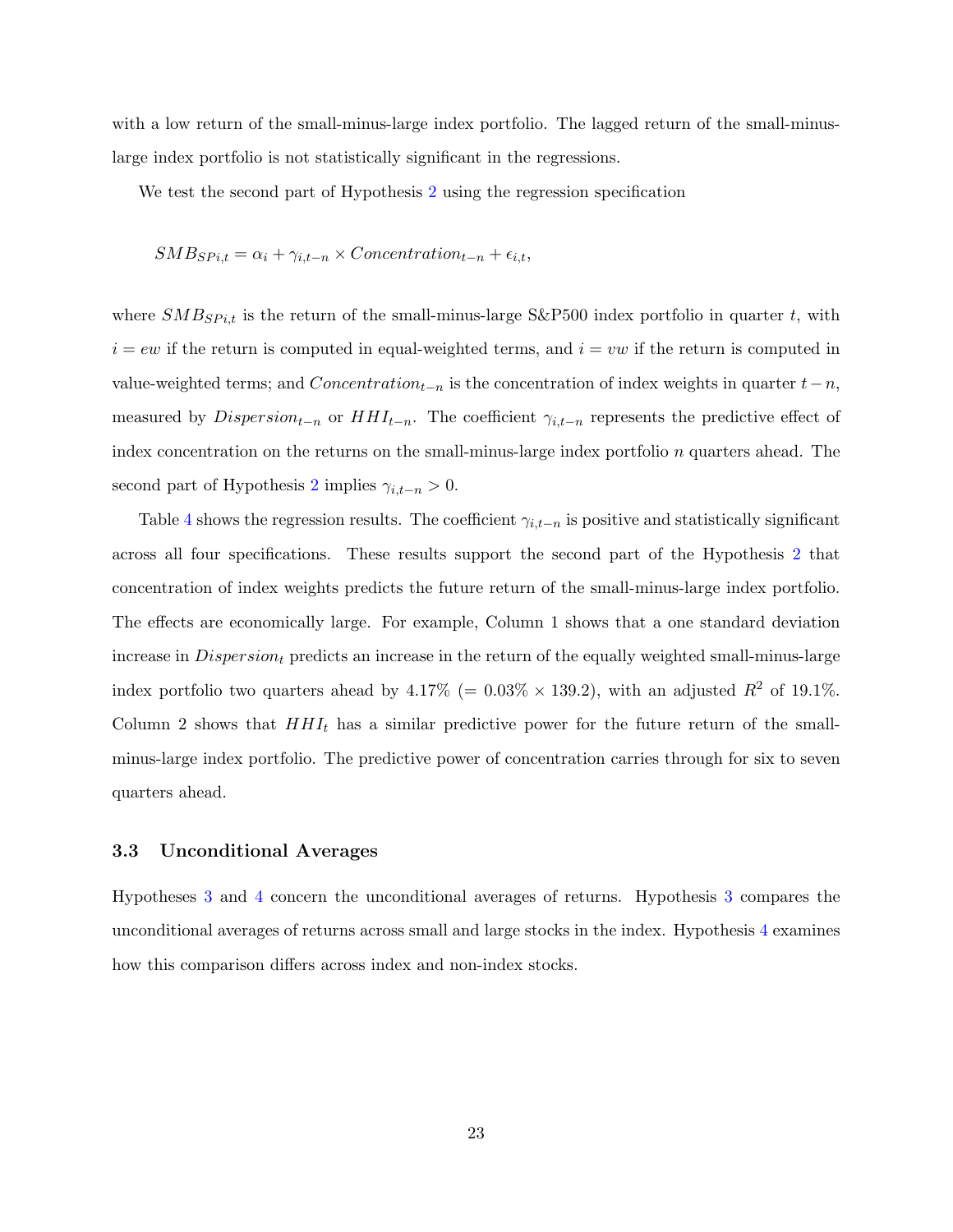with a low return of the small-minus-large index portfolio. The lagged return of the small-minus-large index portfolio is not statistically significant in the regressions.

We test the second part of Hypothesis 2 using the regression specification

$$SMB_{SPi,t} = \alpha_i + \gamma_{i,t-n} \times Concentration_{t-n} + \epsilon_{i,t},$$

where $SMB_{SPi,t}$ is the return of the small-minus-large S&P500 index portfolio in quarter $t$, with $i = ew$ if the return is computed in equal-weighted terms, and $i = vw$ if the return is computed in value-weighted terms; and $Concentration_{t-n}$ is the concentration of index weights in quarter $t-n$, measured by $Dispersion_{t-n}$ or $HHI_{t-n}$. The coefficient $\gamma_{i,t-n}$ represents the predictive effect of index concentration on the returns on the small-minus-large index portfolio $n$ quarters ahead. The second part of Hypothesis 2 implies $\gamma_{i,t-n} > 0$.

Table 4 shows the regression results. The coefficient $\gamma_{i,t-n}$ is positive and statistically significant across all four specifications. These results support the second part of the Hypothesis 2 that concentration of index weights predicts the future return of the small-minus-large index portfolio. The effects are economically large. For example, Column 1 shows that a one standard deviation increase in $Dispersion_t$ predicts an increase in the return of the equally weighted small-minus-large index portfolio two quarters ahead by 4.17% (= 0.03% × 139.2), with an adjusted $R^2$ of 19.1%. Column 2 shows that $HHI_t$ has a similar predictive power for the future return of the small-minus-large index portfolio. The predictive power of concentration carries through for six to seven quarters ahead.

### 3.3 Unconditional Averages

Hypotheses 3 and 4 concern the unconditional averages of returns. Hypothesis 3 compares the unconditional averages of returns across small and large stocks in the index. Hypothesis 4 examines how this comparison differs across index and non-index stocks.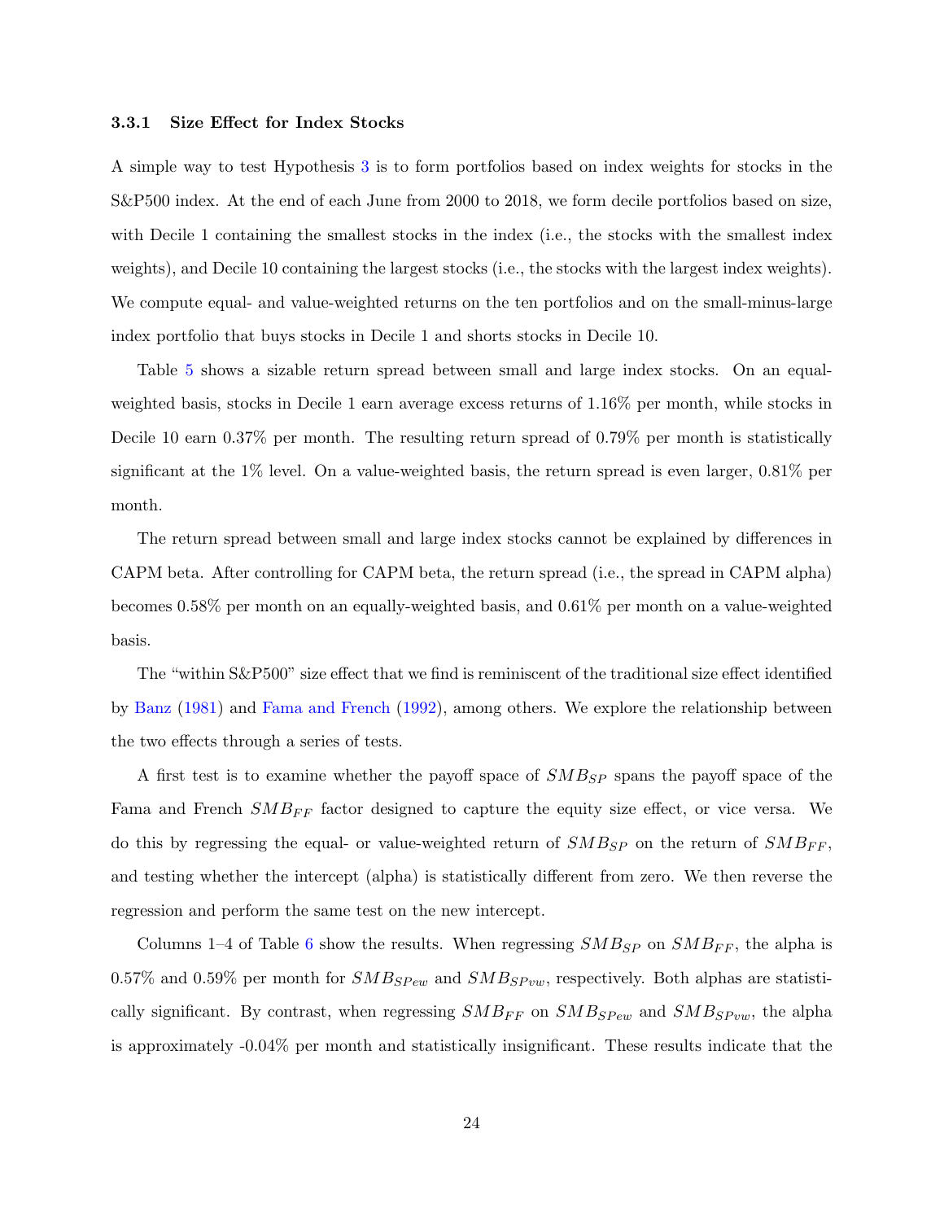### 3.3.1 Size Effect for Index Stocks

A simple way to test Hypothesis 3 is to form portfolios based on index weights for stocks in the S&P500 index. At the end of each June from 2000 to 2018, we form decile portfolios based on size, with Decile 1 containing the smallest stocks in the index (i.e., the stocks with the smallest index weights), and Decile 10 containing the largest stocks (i.e., the stocks with the largest index weights). We compute equal- and value-weighted returns on the ten portfolios and on the small-minus-large index portfolio that buys stocks in Decile 1 and shorts stocks in Decile 10.

Table 5 shows a sizable return spread between small and large index stocks. On an equal-weighted basis, stocks in Decile 1 earn average excess returns of 1.16% per month, while stocks in Decile 10 earn 0.37% per month. The resulting return spread of 0.79% per month is statistically significant at the 1% level. On a value-weighted basis, the return spread is even larger, 0.81% per month.

The return spread between small and large index stocks cannot be explained by differences in CAPM beta. After controlling for CAPM beta, the return spread (i.e., the spread in CAPM alpha) becomes 0.58% per month on an equally-weighted basis, and 0.61% per month on a value-weighted basis.

The "within S&P500" size effect that we find is reminiscent of the traditional size effect identified by Banz (1981) and Fama and French (1992), among others. We explore the relationship between the two effects through a series of tests.

A first test is to examine whether the payoff space of $SMB_{SP}$ spans the payoff space of the Fama and French $SMB_{FF}$ factor designed to capture the equity size effect, or vice versa. We do this by regressing the equal- or value-weighted return of $SMB_{SP}$ on the return of $SMB_{FF}$, and testing whether the intercept (alpha) is statistically different from zero. We then reverse the regression and perform the same test on the new intercept.

Columns 1–4 of Table 6 show the results. When regressing $SMB_{SP}$ on $SMB_{FF}$, the alpha is 0.57% and 0.59% per month for $SMB_{SPew}$ and $SMB_{SPvw}$, respectively. Both alphas are statistically significant. By contrast, when regressing $SMB_{FF}$ on $SMB_{SPew}$ and $SMB_{SPvw}$, the alpha is approximately -0.04% per month and statistically insignificant. These results indicate that the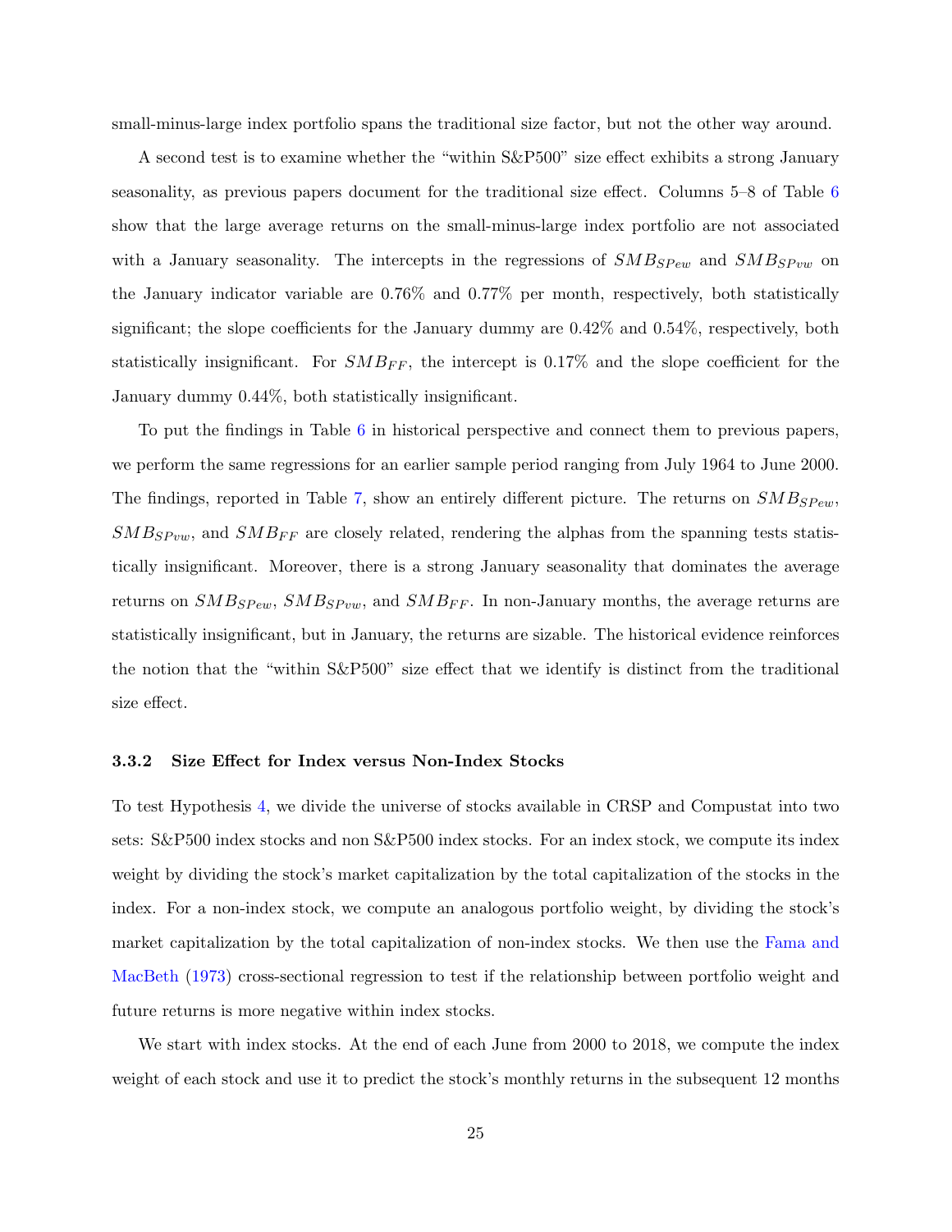small-minus-large index portfolio spans the traditional size factor, but not the other way around.

A second test is to examine whether the "within S&P500" size effect exhibits a strong January seasonality, as previous papers document for the traditional size effect. Columns 5–8 of Table 6 show that the large average returns on the small-minus-large index portfolio are not associated with a January seasonality. The intercepts in the regressions of $SMB_{SPew}$ and $SMB_{SPvw}$ on the January indicator variable are 0.76% and 0.77% per month, respectively, both statistically significant; the slope coefficients for the January dummy are 0.42% and 0.54%, respectively, both statistically insignificant. For $SMB_{FF}$, the intercept is 0.17% and the slope coefficient for the January dummy 0.44%, both statistically insignificant.

To put the findings in Table 6 in historical perspective and connect them to previous papers, we perform the same regressions for an earlier sample period ranging from July 1964 to June 2000. The findings, reported in Table 7, show an entirely different picture. The returns on $SMB_{SPew}$, $SMB_{SPvw}$, and $SMB_{FF}$ are closely related, rendering the alphas from the spanning tests statistically insignificant. Moreover, there is a strong January seasonality that dominates the average returns on $SMB_{SPew}$, $SMB_{SPvw}$, and $SMB_{FF}$. In non-January months, the average returns are statistically insignificant, but in January, the returns are sizable. The historical evidence reinforces the notion that the "within S&P500" size effect that we identify is distinct from the traditional size effect.

### 3.3.2 Size Effect for Index versus Non-Index Stocks

To test Hypothesis 4, we divide the universe of stocks available in CRSP and Compustat into two sets: S&P500 index stocks and non S&P500 index stocks. For an index stock, we compute its index weight by dividing the stock's market capitalization by the total capitalization of the stocks in the index. For a non-index stock, we compute an analogous portfolio weight, by dividing the stock's market capitalization by the total capitalization of non-index stocks. We then use the Fama and MacBeth (1973) cross-sectional regression to test if the relationship between portfolio weight and future returns is more negative within index stocks.

We start with index stocks. At the end of each June from 2000 to 2018, we compute the index weight of each stock and use it to predict the stock's monthly returns in the subsequent 12 months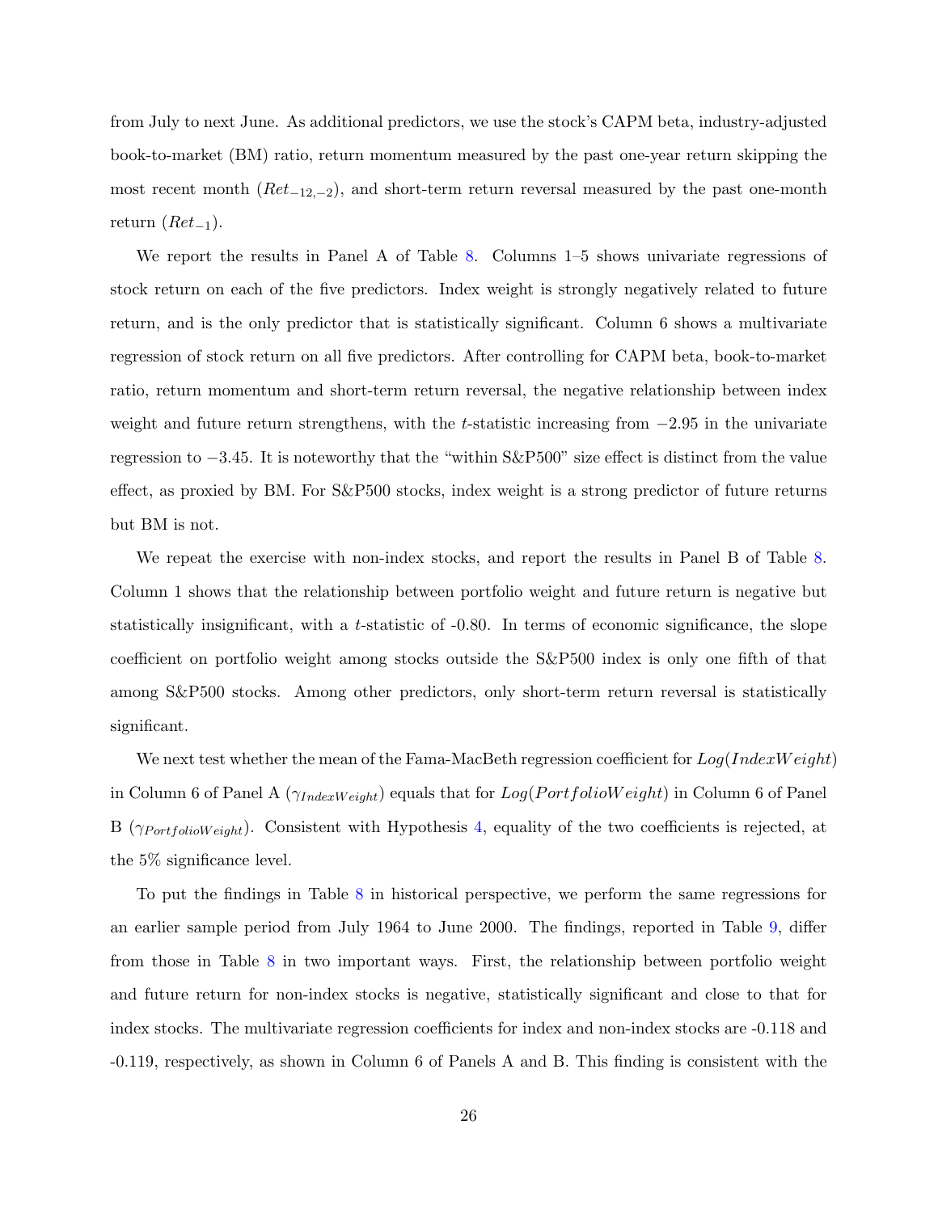from July to next June. As additional predictors, we use the stock's CAPM beta, industry-adjusted book-to-market (BM) ratio, return momentum measured by the past one-year return skipping the most recent month ($Ret_{-12,-2}$), and short-term return reversal measured by the past one-month return ($Ret_{-1}$).

We report the results in Panel A of Table 8. Columns 1–5 shows univariate regressions of stock return on each of the five predictors. Index weight is strongly negatively related to future return, and is the only predictor that is statistically significant. Column 6 shows a multivariate regression of stock return on all five predictors. After controlling for CAPM beta, book-to-market ratio, return momentum and short-term return reversal, the negative relationship between index weight and future return strengthens, with the $t$-statistic increasing from $-2.95$ in the univariate regression to $-3.45$. It is noteworthy that the "within S&P500" size effect is distinct from the value effect, as proxied by BM. For S&P500 stocks, index weight is a strong predictor of future returns but BM is not.

We repeat the exercise with non-index stocks, and report the results in Panel B of Table 8. Column 1 shows that the relationship between portfolio weight and future return is negative but statistically insignificant, with a $t$-statistic of -0.80. In terms of economic significance, the slope coefficient on portfolio weight among stocks outside the S&P500 index is only one fifth of that among S&P500 stocks. Among other predictors, only short-term return reversal is statistically significant.

We next test whether the mean of the Fama-MacBeth regression coefficient for $Log(IndexWeight)$ in Column 6 of Panel A ($\gamma_{IndexWeight}$) equals that for $Log(PortfolioWeight)$ in Column 6 of Panel B ($\gamma_{PortfolioWeight}$). Consistent with Hypothesis 4, equality of the two coefficients is rejected, at the 5% significance level.

To put the findings in Table 8 in historical perspective, we perform the same regressions for an earlier sample period from July 1964 to June 2000. The findings, reported in Table 9, differ from those in Table 8 in two important ways. First, the relationship between portfolio weight and future return for non-index stocks is negative, statistically significant and close to that for index stocks. The multivariate regression coefficients for index and non-index stocks are -0.118 and -0.119, respectively, as shown in Column 6 of Panels A and B. This finding is consistent with the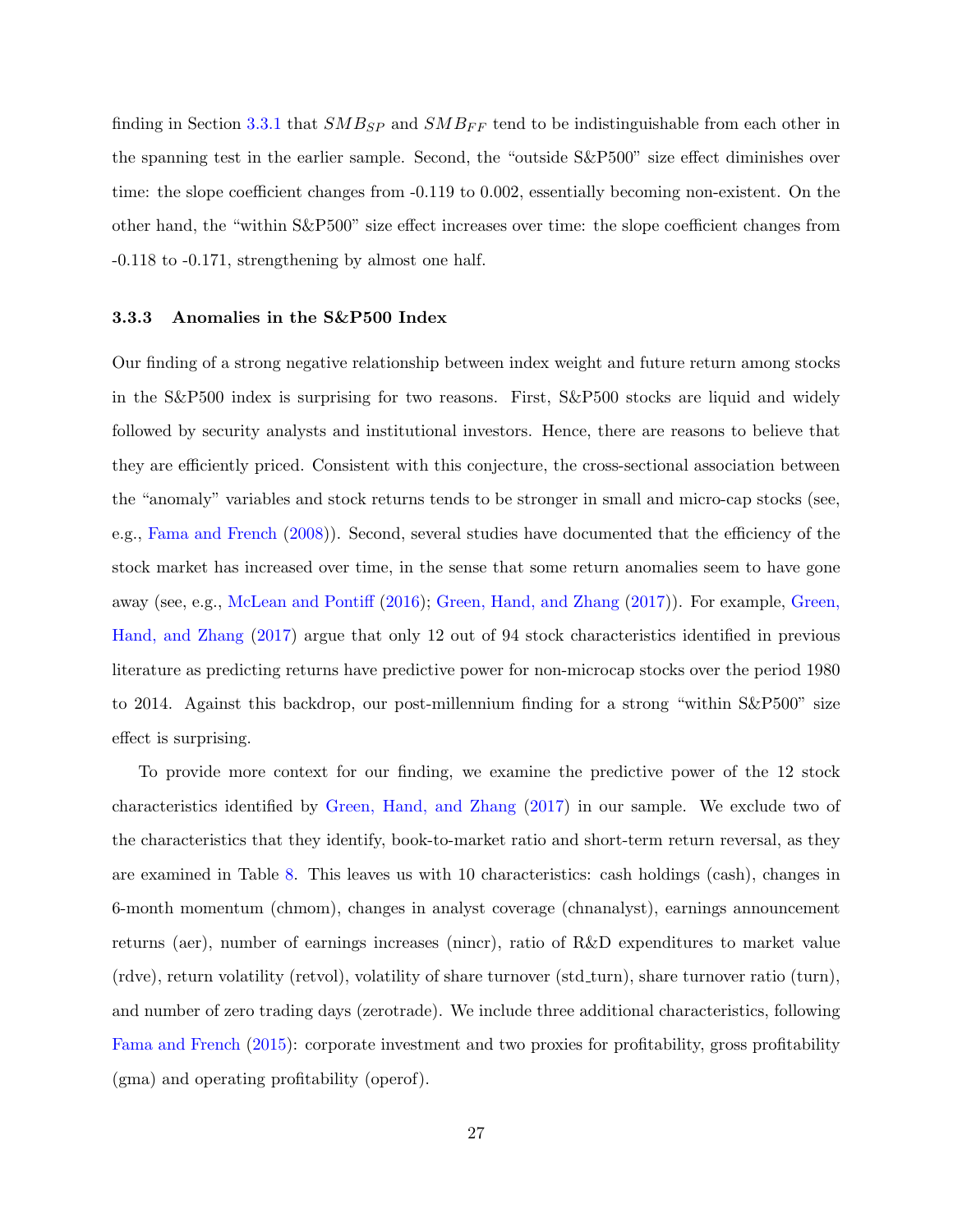finding in Section 3.3.1 that $SMB_{SP}$ and $SMB_{FF}$ tend to be indistinguishable from each other in the spanning test in the earlier sample. Second, the "outside S&P500" size effect diminishes over time: the slope coefficient changes from -0.119 to 0.002, essentially becoming non-existent. On the other hand, the "within S&P500" size effect increases over time: the slope coefficient changes from -0.118 to -0.171, strengthening by almost one half.

### 3.3.3 Anomalies in the S&P500 Index

Our finding of a strong negative relationship between index weight and future return among stocks in the S&P500 index is surprising for two reasons. First, S&P500 stocks are liquid and widely followed by security analysts and institutional investors. Hence, there are reasons to believe that they are efficiently priced. Consistent with this conjecture, the cross-sectional association between the "anomaly" variables and stock returns tends to be stronger in small and micro-cap stocks (see, e.g., Fama and French (2008)). Second, several studies have documented that the efficiency of the stock market has increased over time, in the sense that some return anomalies seem to have gone away (see, e.g., McLean and Pontiff (2016); Green, Hand, and Zhang (2017)). For example, Green, Hand, and Zhang (2017) argue that only 12 out of 94 stock characteristics identified in previous literature as predicting returns have predictive power for non-microcap stocks over the period 1980 to 2014. Against this backdrop, our post-millennium finding for a strong "within S&P500" size effect is surprising.

To provide more context for our finding, we examine the predictive power of the 12 stock characteristics identified by Green, Hand, and Zhang (2017) in our sample. We exclude two of the characteristics that they identify, book-to-market ratio and short-term return reversal, as they are examined in Table 8. This leaves us with 10 characteristics: cash holdings (cash), changes in 6-month momentum (chmom), changes in analyst coverage (chnanalyst), earnings announcement returns (aer), number of earnings increases (nincr), ratio of R&D expenditures to market value (rdve), return volatility (retvol), volatility of share turnover (std_turn), share turnover ratio (turn), and number of zero trading days (zerotrade). We include three additional characteristics, following Fama and French (2015): corporate investment and two proxies for profitability, gross profitability (gma) and operating profitability (operof).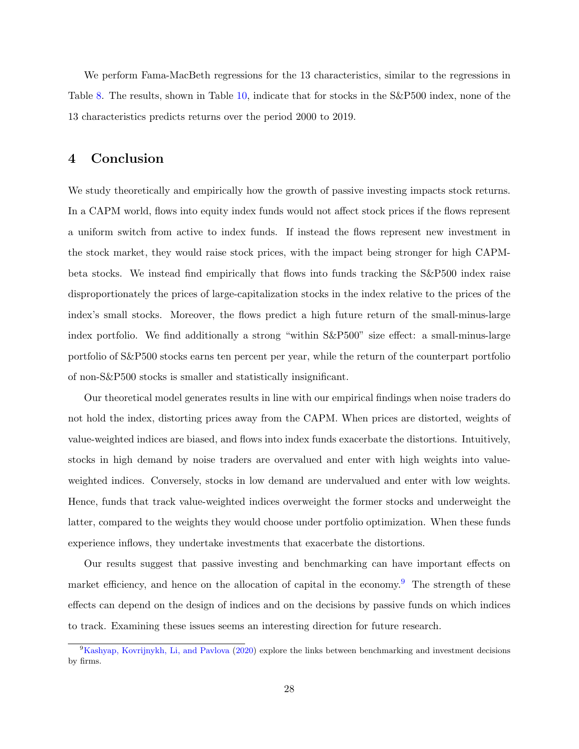We perform Fama-MacBeth regressions for the 13 characteristics, similar to the regressions in Table 8. The results, shown in Table 10, indicate that for stocks in the S&P500 index, none of the 13 characteristics predicts returns over the period 2000 to 2019.

## 4 Conclusion

We study theoretically and empirically how the growth of passive investing impacts stock returns. In a CAPM world, flows into equity index funds would not affect stock prices if the flows represent a uniform switch from active to index funds. If instead the flows represent new investment in the stock market, they would raise stock prices, with the impact being stronger for high CAPM-beta stocks. We instead find empirically that flows into funds tracking the S&P500 index raise disproportionately the prices of large-capitalization stocks in the index relative to the prices of the index's small stocks. Moreover, the flows predict a high future return of the small-minus-large index portfolio. We find additionally a strong "within S&P500" size effect: a small-minus-large portfolio of S&P500 stocks earns ten percent per year, while the return of the counterpart portfolio of non-S&P500 stocks is smaller and statistically insignificant.

Our theoretical model generates results in line with our empirical findings when noise traders do not hold the index, distorting prices away from the CAPM. When prices are distorted, weights of value-weighted indices are biased, and flows into index funds exacerbate the distortions. Intuitively, stocks in high demand by noise traders are overvalued and enter with high weights into value-weighted indices. Conversely, stocks in low demand are undervalued and enter with low weights. Hence, funds that track value-weighted indices overweight the former stocks and underweight the latter, compared to the weights they would choose under portfolio optimization. When these funds experience inflows, they undertake investments that exacerbate the distortions.

Our results suggest that passive investing and benchmarking can have important effects on market efficiency, and hence on the allocation of capital in the economy.[9] The strength of these effects can depend on the design of indices and on the decisions by passive funds on which indices to track. Examining these issues seems an interesting direction for future research.

[9] Kashyap, Kovrijnykh, Li, and Pavlova (2020) explore the links between benchmarking and investment decisions by firms.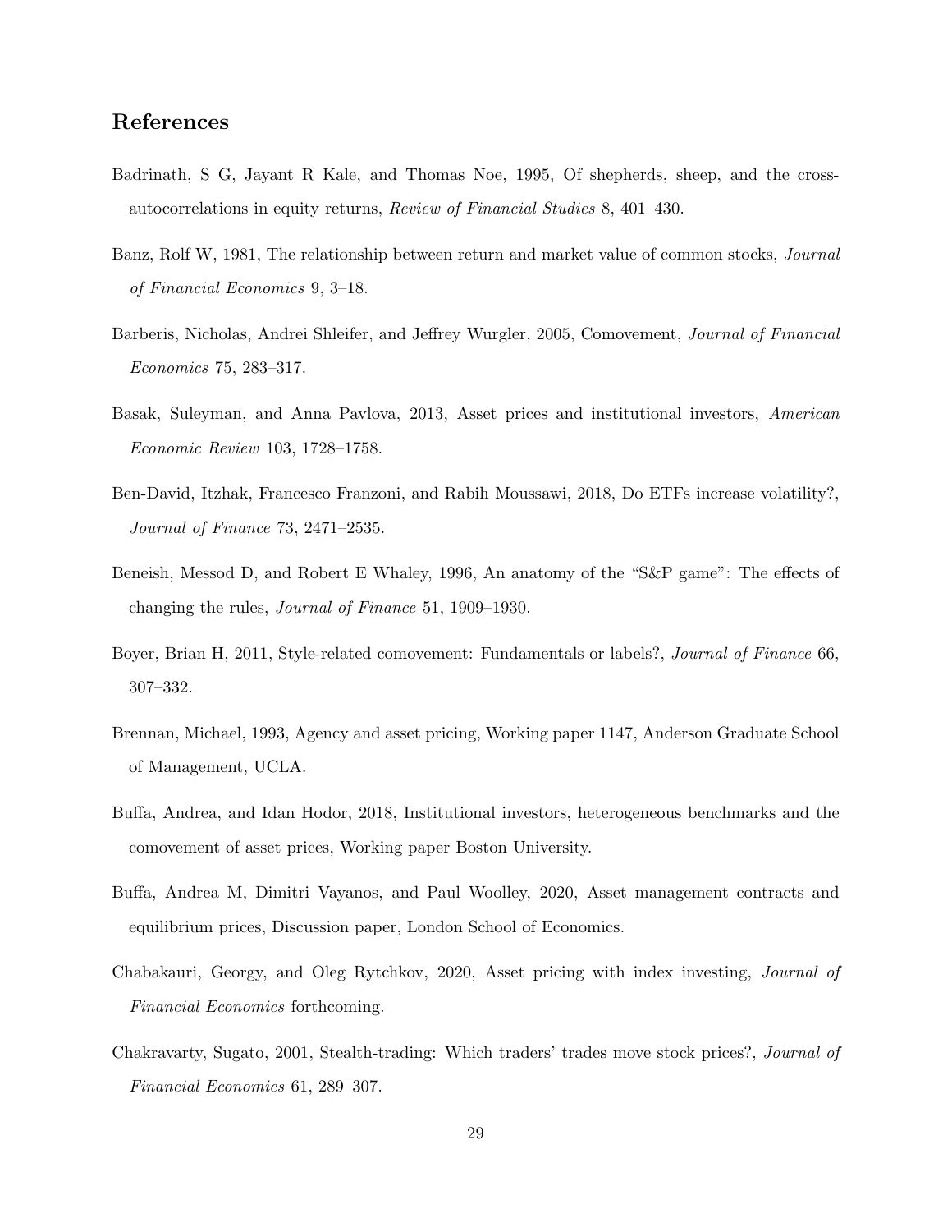## References

Badrinath, S G, Jayant R Kale, and Thomas Noe, 1995, Of shepherds, sheep, and the cross-autocorrelations in equity returns, *Review of Financial Studies* 8, 401–430.

Banz, Rolf W, 1981, The relationship between return and market value of common stocks, *Journal of Financial Economics* 9, 3–18.

Barberis, Nicholas, Andrei Shleifer, and Jeffrey Wurgler, 2005, Comovement, *Journal of Financial Economics* 75, 283–317.

Basak, Suleyman, and Anna Pavlova, 2013, Asset prices and institutional investors, *American Economic Review* 103, 1728–1758.

Ben-David, Itzhak, Francesco Franzoni, and Rabih Moussawi, 2018, Do ETFs increase volatility?, *Journal of Finance* 73, 2471–2535.

Beneish, Messod D, and Robert E Whaley, 1996, An anatomy of the "S&P game": The effects of changing the rules, *Journal of Finance* 51, 1909–1930.

Boyer, Brian H, 2011, Style-related comovement: Fundamentals or labels?, *Journal of Finance* 66, 307–332.

Brennan, Michael, 1993, Agency and asset pricing, Working paper 1147, Anderson Graduate School of Management, UCLA.

Buffa, Andrea, and Idan Hodor, 2018, Institutional investors, heterogeneous benchmarks and the comovement of asset prices, Working paper Boston University.

Buffa, Andrea M, Dimitri Vayanos, and Paul Woolley, 2020, Asset management contracts and equilibrium prices, Discussion paper, London School of Economics.

Chabakauri, Georgy, and Oleg Rytchkov, 2020, Asset pricing with index investing, *Journal of Financial Economics* forthcoming.

Chakravarty, Sugato, 2001, Stealth-trading: Which traders' trades move stock prices?, *Journal of Financial Economics* 61, 289–307.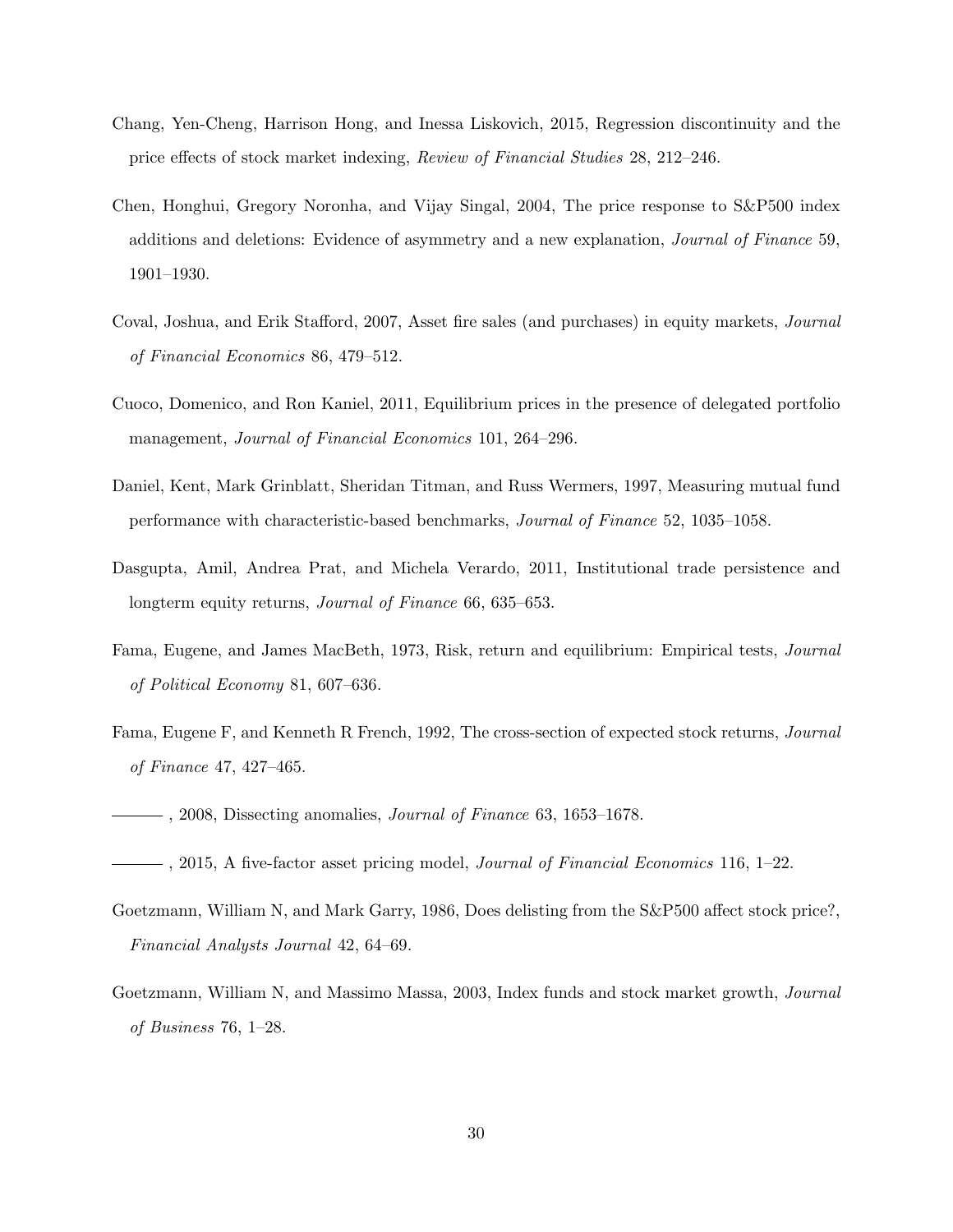Chang, Yen-Cheng, Harrison Hong, and Inessa Liskovich, 2015, Regression discontinuity and the price effects of stock market indexing, *Review of Financial Studies* 28, 212–246.

Chen, Honghui, Gregory Noronha, and Vijay Singal, 2004, The price response to S&P500 index additions and deletions: Evidence of asymmetry and a new explanation, *Journal of Finance* 59, 1901–1930.

Coval, Joshua, and Erik Stafford, 2007, Asset fire sales (and purchases) in equity markets, *Journal of Financial Economics* 86, 479–512.

Cuoco, Domenico, and Ron Kaniel, 2011, Equilibrium prices in the presence of delegated portfolio management, *Journal of Financial Economics* 101, 264–296.

Daniel, Kent, Mark Grinblatt, Sheridan Titman, and Russ Wermers, 1997, Measuring mutual fund performance with characteristic-based benchmarks, *Journal of Finance* 52, 1035–1058.

Dasgupta, Amil, Andrea Prat, and Michela Verardo, 2011, Institutional trade persistence and longterm equity returns, *Journal of Finance* 66, 635–653.

Fama, Eugene, and James MacBeth, 1973, Risk, return and equilibrium: Empirical tests, *Journal of Political Economy* 81, 607–636.

Fama, Eugene F, and Kenneth R French, 1992, The cross-section of expected stock returns, *Journal of Finance* 47, 427–465.

———, 2008, Dissecting anomalies, *Journal of Finance* 63, 1653–1678.

———, 2015, A five-factor asset pricing model, *Journal of Financial Economics* 116, 1–22.

Goetzmann, William N, and Mark Garry, 1986, Does delisting from the S&P500 affect stock price?, *Financial Analysts Journal* 42, 64–69.

Goetzmann, William N, and Massimo Massa, 2003, Index funds and stock market growth, *Journal of Business* 76, 1–28.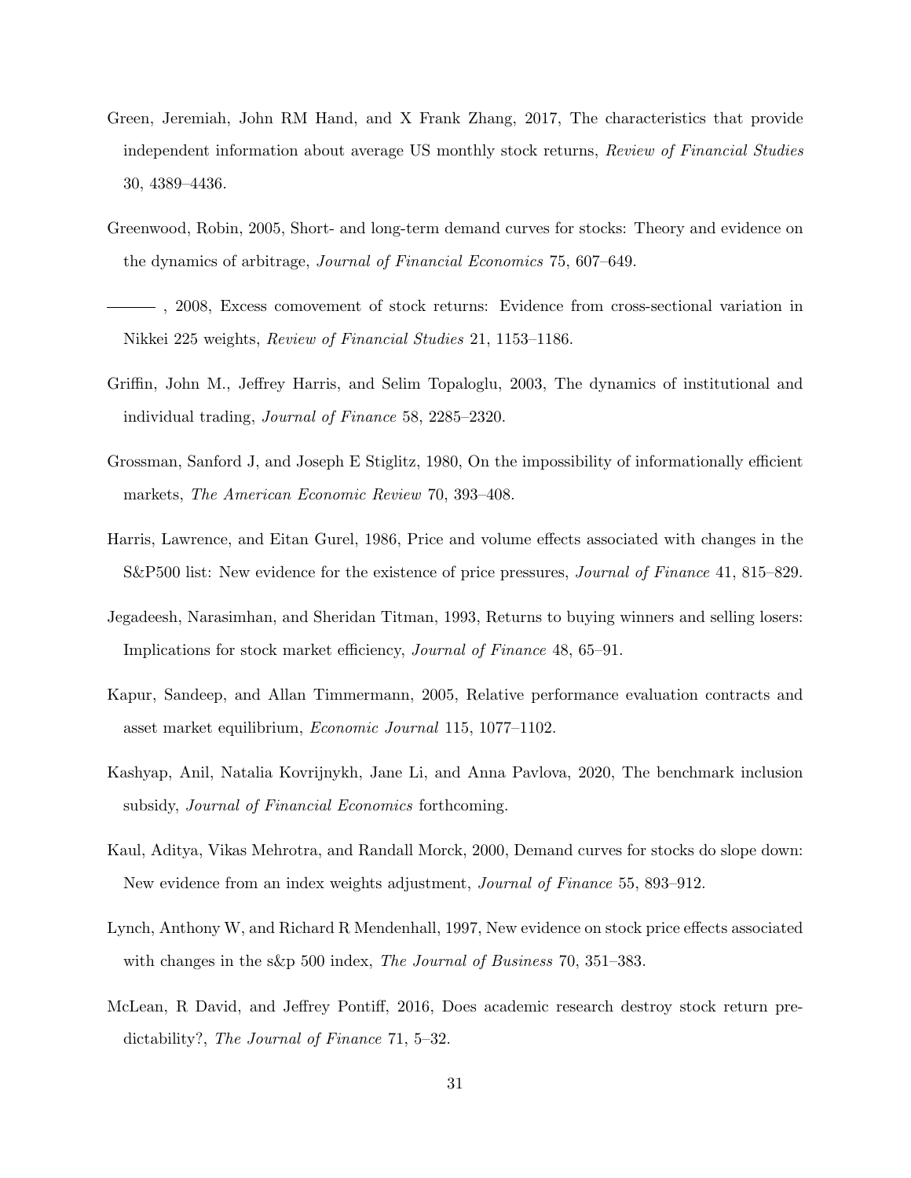Green, Jeremiah, John RM Hand, and X Frank Zhang, 2017, The characteristics that provide independent information about average US monthly stock returns, *Review of Financial Studies* 30, 4389–4436.

Greenwood, Robin, 2005, Short- and long-term demand curves for stocks: Theory and evidence on the dynamics of arbitrage, *Journal of Financial Economics* 75, 607–649.

———, 2008, Excess comovement of stock returns: Evidence from cross-sectional variation in Nikkei 225 weights, *Review of Financial Studies* 21, 1153–1186.

Griffin, John M., Jeffrey Harris, and Selim Topaloglu, 2003, The dynamics of institutional and individual trading, *Journal of Finance* 58, 2285–2320.

Grossman, Sanford J, and Joseph E Stiglitz, 1980, On the impossibility of informationally efficient markets, *The American Economic Review* 70, 393–408.

Harris, Lawrence, and Eitan Gurel, 1986, Price and volume effects associated with changes in the S&P500 list: New evidence for the existence of price pressures, *Journal of Finance* 41, 815–829.

Jegadeesh, Narasimhan, and Sheridan Titman, 1993, Returns to buying winners and selling losers: Implications for stock market efficiency, *Journal of Finance* 48, 65–91.

Kapur, Sandeep, and Allan Timmermann, 2005, Relative performance evaluation contracts and asset market equilibrium, *Economic Journal* 115, 1077–1102.

Kashyap, Anil, Natalia Kovrijnykh, Jane Li, and Anna Pavlova, 2020, The benchmark inclusion subsidy, *Journal of Financial Economics* forthcoming.

Kaul, Aditya, Vikas Mehrotra, and Randall Morck, 2000, Demand curves for stocks do slope down: New evidence from an index weights adjustment, *Journal of Finance* 55, 893–912.

Lynch, Anthony W, and Richard R Mendenhall, 1997, New evidence on stock price effects associated with changes in the s&p 500 index, *The Journal of Business* 70, 351–383.

McLean, R David, and Jeffrey Pontiff, 2016, Does academic research destroy stock return predictability?, *The Journal of Finance* 71, 5–32.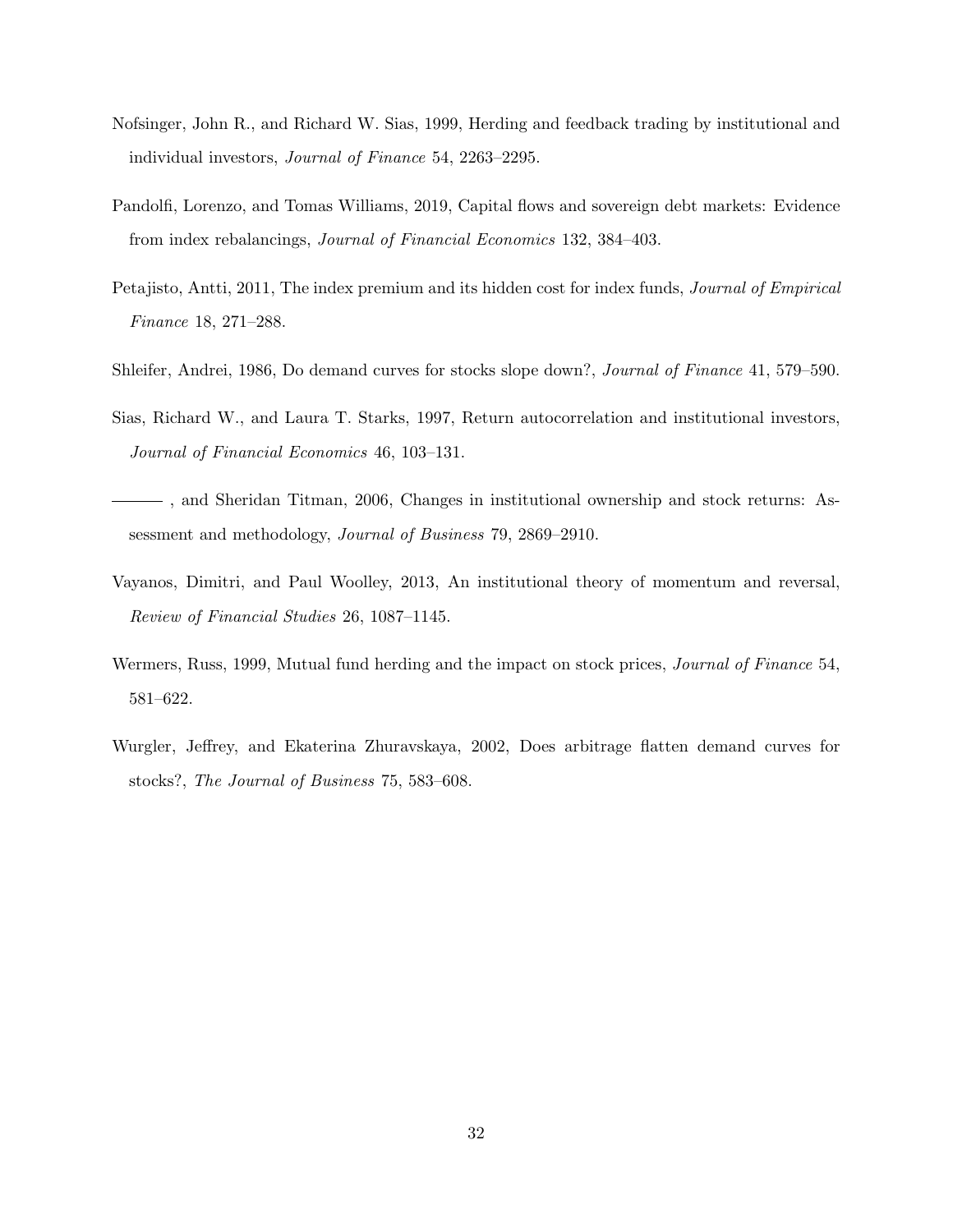Nofsinger, John R., and Richard W. Sias, 1999, Herding and feedback trading by institutional and individual investors, *Journal of Finance* 54, 2263–2295.

Pandolfi, Lorenzo, and Tomas Williams, 2019, Capital flows and sovereign debt markets: Evidence from index rebalancings, *Journal of Financial Economics* 132, 384–403.

Petajisto, Antti, 2011, The index premium and its hidden cost for index funds, *Journal of Empirical Finance* 18, 271–288.

Shleifer, Andrei, 1986, Do demand curves for stocks slope down?, *Journal of Finance* 41, 579–590.

Sias, Richard W., and Laura T. Starks, 1997, Return autocorrelation and institutional investors, *Journal of Financial Economics* 46, 103–131.

——— , and Sheridan Titman, 2006, Changes in institutional ownership and stock returns: Assessment and methodology, *Journal of Business* 79, 2869–2910.

Vayanos, Dimitri, and Paul Woolley, 2013, An institutional theory of momentum and reversal, *Review of Financial Studies* 26, 1087–1145.

Wermers, Russ, 1999, Mutual fund herding and the impact on stock prices, *Journal of Finance* 54, 581–622.

Wurgler, Jeffrey, and Ekaterina Zhuravskaya, 2002, Does arbitrage flatten demand curves for stocks?, *The Journal of Business* 75, 583–608.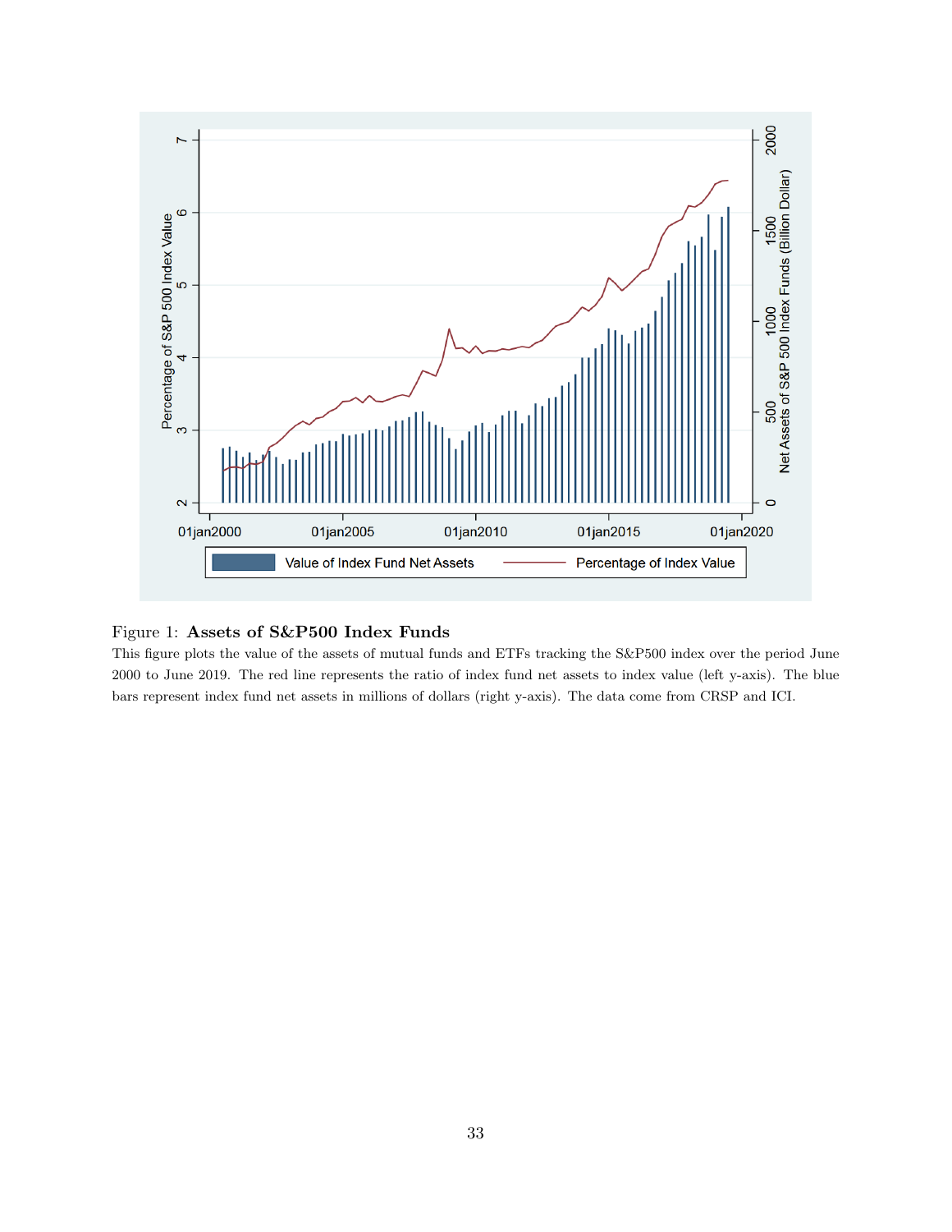Figure 1: **Assets of S&P500 Index Funds**

This figure plots the value of the assets of mutual funds and ETFs tracking the S&P500 index over the period June 2000 to June 2019. The red line represents the ratio of index fund net assets to index value (left y-axis). The blue bars represent index fund net assets in millions of dollars (right y-axis). The data come from CRSP and ICI.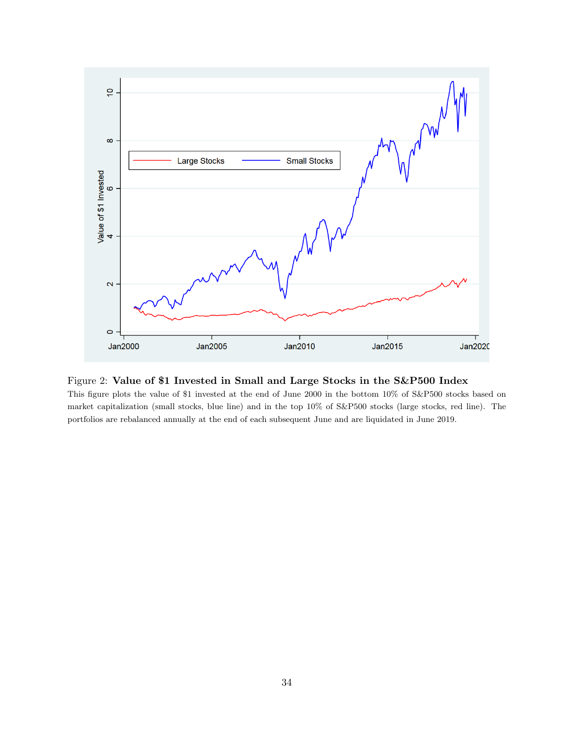Figure 2: **Value of $1 Invested in Small and Large Stocks in the S&P500 Index**
This figure plots the value of $1 invested at the end of June 2000 in the bottom 10% of S&P500 stocks based on market capitalization (small stocks, blue line) and in the top 10% of S&P500 stocks (large stocks, red line). The portfolios are rebalanced annually at the end of each subsequent June and are liquidated in June 2019.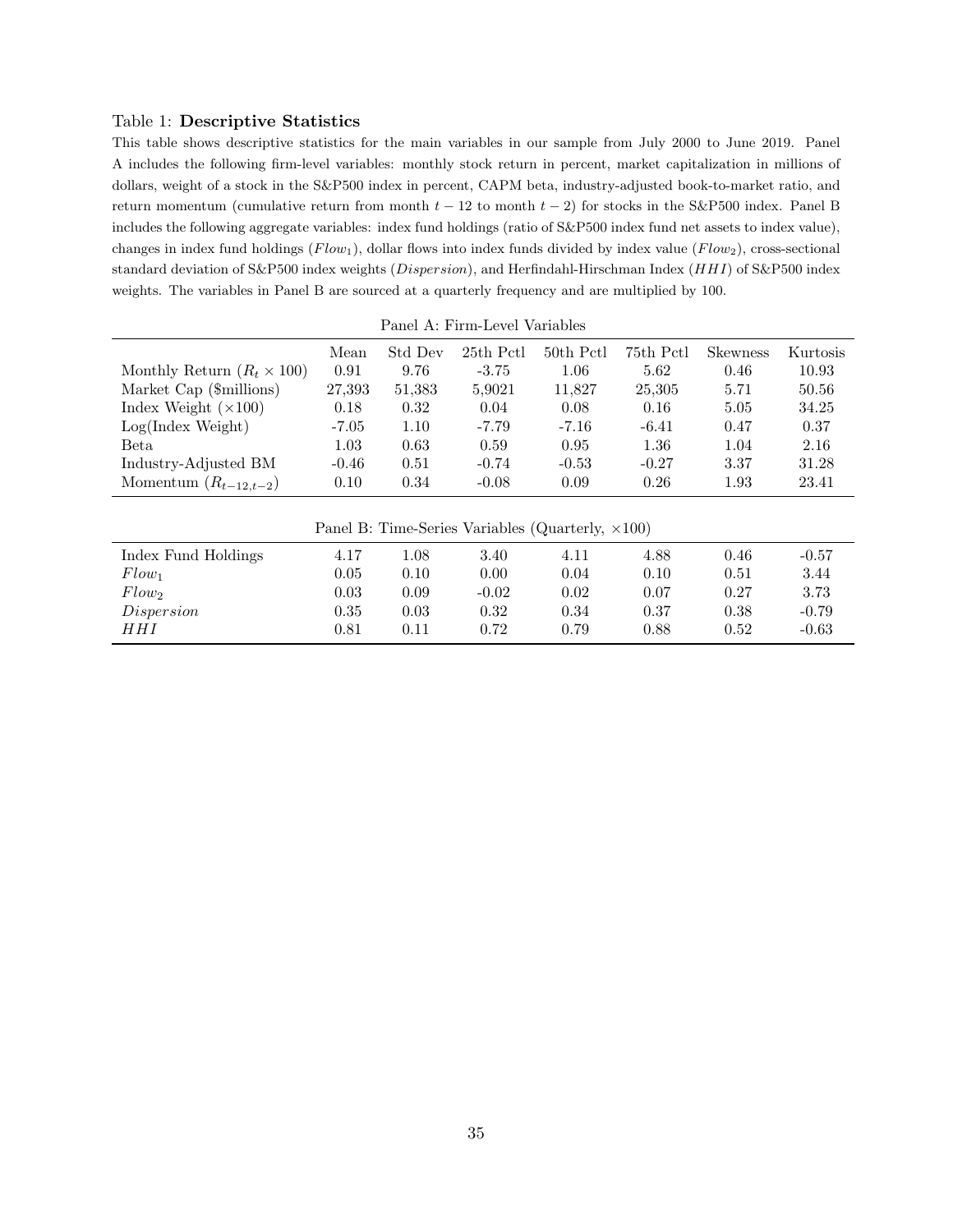Table 1: **Descriptive Statistics**

This table shows descriptive statistics for the main variables in our sample from July 2000 to June 2019. Panel A includes the following firm-level variables: monthly stock return in percent, market capitalization in millions of dollars, weight of a stock in the S&P500 index in percent, CAPM beta, industry-adjusted book-to-market ratio, and return momentum (cumulative return from month $t-12$ to month $t-2$) for stocks in the S&P500 index. Panel B includes the following aggregate variables: index fund holdings (ratio of S&P500 index fund net assets to index value), changes in index fund holdings ($Flow_1$), dollar flows into index funds divided by index value ($Flow_2$), cross-sectional standard deviation of S&P500 index weights ($Dispersion$), and Herfindahl-Hirschman Index ($HHI$) of S&P500 index weights. The variables in Panel B are sourced at a quarterly frequency and are multiplied by 100.

| | Mean | Std Dev | 25th Pctl | 50th Pctl | 75th Pctl | Skewness | Kurtosis |
|---|---|---|---|---|---|---|---|
| **Panel A: Firm-Level Variables** | | | | | | | |
| Monthly Return ($R_t \times 100$) | 0.91 | 9.76 | -3.75 | 1.06 | 5.62 | 0.46 | 10.93 |
| Market Cap ($millions) | 27,393 | 51,383 | 5,9021 | 11,827 | 25,305 | 5.71 | 50.56 |
| Index Weight ($\times 100$) | 0.18 | 0.32 | 0.04 | 0.08 | 0.16 | 5.05 | 34.25 |
| Log(Index Weight) | -7.05 | 1.10 | -7.79 | -7.16 | -6.41 | 0.47 | 0.37 |
| Beta | 1.03 | 0.63 | 0.59 | 0.95 | 1.36 | 1.04 | 2.16 |
| Industry-Adjusted BM | -0.46 | 0.51 | -0.74 | -0.53 | -0.27 | 3.37 | 31.28 |
| Momentum ($R_{t-12,t-2}$) | 0.10 | 0.34 | -0.08 | 0.09 | 0.26 | 1.93 | 23.41 |
| **Panel B: Time-Series Variables (Quarterly, $\times 100$)** | | | | | | | |
| Index Fund Holdings | 4.17 | 1.08 | 3.40 | 4.11 | 4.88 | 0.46 | -0.57 |
| $Flow_1$ | 0.05 | 0.10 | 0.00 | 0.04 | 0.10 | 0.51 | 3.44 |
| $Flow_2$ | 0.03 | 0.09 | -0.02 | 0.02 | 0.07 | 0.27 | 3.73 |
| $Dispersion$ | 0.35 | 0.03 | 0.32 | 0.34 | 0.37 | 0.38 | -0.79 |
| $HHI$ | 0.81 | 0.11 | 0.72 | 0.79 | 0.88 | 0.52 | -0.63 |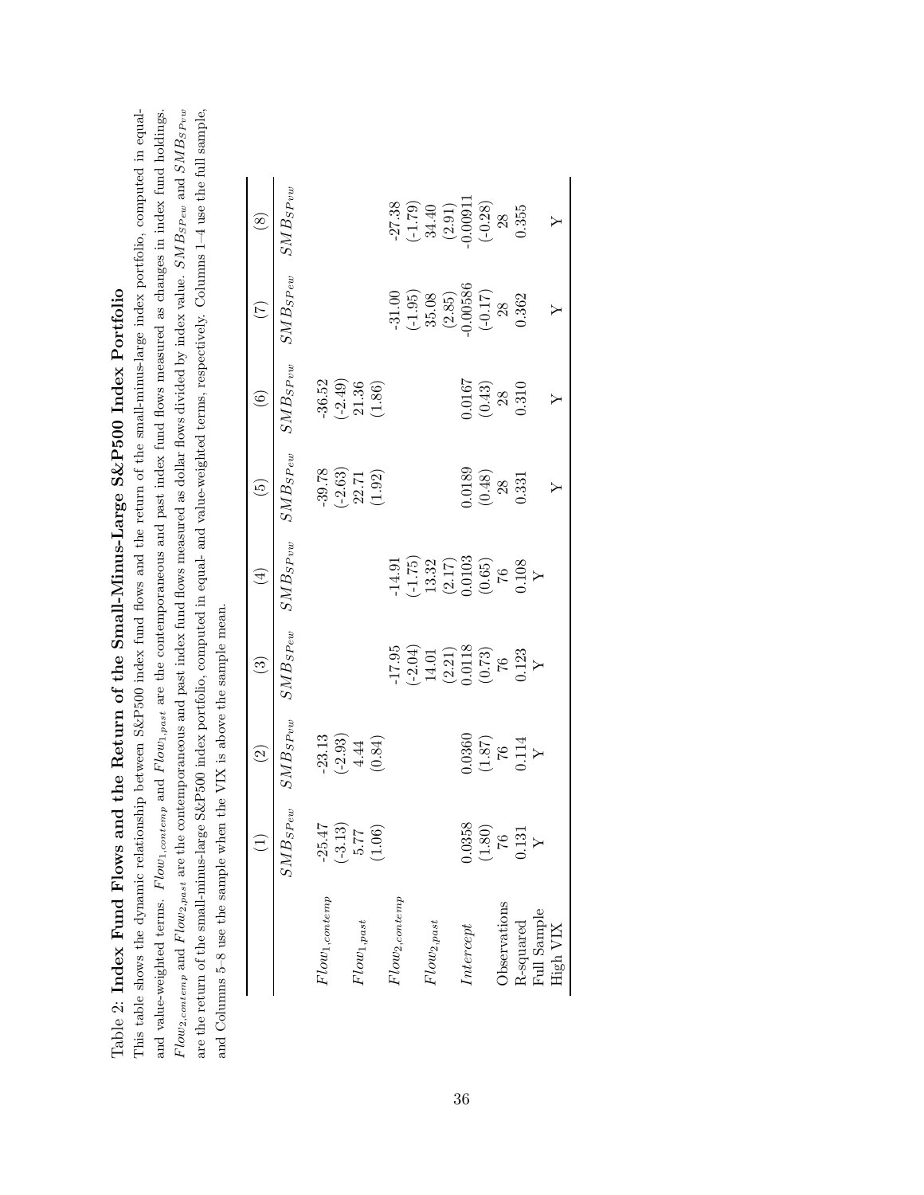Table 2: **Index Fund Flows and the Return of the Small-Minus-Large S&P500 Index Portfolio**

This table shows the dynamic relationship between S&P500 index fund flows and the return of the small-minus-large index portfolio, computed in equal- and value-weighted terms. $Flow_{1,contemp}$ and $Flow_{1,past}$ are the contemporaneous and past index fund flows measured as changes in index fund holdings. $Flow_{2,contemp}$ and $Flow_{2,past}$ are the contemporaneous and past index fund flows measured as dollar flows divided by index value. $SMB_{SPew}$ and $SMB_{SPvw}$ are the return of the small-minus-large S&P500 index portfolio, computed in equal- and value-weighted terms, respectively. Columns 1–4 use the full sample, and Columns 5–8 use the sample when the VIX is above the sample mean.

| | (1) | (2) | (3) | (4) | (5) | (6) | (7) | (8) |
|---|---|---|---|---|---|---|---|---|
| | $SMB_{SPew}$ | $SMB_{SPvw}$ | $SMB_{SPew}$ | $SMB_{SPvw}$ | $SMB_{SPew}$ | $SMB_{SPvw}$ | $SMB_{SPew}$ | $SMB_{SPvw}$ |
| $Flow_{1,contemp}$ | -25.47 | -23.13 | | | -39.78 | -36.52 | | |
| | (-3.13) | (-2.93) | | | (-2.63) | (-2.49) | | |
| $Flow_{1,past}$ | 5.77 | 4.44 | | | 22.71 | 21.36 | | |
| | (1.06) | (0.84) | | | (1.92) | (1.86) | | |
| $Flow_{2,contemp}$ | | | -17.95 | -14.91 | | | -31.00 | -27.38 |
| | | | (-2.04) | (-1.75) | | | (-1.95) | (-1.79) |
| $Flow_{2,past}$ | | | 14.01 | 13.32 | | | 35.08 | 34.40 |
| | | | (2.21) | (2.17) | | | (2.85) | (2.91) |
| $Intercept$ | 0.0358 | 0.0360 | 0.0118 | 0.0103 | 0.0189 | 0.0167 | -0.00586 | -0.00911 |
| | (1.80) | (1.87) | (0.73) | (0.65) | (0.48) | (0.43) | (-0.17) | (-0.28) |
| Observations | 76 | 76 | 76 | 76 | 28 | 28 | 28 | 28 |
| R-squared | 0.131 | 0.114 | 0.123 | 0.108 | 0.331 | 0.310 | 0.362 | 0.355 |
| Full Sample | Y | Y | Y | Y | | | | |
| High VIX | | | | | Y | Y | Y | Y |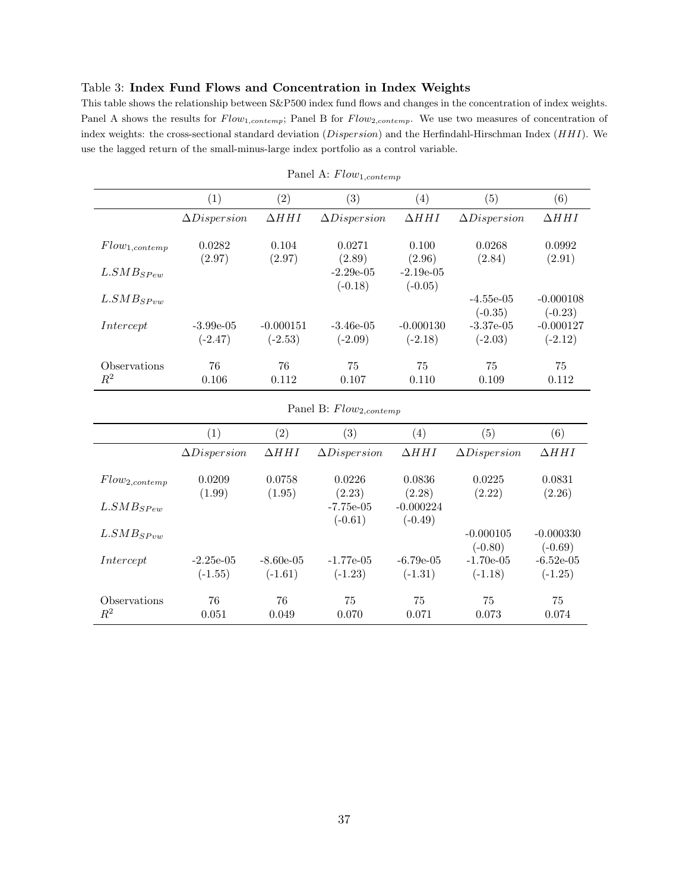Table 3: **Index Fund Flows and Concentration in Index Weights**

This table shows the relationship between S&P500 index fund flows and changes in the concentration of index weights. Panel A shows the results for $Flow_{1,contemp}$; Panel B for $Flow_{2,contemp}$. We use two measures of concentration of index weights: the cross-sectional standard deviation ($Dispersion$) and the Herfindahl-Hirschman Index ($HHI$). We use the lagged return of the small-minus-large index portfolio as a control variable.

Panel A: $Flow_{1,contemp}$

| | (1) | (2) | (3) | (4) | (5) | (6) |
|---|---|---|---|---|---|---|
| | $\Delta Dispersion$ | $\Delta HHI$ | $\Delta Dispersion$ | $\Delta HHI$ | $\Delta Dispersion$ | $\Delta HHI$ |
| $Flow_{1,contemp}$ | 0.0282 | 0.104 | 0.0271 | 0.100 | 0.0268 | 0.0992 |
| | (2.97) | (2.97) | (2.89) | (2.96) | (2.84) | (2.91) |
| $L.SMB_{SPew}$ | | | -2.29e-05 | -2.19e-05 | | |
| | | | (-0.18) | (-0.05) | | |
| $L.SMB_{SPvw}$ | | | | | -4.55e-05 | -0.000108 |
| | | | | | (-0.35) | (-0.23) |
| $Intercept$ | -3.99e-05 | -0.000151 | -3.46e-05 | -0.000130 | -3.37e-05 | -0.000127 |
| | (-2.47) | (-2.53) | (-2.09) | (-2.18) | (-2.03) | (-2.12) |
| Observations | 76 | 76 | 75 | 75 | 75 | 75 |
| $R^2$ | 0.106 | 0.112 | 0.107 | 0.110 | 0.109 | 0.112 |

Panel B: $Flow_{2,contemp}$

| | (1) | (2) | (3) | (4) | (5) | (6) |
|---|---|---|---|---|---|---|
| | $\Delta Dispersion$ | $\Delta HHI$ | $\Delta Dispersion$ | $\Delta HHI$ | $\Delta Dispersion$ | $\Delta HHI$ |
| $Flow_{2,contemp}$ | 0.0209 | 0.0758 | 0.0226 | 0.0836 | 0.0225 | 0.0831 |
| | (1.99) | (1.95) | (2.23) | (2.28) | (2.22) | (2.26) |
| $L.SMB_{SPew}$ | | | -7.75e-05 | -0.000224 | | |
| | | | (-0.61) | (-0.49) | | |
| $L.SMB_{SPvw}$ | | | | | -0.000105 | -0.000330 |
| | | | | | (-0.80) | (-0.69) |
| $Intercept$ | -2.25e-05 | -8.60e-05 | -1.77e-05 | -6.79e-05 | -1.70e-05 | -6.52e-05 |
| | (-1.55) | (-1.61) | (-1.23) | (-1.31) | (-1.18) | (-1.25) |
| Observations | 76 | 76 | 75 | 75 | 75 | 75 |
| $R^2$ | 0.051 | 0.049 | 0.070 | 0.071 | 0.073 | 0.074 |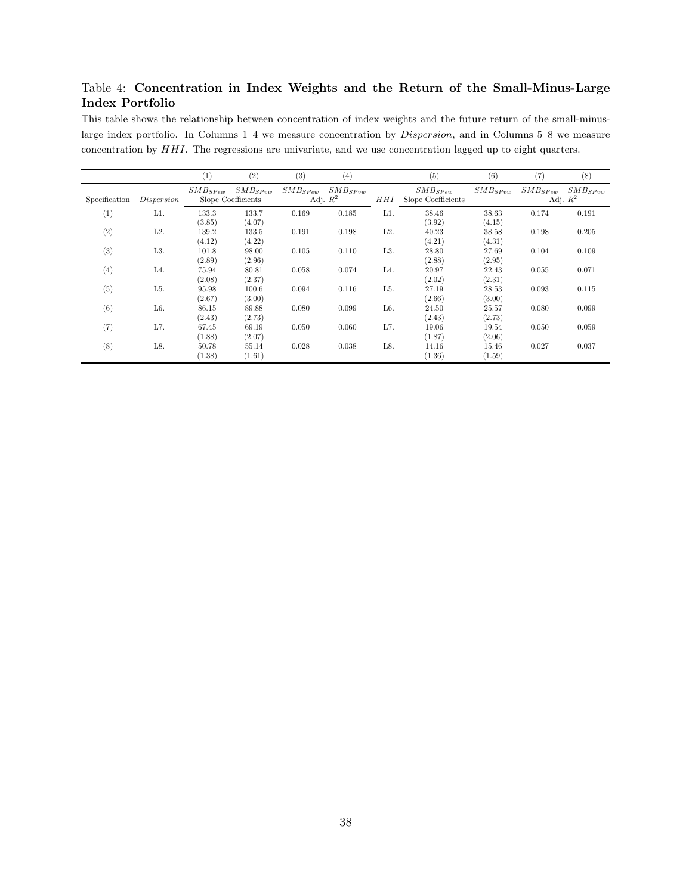Table 4: **Concentration in Index Weights and the Return of the Small-Minus-Large Index Portfolio**

This table shows the relationship between concentration of index weights and the future return of the small-minus-large index portfolio. In Columns 1–4 we measure concentration by *Dispersion*, and in Columns 5–8 we measure concentration by *HHI*. The regressions are univariate, and we use concentration lagged up to eight quarters.

| | | (1) | (2) | (3) | (4) | | (5) | (6) | (7) | (8) |
|---|---|---|---|---|---|---|---|---|---|---|
| | | $SMB_{SPew}$ | $SMB_{SPvw}$ | $SMB_{SPew}$ | $SMB_{SPvw}$ | | $SMB_{SPew}$ | $SMB_{SPvw}$ | $SMB_{SPew}$ | $SMB_{SPvw}$ |
| Specification | *Dispersion* | Slope Coefficients | | Adj. $R^2$ | | *HHI* | Slope Coefficients | | Adj. $R^2$ | |
| (1) | L1. | 133.3 | 133.7 | 0.169 | 0.185 | L1. | 38.46 | 38.63 | 0.174 | 0.191 |
| | | (3.85) | (4.07) | | | | (3.92) | (4.15) | | |
| (2) | L2. | 139.2 | 133.5 | 0.191 | 0.198 | L2. | 40.23 | 38.58 | 0.198 | 0.205 |
| | | (4.12) | (4.22) | | | | (4.21) | (4.31) | | |
| (3) | L3. | 101.8 | 98.00 | 0.105 | 0.110 | L3. | 28.80 | 27.69 | 0.104 | 0.109 |
| | | (2.89) | (2.96) | | | | (2.88) | (2.95) | | |
| (4) | L4. | 75.94 | 80.81 | 0.058 | 0.074 | L4. | 20.97 | 22.43 | 0.055 | 0.071 |
| | | (2.08) | (2.37) | | | | (2.02) | (2.31) | | |
| (5) | L5. | 95.98 | 100.6 | 0.094 | 0.116 | L5. | 27.19 | 28.53 | 0.093 | 0.115 |
| | | (2.67) | (3.00) | | | | (2.66) | (3.00) | | |
| (6) | L6. | 86.15 | 89.88 | 0.080 | 0.099 | L6. | 24.50 | 25.57 | 0.080 | 0.099 |
| | | (2.43) | (2.73) | | | | (2.43) | (2.73) | | |
| (7) | L7. | 67.45 | 69.19 | 0.050 | 0.060 | L7. | 19.06 | 19.54 | 0.050 | 0.059 |
| | | (1.88) | (2.07) | | | | (1.87) | (2.06) | | |
| (8) | L8. | 50.78 | 55.14 | 0.028 | 0.038 | L8. | 14.16 | 15.46 | 0.027 | 0.037 |
| | | (1.38) | (1.61) | | | | (1.36) | (1.59) | | |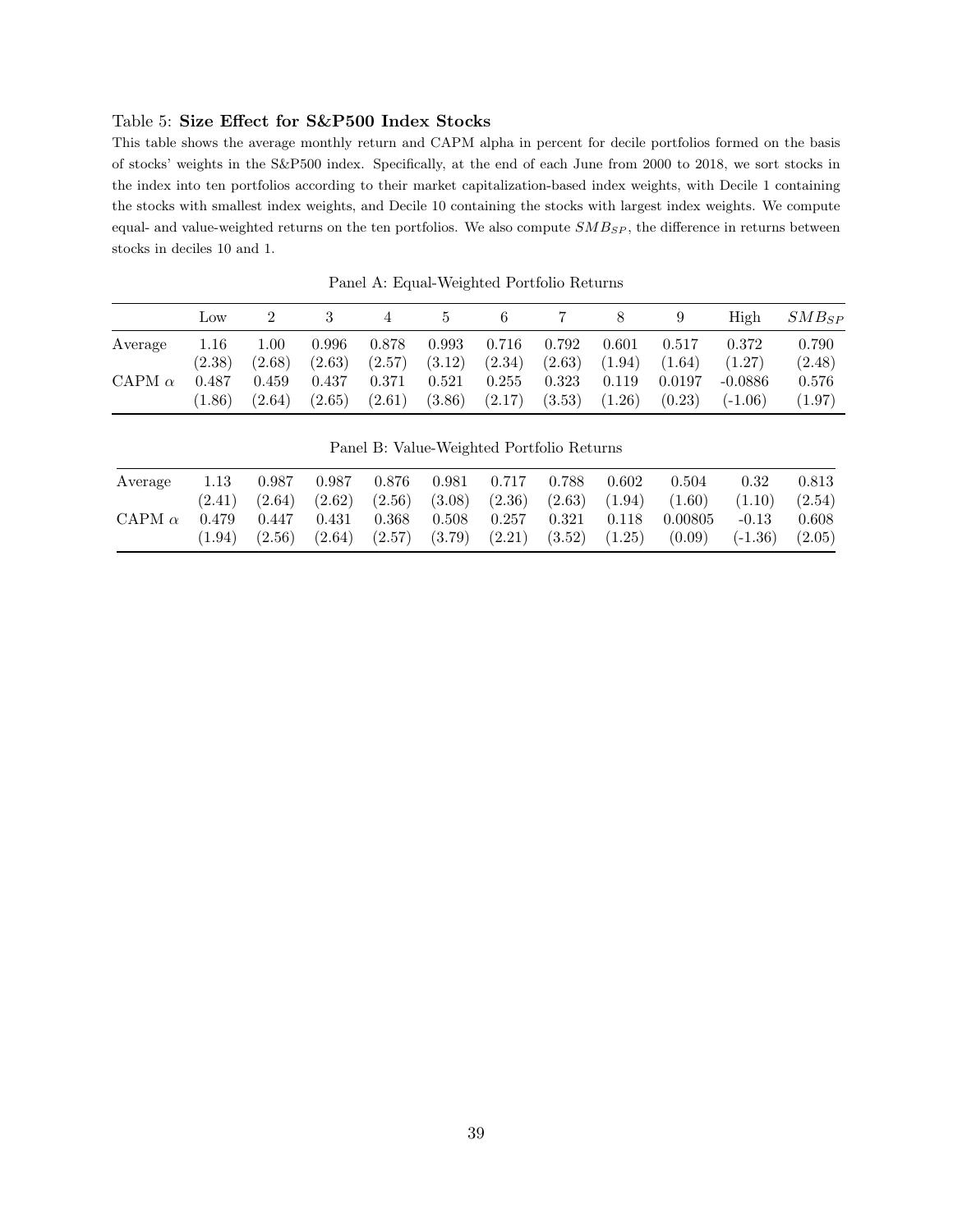Table 5: **Size Effect for S&P500 Index Stocks**

This table shows the average monthly return and CAPM alpha in percent for decile portfolios formed on the basis of stocks' weights in the S&P500 index. Specifically, at the end of each June from 2000 to 2018, we sort stocks in the index into ten portfolios according to their market capitalization-based index weights, with Decile 1 containing the stocks with smallest index weights, and Decile 10 containing the stocks with largest index weights. We compute equal- and value-weighted returns on the ten portfolios. We also compute $SMB_{SP}$, the difference in returns between stocks in deciles 10 and 1.

Panel A: Equal-Weighted Portfolio Returns

| | Low | 2 | 3 | 4 | 5 | 6 | 7 | 8 | 9 | High | $SMB_{SP}$ |
|---|---|---|---|---|---|---|---|---|---|---|---|
| Average | 1.16 | 1.00 | 0.996 | 0.878 | 0.993 | 0.716 | 0.792 | 0.601 | 0.517 | 0.372 | 0.790 |
| | (2.38) | (2.68) | (2.63) | (2.57) | (3.12) | (2.34) | (2.63) | (1.94) | (1.64) | (1.27) | (2.48) |
| CAPM $\alpha$ | 0.487 | 0.459 | 0.437 | 0.371 | 0.521 | 0.255 | 0.323 | 0.119 | 0.0197 | -0.0886 | 0.576 |
| | (1.86) | (2.64) | (2.65) | (2.61) | (3.86) | (2.17) | (3.53) | (1.26) | (0.23) | (-1.06) | (1.97) |

Panel B: Value-Weighted Portfolio Returns

| | Low | 2 | 3 | 4 | 5 | 6 | 7 | 8 | 9 | High | $SMB_{SP}$ |
|---|---|---|---|---|---|---|---|---|---|---|---|
| Average | 1.13 | 0.987 | 0.987 | 0.876 | 0.981 | 0.717 | 0.788 | 0.602 | 0.504 | 0.32 | 0.813 |
| | (2.41) | (2.64) | (2.62) | (2.56) | (3.08) | (2.36) | (2.63) | (1.94) | (1.60) | (1.10) | (2.54) |
| CAPM $\alpha$ | 0.479 | 0.447 | 0.431 | 0.368 | 0.508 | 0.257 | 0.321 | 0.118 | 0.00805 | -0.13 | 0.608 |
| | (1.94) | (2.56) | (2.64) | (2.57) | (3.79) | (2.21) | (3.52) | (1.25) | (0.09) | (-1.36) | (2.05) |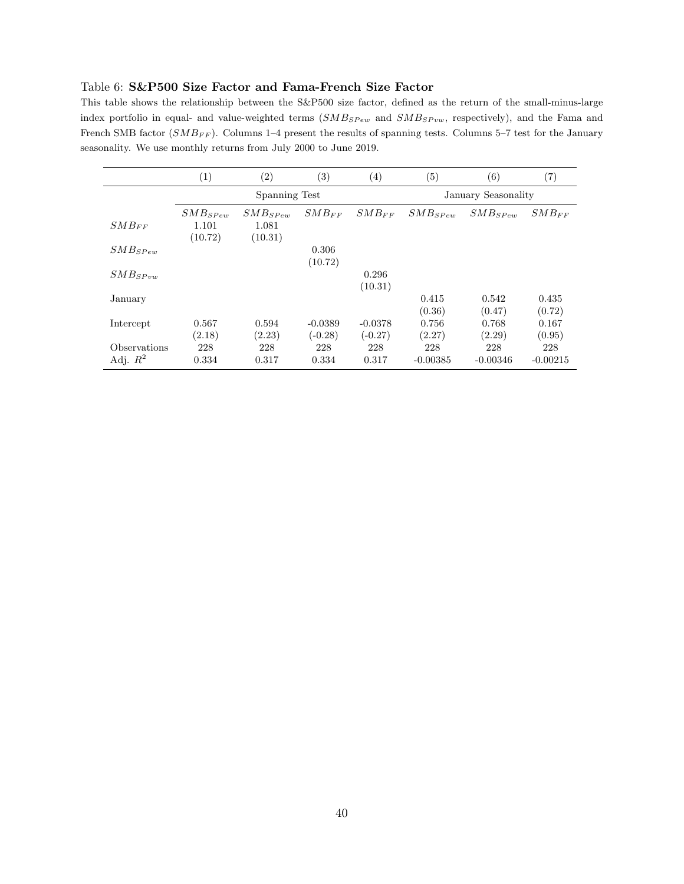Table 6: **S&P500 Size Factor and Fama-French Size Factor**

This table shows the relationship between the S&P500 size factor, defined as the return of the small-minus-large index portfolio in equal- and value-weighted terms ($SMB_{SPew}$ and $SMB_{SPvw}$, respectively), and the Fama and French SMB factor ($SMB_{FF}$). Columns 1–4 present the results of spanning tests. Columns 5–7 test for the January seasonality. We use monthly returns from July 2000 to June 2019.

| | (1) | (2) | (3) | (4) | (5) | (6) | (7) |
|---|---|---|---|---|---|---|---|
| | Spanning Test | | | | January Seasonality | | |
| | $SMB_{SPew}$ | $SMB_{SPew}$ | $SMB_{FF}$ | $SMB_{FF}$ | $SMB_{SPew}$ | $SMB_{SPew}$ | $SMB_{FF}$ |
| $SMB_{FF}$ | 1.101 | 1.081 | | | | | |
| | (10.72) | (10.31) | | | | | |
| $SMB_{SPew}$ | | | 0.306 | | | | |
| | | | (10.72) | | | | |
| $SMB_{SPvw}$ | | | | 0.296 | | | |
| | | | | (10.31) | | | |
| January | | | | | 0.415 | 0.542 | 0.435 |
| | | | | | (0.36) | (0.47) | (0.72) |
| Intercept | 0.567 | 0.594 | -0.0389 | -0.0378 | 0.756 | 0.768 | 0.167 |
| | (2.18) | (2.23) | (-0.28) | (-0.27) | (2.27) | (2.29) | (0.95) |
| Observations | 228 | 228 | 228 | 228 | 228 | 228 | 228 |
| Adj. $R^2$ | 0.334 | 0.317 | 0.334 | 0.317 | -0.00385 | -0.00346 | -0.00215 |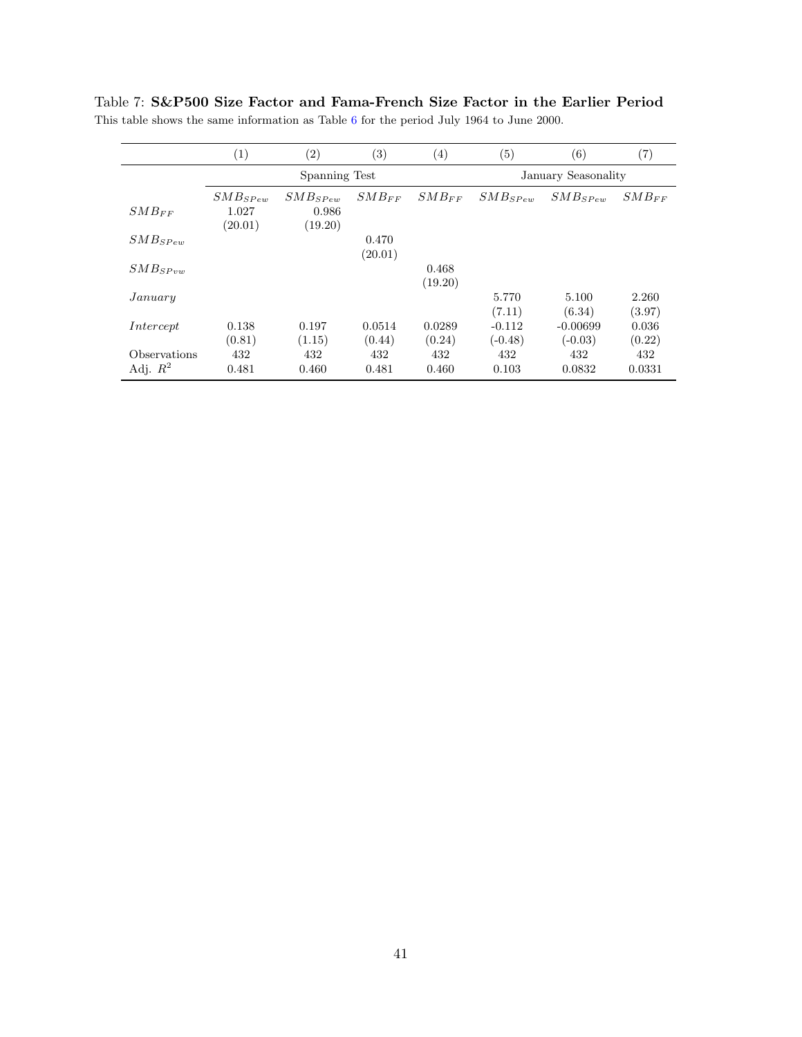Table 7: **S&P500 Size Factor and Fama-French Size Factor in the Earlier Period**
This table shows the same information as Table 6 for the period July 1964 to June 2000.

| | (1) | (2) | (3) | (4) | (5) | (6) | (7) |
|---|---|---|---|---|---|---|---|
| | Spanning Test | | | | January Seasonality | | |
| | $SMB_{SPew}$ | $SMB_{SPew}$ | $SMB_{FF}$ | $SMB_{FF}$ | $SMB_{SPew}$ | $SMB_{SPew}$ | $SMB_{FF}$ |
| $SMB_{FF}$ | 1.027 | 0.986 | | | | | |
| | (20.01) | (19.20) | | | | | |
| $SMB_{SPew}$ | | | 0.470 | | | | |
| | | | (20.01) | | | | |
| $SMB_{SPvw}$ | | | | 0.468 | | | |
| | | | | (19.20) | | | |
| *January* | | | | | 5.770 | 5.100 | 2.260 |
| | | | | | (7.11) | (6.34) | (3.97) |
| *Intercept* | 0.138 | 0.197 | 0.0514 | 0.0289 | -0.112 | -0.00699 | 0.036 |
| | (0.81) | (1.15) | (0.44) | (0.24) | (-0.48) | (-0.03) | (0.22) |
| Observations | 432 | 432 | 432 | 432 | 432 | 432 | 432 |
| Adj. $R^2$ | 0.481 | 0.460 | 0.481 | 0.460 | 0.103 | 0.0832 | 0.0331 |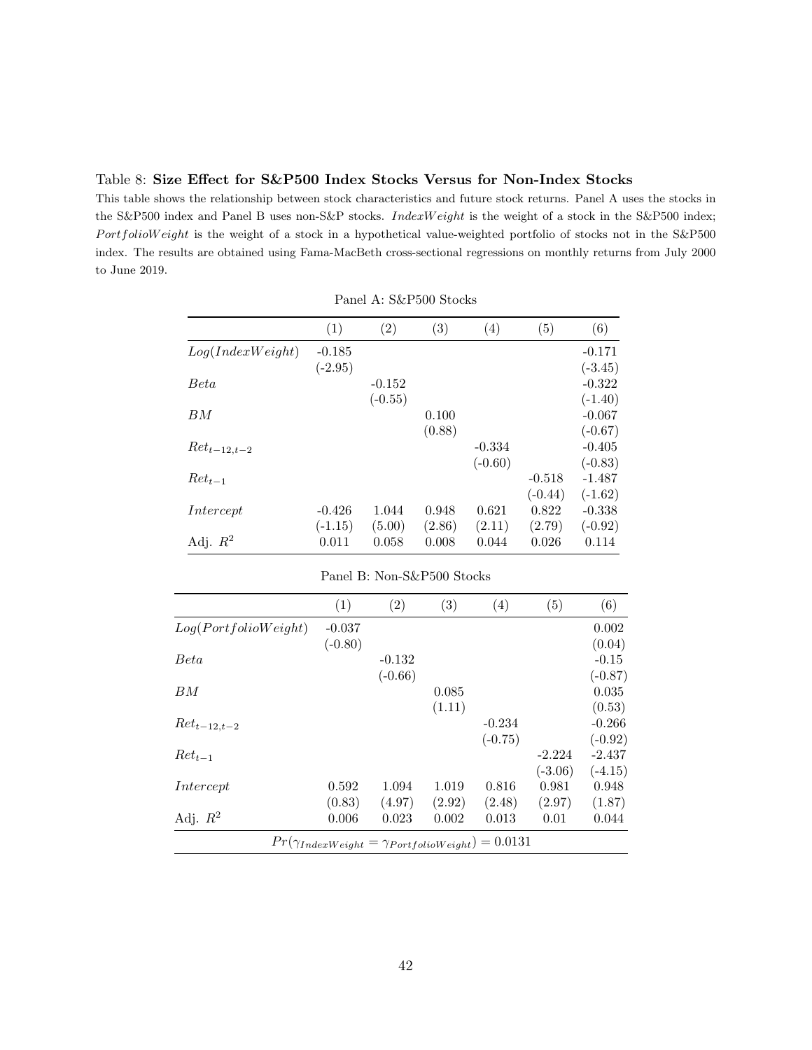Table 8: **Size Effect for S&P500 Index Stocks Versus for Non-Index Stocks**

This table shows the relationship between stock characteristics and future stock returns. Panel A uses the stocks in the S&P500 index and Panel B uses non-S&P stocks. *IndexWeight* is the weight of a stock in the S&P500 index; *PortfolioWeight* is the weight of a stock in a hypothetical value-weighted portfolio of stocks not in the S&P500 index. The results are obtained using Fama-MacBeth cross-sectional regressions on monthly returns from July 2000 to June 2019.

Panel A: S&P500 Stocks

| | (1) | (2) | (3) | (4) | (5) | (6) |
|---|---|---|---|---|---|---|
| $Log(IndexWeight)$ | -0.185 | | | | | -0.171 |
| | (-2.95) | | | | | (-3.45) |
| $Beta$ | | -0.152 | | | | -0.322 |
| | | (-0.55) | | | | (-1.40) |
| $BM$ | | | 0.100 | | | -0.067 |
| | | | (0.88) | | | (-0.67) |
| $Ret_{t-12,t-2}$ | | | | -0.334 | | -0.405 |
| | | | | (-0.60) | | (-0.83) |
| $Ret_{t-1}$ | | | | | -0.518 | -1.487 |
| | | | | | (-0.44) | (-1.62) |
| $Intercept$ | -0.426 | 1.044 | 0.948 | 0.621 | 0.822 | -0.338 |
| | (-1.15) | (5.00) | (2.86) | (2.11) | (2.79) | (-0.92) |
| Adj. $R^2$ | 0.011 | 0.058 | 0.008 | 0.044 | 0.026 | 0.114 |

Panel B: Non-S&P500 Stocks

| | (1) | (2) | (3) | (4) | (5) | (6) |
|---|---|---|---|---|---|---|
| $Log(PortfolioWeight)$ | -0.037 | | | | | 0.002 |
| | (-0.80) | | | | | (0.04) |
| $Beta$ | | -0.132 | | | | -0.15 |
| | | (-0.66) | | | | (-0.87) |
| $BM$ | | | 0.085 | | | 0.035 |
| | | | (1.11) | | | (0.53) |
| $Ret_{t-12,t-2}$ | | | | -0.234 | | -0.266 |
| | | | | (-0.75) | | (-0.92) |
| $Ret_{t-1}$ | | | | | -2.224 | -2.437 |
| | | | | | (-3.06) | (-4.15) |
| $Intercept$ | 0.592 | 1.094 | 1.019 | 0.816 | 0.981 | 0.948 |
| | (0.83) | (4.97) | (2.92) | (2.48) | (2.97) | (1.87) |
| Adj. $R^2$ | 0.006 | 0.023 | 0.002 | 0.013 | 0.01 | 0.044 |

$Pr(\gamma_{IndexWeight} = \gamma_{PortfolioWeight}) = 0.0131$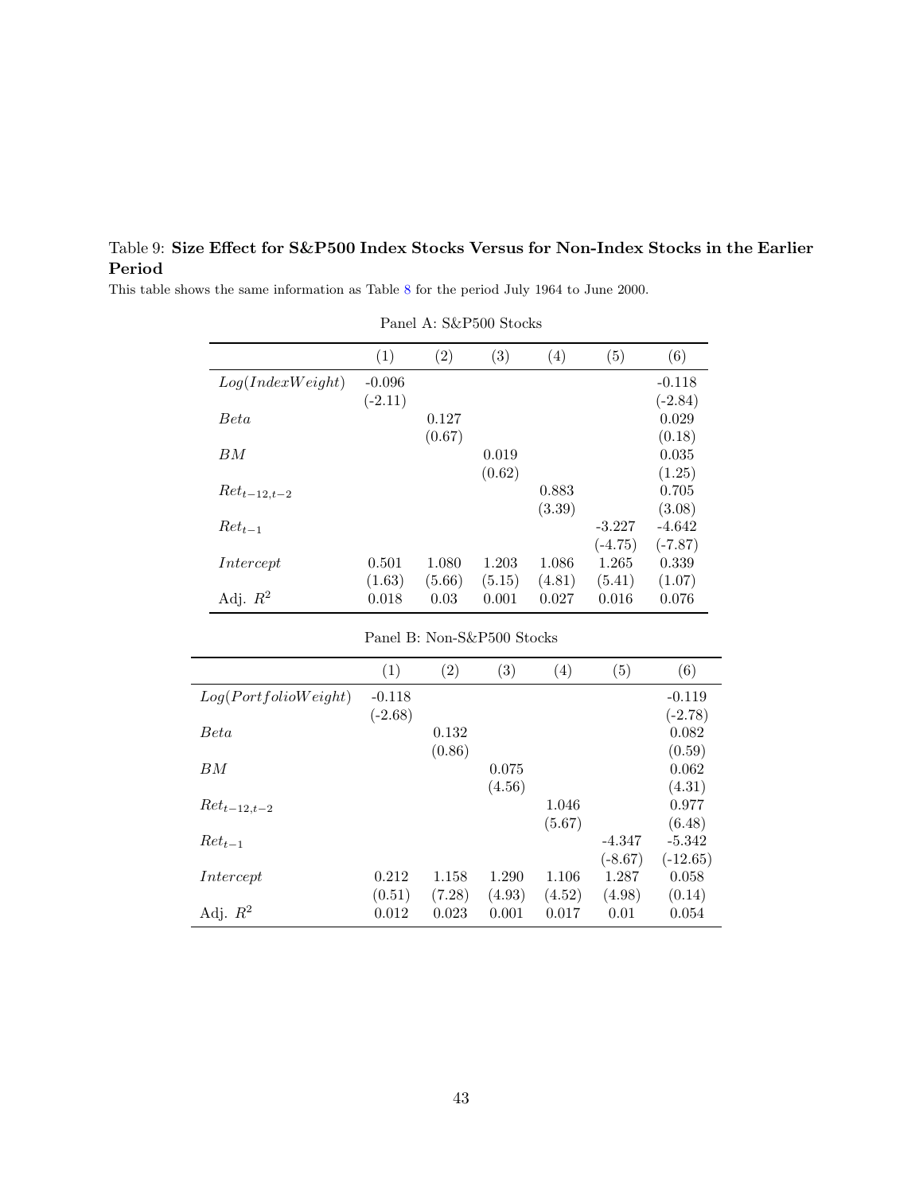Table 9: **Size Effect for S&P500 Index Stocks Versus for Non-Index Stocks in the Earlier Period**

This table shows the same information as Table 8 for the period July 1964 to June 2000.

Panel A: S&P500 Stocks

| | (1) | (2) | (3) | (4) | (5) | (6) |
|---|---|---|---|---|---|---|
| $Log(IndexWeight)$ | -0.096 | | | | | -0.118 |
| | (-2.11) | | | | | (-2.84) |
| $Beta$ | | 0.127 | | | | 0.029 |
| | | (0.67) | | | | (0.18) |
| $BM$ | | | 0.019 | | | 0.035 |
| | | | (0.62) | | | (1.25) |
| $Ret_{t-12,t-2}$ | | | | 0.883 | | 0.705 |
| | | | | (3.39) | | (3.08) |
| $Ret_{t-1}$ | | | | | -3.227 | -4.642 |
| | | | | | (-4.75) | (-7.87) |
| $Intercept$ | 0.501 | 1.080 | 1.203 | 1.086 | 1.265 | 0.339 |
| | (1.63) | (5.66) | (5.15) | (4.81) | (5.41) | (1.07) |
| Adj. $R^2$ | 0.018 | 0.03 | 0.001 | 0.027 | 0.016 | 0.076 |

Panel B: Non-S&P500 Stocks

| | (1) | (2) | (3) | (4) | (5) | (6) |
|---|---|---|---|---|---|---|
| $Log(PortfolioWeight)$ | -0.118 | | | | | -0.119 |
| | (-2.68) | | | | | (-2.78) |
| $Beta$ | | 0.132 | | | | 0.082 |
| | | (0.86) | | | | (0.59) |
| $BM$ | | | 0.075 | | | 0.062 |
| | | | (4.56) | | | (4.31) |
| $Ret_{t-12,t-2}$ | | | | 1.046 | | 0.977 |
| | | | | (5.67) | | (6.48) |
| $Ret_{t-1}$ | | | | | -4.347 | -5.342 |
| | | | | | (-8.67) | (-12.65) |
| $Intercept$ | 0.212 | 1.158 | 1.290 | 1.106 | 1.287 | 0.058 |
| | (0.51) | (7.28) | (4.93) | (4.52) | (4.98) | (0.14) |
| Adj. $R^2$ | 0.012 | 0.023 | 0.001 | 0.017 | 0.01 | 0.054 |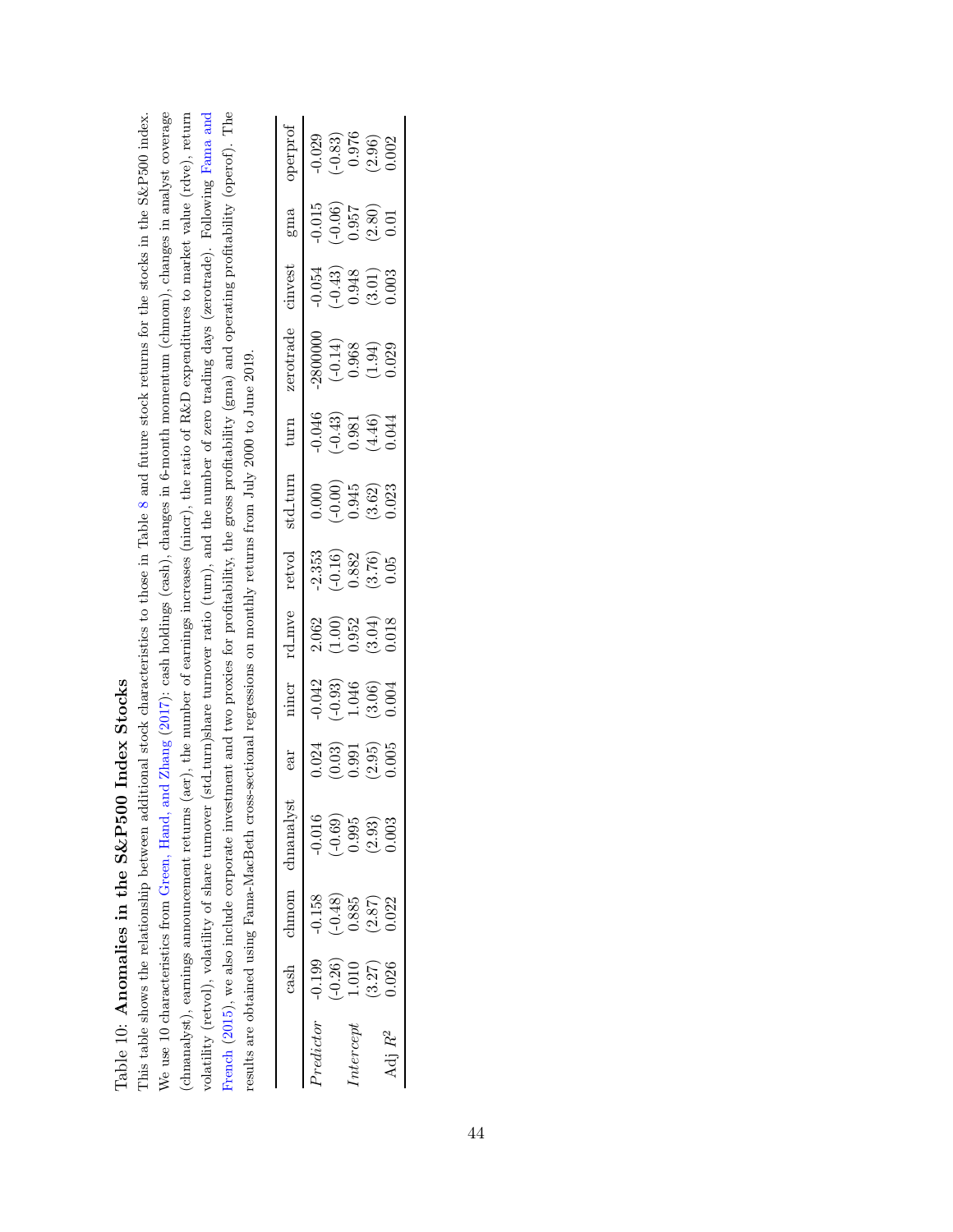Table 10: **Anomalies in the S&P500 Index Stocks**

This table shows the relationship between additional stock characteristics to those in Table 8 and future stock returns for the stocks in the S&P500 index. We use 10 characteristics from Green, Hand, and Zhang (2017): cash holdings (cash), changes in 6-month momentum (chmom), changes in analyst coverage (chnanalyst), earnings announcement returns (aer), the number of earnings increases (nincr), the ratio of R&D expenditures to market value (rdve), return volatility (retvol), volatility of share turnover (std_turn)share turnover ratio (turn), and the number of zero trading days (zerotrade). Following Fama and French (2015), we also include corporate investment and two proxies for profitability, the gross profitability (gma) and operating profitability (operof). The results are obtained using Fama-MacBeth cross-sectional regressions on monthly returns from July 2000 to June 2019.

| | cash | chmom | chnanalyst | ear | nincr | rd_mve | retvol | std_turn | turn | zerotrade | cinvest | gma | operprof |
|---|---|---|---|---|---|---|---|---|---|---|---|---|---|
| *Predictor* | -0.199 | -0.158 | -0.016 | 0.024 | -0.042 | 2.062 | -2.353 | 0.000 | -0.046 | -2800000 | -0.054 | -0.015 | -0.029 |
| | (-0.26) | (-0.48) | (-0.69) | (0.03) | (-0.93) | (1.00) | (-0.16) | (-0.00) | (-0.43) | (-0.14) | (-0.43) | (-0.06) | (-0.83) |
| *Intercept* | 1.010 | 0.885 | 0.995 | 0.991 | 1.046 | 0.952 | 0.882 | 0.945 | 0.981 | 0.968 | 0.948 | 0.957 | 0.976 |
| | (3.27) | (2.87) | (2.93) | (2.95) | (3.06) | (3.04) | (3.76) | (3.62) | (4.46) | (1.94) | (3.01) | (2.80) | (2.96) |
| Adj $R^2$ | 0.026 | 0.022 | 0.003 | 0.005 | 0.004 | 0.018 | 0.05 | 0.023 | 0.044 | 0.029 | 0.003 | 0.01 | 0.002 |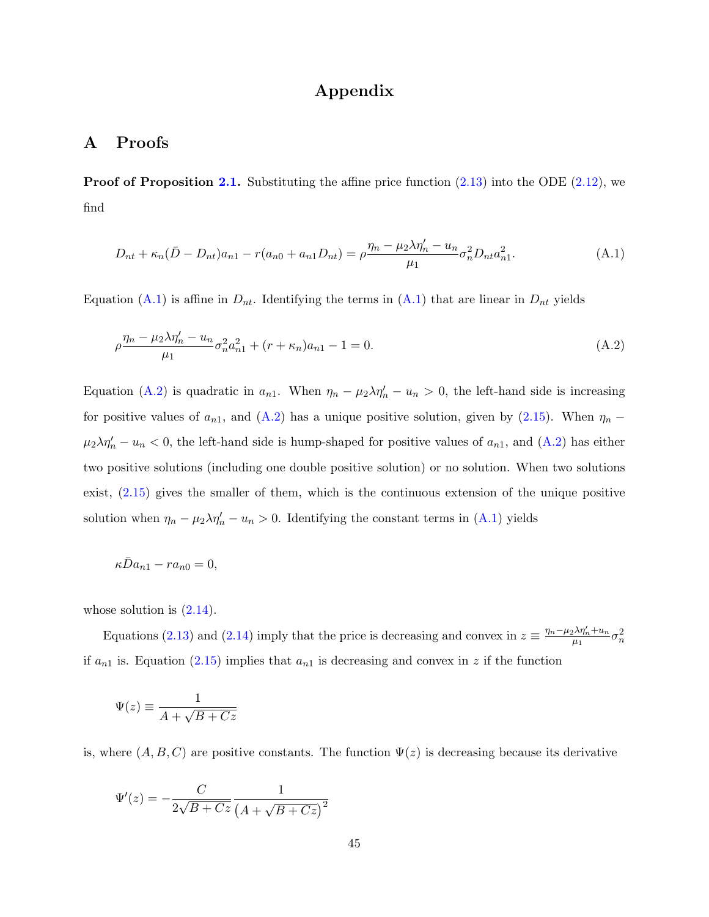# Appendix

## A Proofs

**Proof of Proposition 2.1.** Substituting the affine price function (2.13) into the ODE (2.12), we find

$$D_{nt} + \kappa_n(\bar{D} - D_{nt})a_{n1} - r(a_{n0} + a_{n1}D_{nt}) = \rho\frac{\eta_n - \mu_2\lambda\eta_n' - u_n}{\mu_1}\sigma_n^2 D_{nt}a_{n1}^2. \tag{A.1}$$

Equation (A.1) is affine in $D_{nt}$. Identifying the terms in (A.1) that are linear in $D_{nt}$ yields

$$\rho\frac{\eta_n - \mu_2\lambda\eta_n' - u_n}{\mu_1}\sigma_n^2 a_{n1}^2 + (r + \kappa_n)a_{n1} - 1 = 0. \tag{A.2}$$

Equation (A.2) is quadratic in $a_{n1}$. When $\eta_n - \mu_2\lambda\eta_n' - u_n > 0$, the left-hand side is increasing for positive values of $a_{n1}$, and (A.2) has a unique positive solution, given by (2.15). When $\eta_n - \mu_2\lambda\eta_n' - u_n < 0$, the left-hand side is hump-shaped for positive values of $a_{n1}$, and (A.2) has either two positive solutions (including one double positive solution) or no solution. When two solutions exist, (2.15) gives the smaller of them, which is the continuous extension of the unique positive solution when $\eta_n - \mu_2\lambda\eta_n' - u_n > 0$. Identifying the constant terms in (A.1) yields

$$\kappa\bar{D}a_{n1} - ra_{n0} = 0,$$

whose solution is (2.14).

Equations (2.13) and (2.14) imply that the price is decreasing and convex in $z \equiv \frac{\eta_n - \mu_2\lambda\eta_n' + u_n}{\mu_1}\sigma_n^2$ if $a_{n1}$ is. Equation (2.15) implies that $a_{n1}$ is decreasing and convex in $z$ if the function

$$\Psi(z) \equiv \frac{1}{A + \sqrt{B + Cz}}$$

is, where $(A, B, C)$ are positive constants. The function $\Psi(z)$ is decreasing because its derivative

$$\Psi'(z) = -\frac{C}{2\sqrt{B + Cz}}\frac{1}{\left(A + \sqrt{B + Cz}\right)^2}$$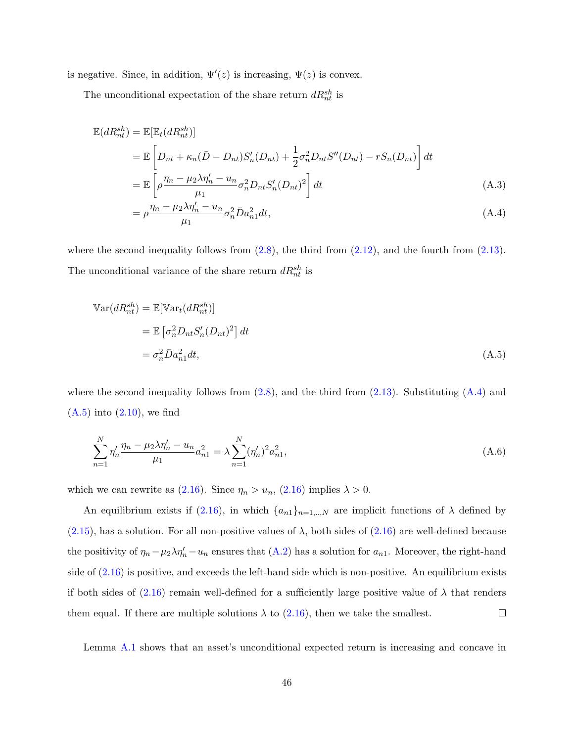is negative. Since, in addition, $\Psi'(z)$ is increasing, $\Psi(z)$ is convex.

The unconditional expectation of the share return $dR^{sh}_{nt}$ is

$$
\begin{aligned}
\mathbb{E}(dR^{sh}_{nt}) &= \mathbb{E}[\mathbb{E}_t(dR^{sh}_{nt})] \\
&= \mathbb{E}\left[D_{nt} + \kappa_n(\bar{D} - D_{nt})S'_n(D_{nt}) + \frac{1}{2}\sigma_n^2 D_{nt} S''(D_{nt}) - rS_n(D_{nt})\right] dt \\
&= \mathbb{E}\left[\rho \frac{\eta_n - \mu_2 \lambda \eta'_n - u_n}{\mu_1} \sigma_n^2 D_{nt} S'_n(D_{nt})^2\right] dt \qquad \text{(A.3)} \\
&= \rho \frac{\eta_n - \mu_2 \lambda \eta'_n - u_n}{\mu_1} \sigma_n^2 \bar{D} a_{n1}^2 dt, \qquad \text{(A.4)}
\end{aligned}
$$

where the second inequality follows from (2.8), the third from (2.12), and the fourth from (2.13). The unconditional variance of the share return $dR^{sh}_{nt}$ is

$$
\begin{aligned}
\mathbb{V}\mathrm{ar}(dR^{sh}_{nt}) &= \mathbb{E}[\mathbb{V}\mathrm{ar}_t(dR^{sh}_{nt})] \\
&= \mathbb{E}\left[\sigma_n^2 D_{nt} S'_n(D_{nt})^2\right] dt \\
&= \sigma_n^2 \bar{D} a_{n1}^2 dt, \qquad \text{(A.5)}
\end{aligned}
$$

where the second inequality follows from (2.8), and the third from (2.13). Substituting (A.4) and (A.5) into (2.10), we find

$$
\sum_{n=1}^{N} \eta'_n \frac{\eta_n - \mu_2 \lambda \eta'_n - u_n}{\mu_1} a_{n1}^2 = \lambda \sum_{n=1}^{N} (\eta'_n)^2 a_{n1}^2, \qquad \text{(A.6)}
$$

which we can rewrite as (2.16). Since $\eta_n > u_n$, (2.16) implies $\lambda > 0$.

An equilibrium exists if (2.16), in which $\{a_{n1}\}_{n=1,..,N}$ are implicit functions of $\lambda$ defined by (2.15), has a solution. For all non-positive values of $\lambda$, both sides of (2.16) are well-defined because the positivity of $\eta_n - \mu_2 \lambda \eta'_n - u_n$ ensures that (A.2) has a solution for $a_{n1}$. Moreover, the right-hand side of (2.16) is positive, and exceeds the left-hand side which is non-positive. An equilibrium exists if both sides of (2.16) remain well-defined for a sufficiently large positive value of $\lambda$ that renders them equal. If there are multiple solutions $\lambda$ to (2.16), then we take the smallest. $\square$

Lemma A.1 shows that an asset's unconditional expected return is increasing and concave in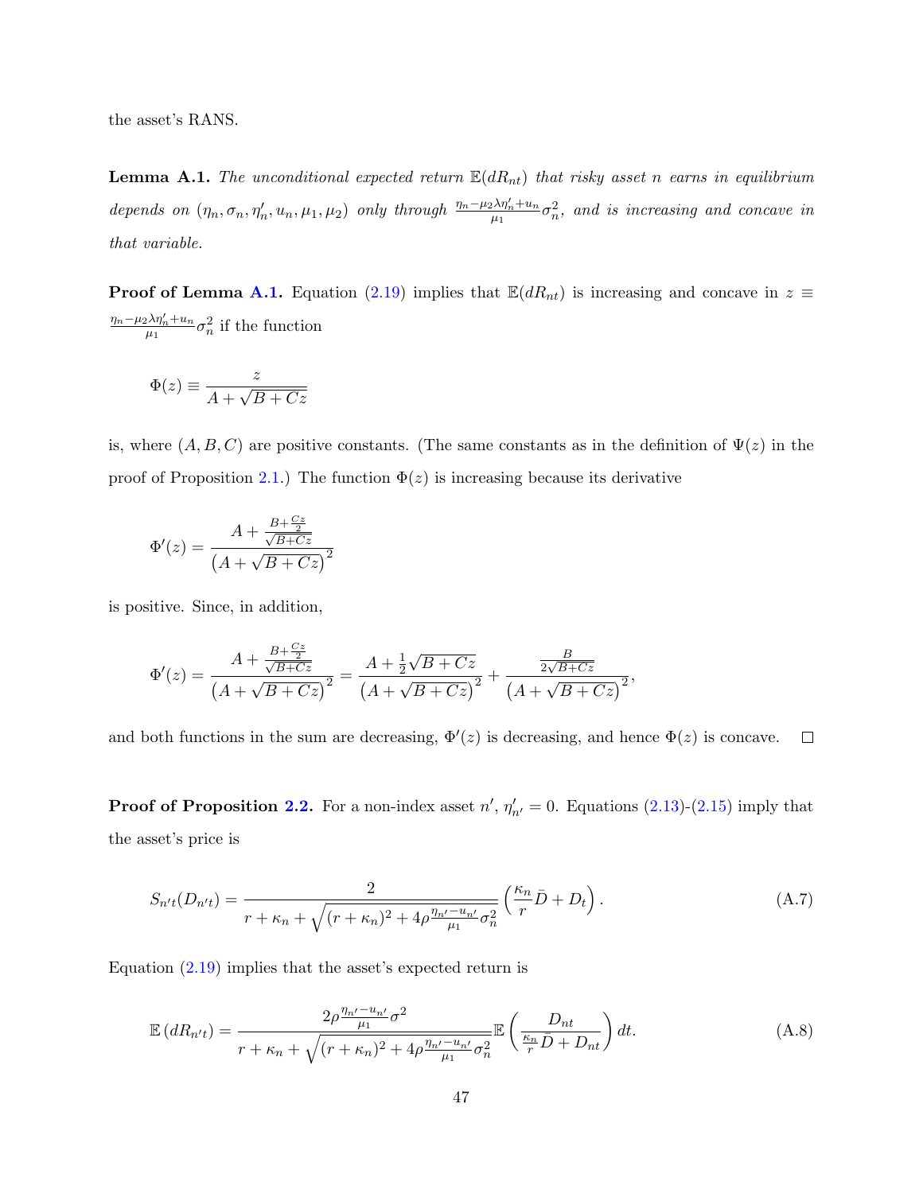the asset's RANS.

**Lemma A.1.** *The unconditional expected return $\mathbb{E}(dR_{nt})$ that risky asset $n$ earns in equilibrium depends on $(\eta_n, \sigma_n, \eta'_n, u_n, \mu_1, \mu_2)$ only through $\frac{\eta_n - \mu_2 \lambda \eta'_n + u_n}{\mu_1}\sigma_n^2$, and is increasing and concave in that variable.*

**Proof of Lemma A.1.** Equation (2.19) implies that $\mathbb{E}(dR_{nt})$ is increasing and concave in $z \equiv \frac{\eta_n - \mu_2 \lambda \eta'_n + u_n}{\mu_1}\sigma_n^2$ if the function

$$\Phi(z) \equiv \frac{z}{A + \sqrt{B + Cz}}$$

is, where $(A, B, C)$ are positive constants. (The same constants as in the definition of $\Psi(z)$ in the proof of Proposition 2.1.) The function $\Phi(z)$ is increasing because its derivative

$$\Phi'(z) = \frac{A + \frac{B + \frac{Cz}{2}}{\sqrt{B+Cz}}}{\left(A + \sqrt{B+Cz}\right)^2}$$

is positive. Since, in addition,

$$\Phi'(z) = \frac{A + \frac{B + \frac{Cz}{2}}{\sqrt{B+Cz}}}{\left(A + \sqrt{B+Cz}\right)^2} = \frac{A + \frac{1}{2}\sqrt{B+Cz}}{\left(A + \sqrt{B+Cz}\right)^2} + \frac{\frac{B}{2\sqrt{B+Cz}}}{\left(A + \sqrt{B+Cz}\right)^2},$$

and both functions in the sum are decreasing, $\Phi'(z)$ is decreasing, and hence $\Phi(z)$ is concave. $\square$

**Proof of Proposition 2.2.** For a non-index asset $n'$, $\eta'_{n'} = 0$. Equations (2.13)-(2.15) imply that the asset's price is

$$S_{n't}(D_{n't}) = \frac{2}{r + \kappa_n + \sqrt{(r+\kappa_n)^2 + 4\rho \frac{\eta_{n'} - u_{n'}}{\mu_1}\sigma_n^2}} \left( \frac{\kappa_n}{r}\bar{D} + D_t \right). \tag{A.7}$$

Equation (2.19) implies that the asset's expected return is

$$\mathbb{E}\left(dR_{n't}\right) = \frac{2\rho \frac{\eta_{n'} - u_{n'}}{\mu_1}\sigma^2}{r + \kappa_n + \sqrt{(r+\kappa_n)^2 + 4\rho \frac{\eta_{n'} - u_{n'}}{\mu_1}\sigma_n^2}} \mathbb{E}\left( \frac{D_{nt}}{\frac{\kappa_n}{r}\bar{D} + D_{nt}} \right) dt. \tag{A.8}$$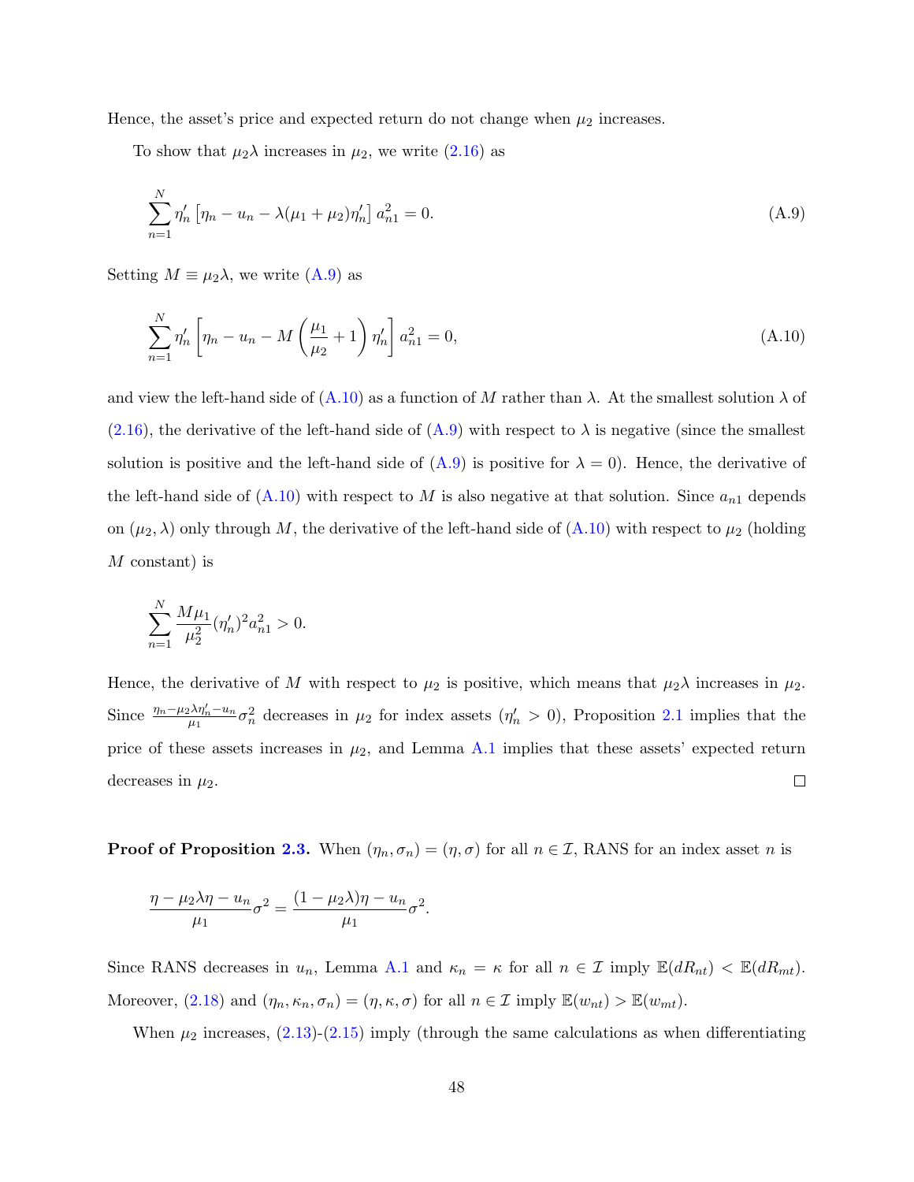Hence, the asset's price and expected return do not change when $\mu_2$ increases.

To show that $\mu_2\lambda$ increases in $\mu_2$, we write (2.16) as

$$\sum_{n=1}^{N} \eta_n' \left[\eta_n - u_n - \lambda(\mu_1 + \mu_2)\eta_n'\right] a_{n1}^2 = 0. \tag{A.9}$$

Setting $M \equiv \mu_2\lambda$, we write (A.9) as

$$\sum_{n=1}^{N} \eta_n' \left[\eta_n - u_n - M\left(\frac{\mu_1}{\mu_2} + 1\right)\eta_n'\right] a_{n1}^2 = 0, \tag{A.10}$$

and view the left-hand side of (A.10) as a function of $M$ rather than $\lambda$. At the smallest solution $\lambda$ of (2.16), the derivative of the left-hand side of (A.9) with respect to $\lambda$ is negative (since the smallest solution is positive and the left-hand side of (A.9) is positive for $\lambda = 0$). Hence, the derivative of the left-hand side of (A.10) with respect to $M$ is also negative at that solution. Since $a_{n1}$ depends on $(\mu_2, \lambda)$ only through $M$, the derivative of the left-hand side of (A.10) with respect to $\mu_2$ (holding $M$ constant) is

$$\sum_{n=1}^{N} \frac{M\mu_1}{\mu_2^2}(\eta_n')^2 a_{n1}^2 > 0.$$

Hence, the derivative of $M$ with respect to $\mu_2$ is positive, which means that $\mu_2\lambda$ increases in $\mu_2$. Since $\frac{\eta_n - \mu_2\lambda\eta_n' - u_n}{\mu_1}\sigma_n^2$ decreases in $\mu_2$ for index assets ($\eta_n' > 0$), Proposition 2.1 implies that the price of these assets increases in $\mu_2$, and Lemma A.1 implies that these assets' expected return decreases in $\mu_2$. □

**Proof of Proposition 2.3.** When $(\eta_n, \sigma_n) = (\eta, \sigma)$ for all $n \in \mathcal{I}$, RANS for an index asset $n$ is

$$\frac{\eta - \mu_2\lambda\eta - u_n}{\mu_1}\sigma^2 = \frac{(1 - \mu_2\lambda)\eta - u_n}{\mu_1}\sigma^2.$$

Since RANS decreases in $u_n$, Lemma A.1 and $\kappa_n = \kappa$ for all $n \in \mathcal{I}$ imply $\mathbb{E}(dR_{nt}) < \mathbb{E}(dR_{mt})$. Moreover, (2.18) and $(\eta_n, \kappa_n, \sigma_n) = (\eta, \kappa, \sigma)$ for all $n \in \mathcal{I}$ imply $\mathbb{E}(w_{nt}) > \mathbb{E}(w_{mt})$.

When $\mu_2$ increases, (2.13)-(2.15) imply (through the same calculations as when differentiating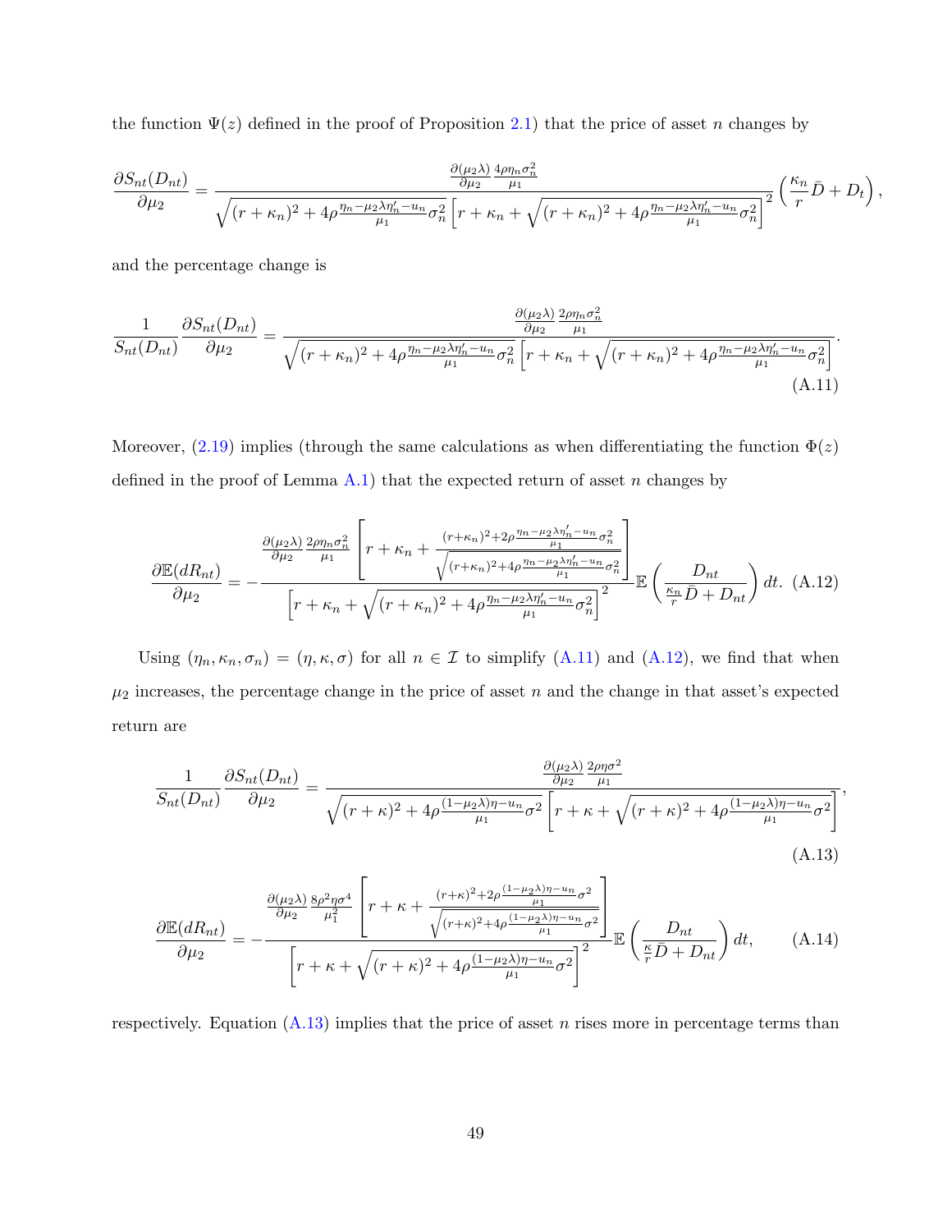the function $\Psi(z)$ defined in the proof of Proposition 2.1) that the price of asset $n$ changes by

$$\frac{\partial S_{nt}(D_{nt})}{\partial \mu_2} = \frac{\frac{\partial(\mu_2\lambda)}{\partial \mu_2}\frac{4\rho\eta_n\sigma_n^2}{\mu_1}}{\sqrt{(r+\kappa_n)^2+4\rho\frac{\eta_n-\mu_2\lambda\eta_n'-u_n}{\mu_1}\sigma_n^2}\left[r+\kappa_n+\sqrt{(r+\kappa_n)^2+4\rho\frac{\eta_n-\mu_2\lambda\eta_n'-u_n}{\mu_1}\sigma_n^2}\right]^2}\left(\frac{\kappa_n}{r}\bar{D}+D_t\right),$$

and the percentage change is

$$\frac{1}{S_{nt}(D_{nt})}\frac{\partial S_{nt}(D_{nt})}{\partial \mu_2} = \frac{\frac{\partial(\mu_2\lambda)}{\partial \mu_2}\frac{2\rho\eta_n\sigma_n^2}{\mu_1}}{\sqrt{(r+\kappa_n)^2+4\rho\frac{\eta_n-\mu_2\lambda\eta_n'-u_n}{\mu_1}\sigma_n^2}\left[r+\kappa_n+\sqrt{(r+\kappa_n)^2+4\rho\frac{\eta_n-\mu_2\lambda\eta_n'-u_n}{\mu_1}\sigma_n^2}\right]}. \tag{A.11}$$

Moreover, (2.19) implies (through the same calculations as when differentiating the function $\Phi(z)$ defined in the proof of Lemma A.1) that the expected return of asset $n$ changes by

$$\frac{\partial \mathbb{E}(dR_{nt})}{\partial \mu_2} = -\frac{\frac{\partial(\mu_2\lambda)}{\partial \mu_2}\frac{2\rho\eta_n\sigma_n^2}{\mu_1}\left[r+\kappa_n+\frac{(r+\kappa_n)^2+2\rho\frac{\eta_n-\mu_2\lambda\eta_n'-u_n}{\mu_1}\sigma_n^2}{\sqrt{(r+\kappa_n)^2+4\rho\frac{\eta_n-\mu_2\lambda\eta_n'-u_n}{\mu_1}\sigma_n^2}}\right]}{\left[r+\kappa_n+\sqrt{(r+\kappa_n)^2+4\rho\frac{\eta_n-\mu_2\lambda\eta_n'-u_n}{\mu_1}\sigma_n^2}\right]^2}\mathbb{E}\left(\frac{D_{nt}}{\frac{\kappa_n}{r}\bar{D}+D_{nt}}\right)dt. \tag{A.12}$$

Using $(\eta_n,\kappa_n,\sigma_n)=(\eta,\kappa,\sigma)$ for all $n\in\mathcal{I}$ to simplify (A.11) and (A.12), we find that when $\mu_2$ increases, the percentage change in the price of asset $n$ and the change in that asset's expected return are

$$\frac{1}{S_{nt}(D_{nt})}\frac{\partial S_{nt}(D_{nt})}{\partial \mu_2} = \frac{\frac{\partial(\mu_2\lambda)}{\partial \mu_2}\frac{2\rho\eta\sigma^2}{\mu_1}}{\sqrt{(r+\kappa)^2+4\rho\frac{(1-\mu_2\lambda)\eta-u_n}{\mu_1}\sigma^2}\left[r+\kappa+\sqrt{(r+\kappa)^2+4\rho\frac{(1-\mu_2\lambda)\eta-u_n}{\mu_1}\sigma^2}\right]}, \tag{A.13}$$

$$\frac{\partial \mathbb{E}(dR_{nt})}{\partial \mu_2} = -\frac{\frac{\partial(\mu_2\lambda)}{\partial \mu_2}\frac{8\rho^2\eta\sigma^4}{\mu_1^2}\left[r+\kappa+\frac{(r+\kappa)^2+2\rho\frac{(1-\mu_2\lambda)\eta-u_n}{\mu_1}\sigma^2}{\sqrt{(r+\kappa)^2+4\rho\frac{(1-\mu_2\lambda)\eta-u_n}{\mu_1}\sigma^2}}\right]}{\left[r+\kappa+\sqrt{(r+\kappa)^2+4\rho\frac{(1-\mu_2\lambda)\eta-u_n}{\mu_1}\sigma^2}\right]^2}\mathbb{E}\left(\frac{D_{nt}}{\frac{\kappa}{r}\bar{D}+D_{nt}}\right)dt, \tag{A.14}$$

respectively. Equation (A.13) implies that the price of asset $n$ rises more in percentage terms than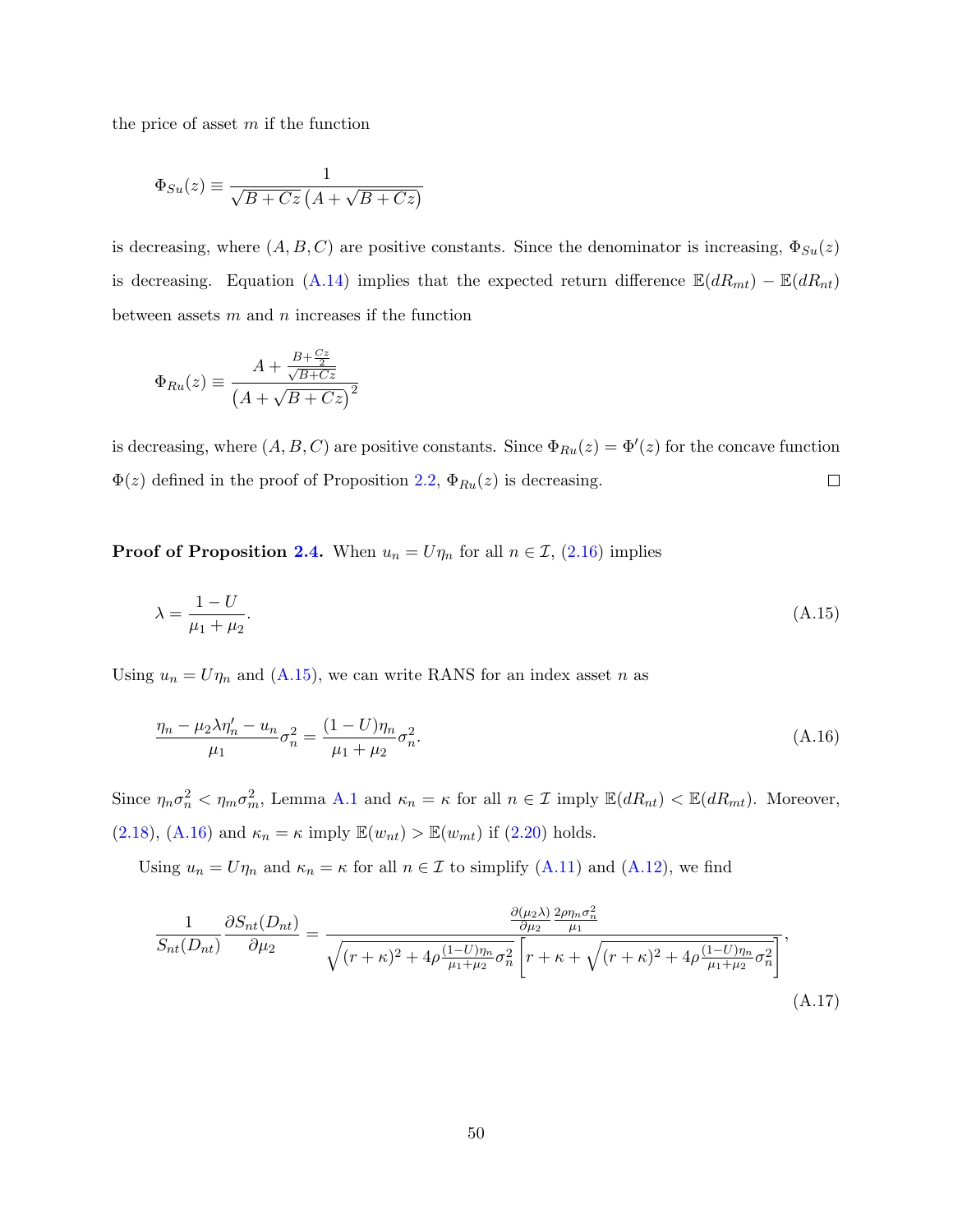the price of asset $m$ if the function

$$\Phi_{Su}(z) \equiv \frac{1}{\sqrt{B+Cz}\left(A+\sqrt{B+Cz}\right)}$$

is decreasing, where $(A, B, C)$ are positive constants. Since the denominator is increasing, $\Phi_{Su}(z)$ is decreasing. Equation (A.14) implies that the expected return difference $\mathbb{E}(dR_{mt}) - \mathbb{E}(dR_{nt})$ between assets $m$ and $n$ increases if the function

$$\Phi_{Ru}(z) \equiv \frac{A + \frac{B+\frac{Cz}{2}}{\sqrt{B+Cz}}}{\left(A+\sqrt{B+Cz}\right)^2}$$

is decreasing, where $(A, B, C)$ are positive constants. Since $\Phi_{Ru}(z) = \Phi'(z)$ for the concave function $\Phi(z)$ defined in the proof of Proposition 2.2, $\Phi_{Ru}(z)$ is decreasing. □

**Proof of Proposition 2.4.** When $u_n = U\eta_n$ for all $n \in \mathcal{I}$, (2.16) implies

$$\lambda = \frac{1-U}{\mu_1+\mu_2}. \tag{A.15}$$

Using $u_n = U\eta_n$ and (A.15), we can write RANS for an index asset $n$ as

$$\frac{\eta_n - \mu_2\lambda\eta_n' - u_n}{\mu_1}\sigma_n^2 = \frac{(1-U)\eta_n}{\mu_1+\mu_2}\sigma_n^2. \tag{A.16}$$

Since $\eta_n\sigma_n^2 < \eta_m\sigma_m^2$, Lemma A.1 and $\kappa_n = \kappa$ for all $n \in \mathcal{I}$ imply $\mathbb{E}(dR_{nt}) < \mathbb{E}(dR_{mt})$. Moreover, (2.18), (A.16) and $\kappa_n = \kappa$ imply $\mathbb{E}(w_{nt}) > \mathbb{E}(w_{mt})$ if (2.20) holds.

Using $u_n = U\eta_n$ and $\kappa_n = \kappa$ for all $n \in \mathcal{I}$ to simplify (A.11) and (A.12), we find

$$\frac{1}{S_{nt}(D_{nt})}\frac{\partial S_{nt}(D_{nt})}{\partial\mu_2} = \frac{\frac{\partial(\mu_2\lambda)}{\partial\mu_2}\frac{2\rho\eta_n\sigma_n^2}{\mu_1}}{\sqrt{(r+\kappa)^2 + 4\rho\frac{(1-U)\eta_n}{\mu_1+\mu_2}\sigma_n^2}\left[r+\kappa+\sqrt{(r+\kappa)^2+4\rho\frac{(1-U)\eta_n}{\mu_1+\mu_2}\sigma_n^2}\right]}, \tag{A.17}$$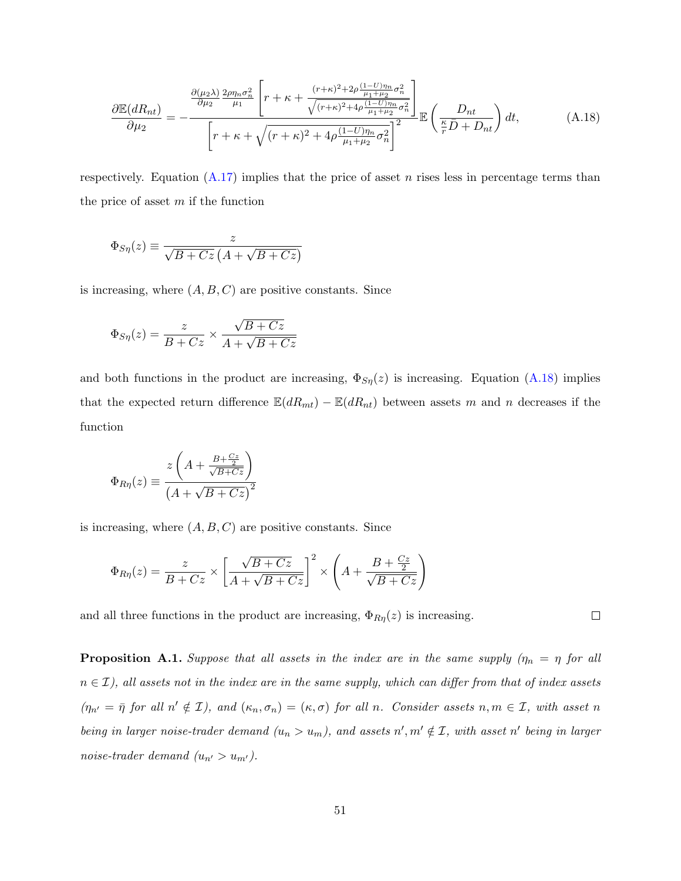$$\frac{\partial \mathbb{E}(dR_{nt})}{\partial \mu_2} = -\frac{\frac{\partial(\mu_2\lambda)}{\partial\mu_2}\frac{2\rho\eta_n\sigma_n^2}{\mu_1}\left[r+\kappa+\frac{(r+\kappa)^2+2\rho\frac{(1-U)\eta_n}{\mu_1+\mu_2}\sigma_n^2}{\sqrt{(r+\kappa)^2+4\rho\frac{(1-U)\eta_n}{\mu_1+\mu_2}\sigma_n^2}}\right]}{\left[r+\kappa+\sqrt{(r+\kappa)^2+4\rho\frac{(1-U)\eta_n}{\mu_1+\mu_2}\sigma_n^2}\right]^2}\mathbb{E}\left(\frac{D_{nt}}{\frac{\kappa}{r}\bar{D}+D_{nt}}\right)dt, \tag{A.18}$$

respectively. Equation (A.17) implies that the price of asset $n$ rises less in percentage terms than the price of asset $m$ if the function

$$\Phi_{S\eta}(z) \equiv \frac{z}{\sqrt{B+Cz}\left(A+\sqrt{B+Cz}\right)}$$

is increasing, where $(A, B, C)$ are positive constants. Since

$$\Phi_{S\eta}(z) = \frac{z}{B+Cz} \times \frac{\sqrt{B+Cz}}{A+\sqrt{B+Cz}}$$

and both functions in the product are increasing, $\Phi_{S\eta}(z)$ is increasing. Equation (A.18) implies that the expected return difference $\mathbb{E}(dR_{mt}) - \mathbb{E}(dR_{nt})$ between assets $m$ and $n$ decreases if the function

$$\Phi_{R\eta}(z) \equiv \frac{z\left(A+\frac{B+\frac{Cz}{2}}{\sqrt{B+Cz}}\right)}{\left(A+\sqrt{B+Cz}\right)^2}$$

is increasing, where $(A, B, C)$ are positive constants. Since

$$\Phi_{R\eta}(z) = \frac{z}{B+Cz} \times \left[\frac{\sqrt{B+Cz}}{A+\sqrt{B+Cz}}\right]^2 \times \left(A+\frac{B+\frac{Cz}{2}}{\sqrt{B+Cz}}\right)$$

and all three functions in the product are increasing, $\Phi_{R\eta}(z)$ is increasing. □

**Proposition A.1.** *Suppose that all assets in the index are in the same supply ($\eta_n = \eta$ for all $n \in \mathcal{I}$), all assets not in the index are in the same supply, which can differ from that of index assets ($\eta_{n'} = \bar{\eta}$ for all $n' \notin \mathcal{I}$), and $(\kappa_n, \sigma_n) = (\kappa, \sigma)$ for all $n$. Consider assets $n, m \in \mathcal{I}$, with asset $n$ being in larger noise-trader demand ($u_n > u_m$), and assets $n', m' \notin \mathcal{I}$, with asset $n'$ being in larger noise-trader demand ($u_{n'} > u_{m'}$).*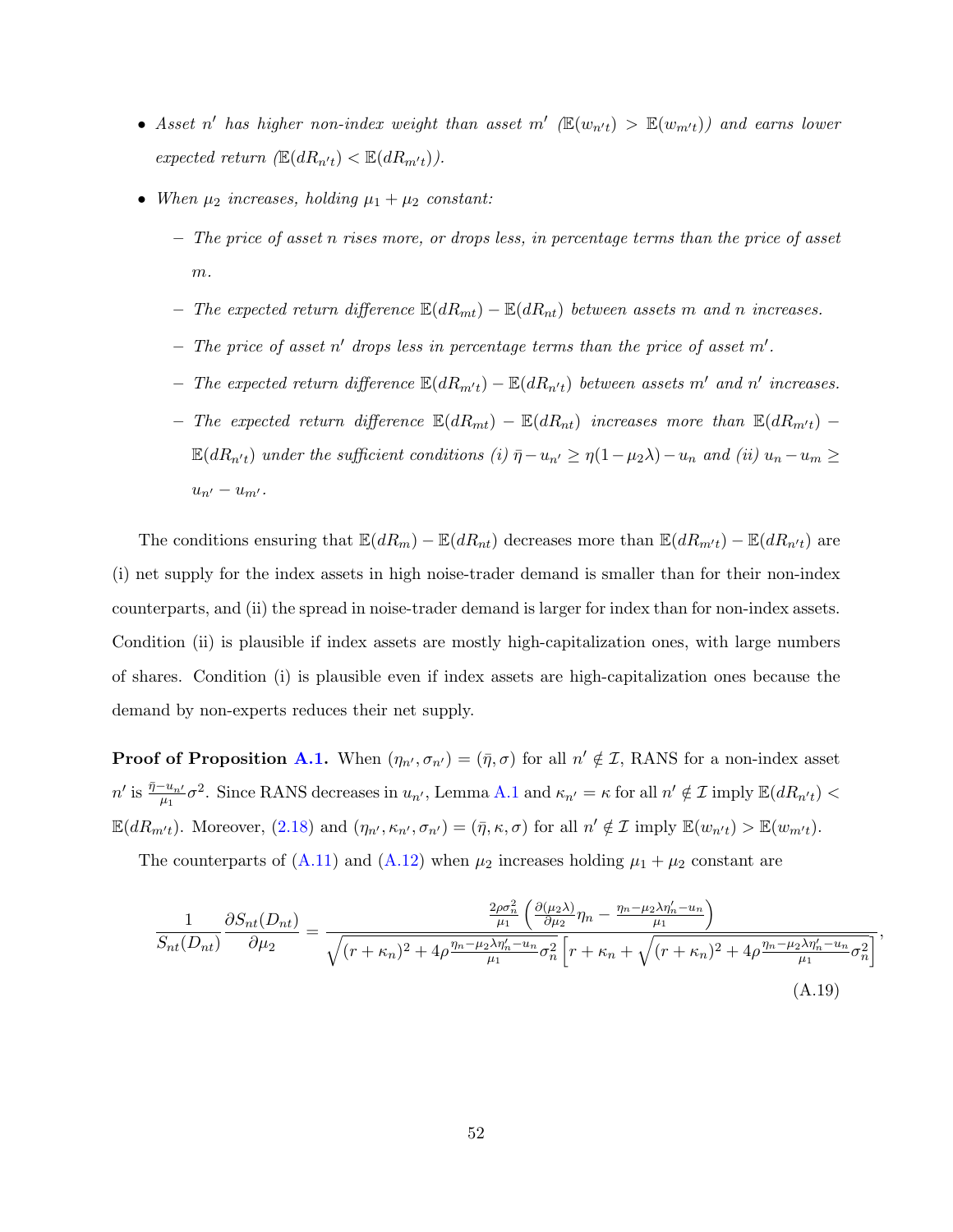- *Asset $n'$ has higher non-index weight than asset $m'$ ($\mathbb{E}(w_{n't}) > \mathbb{E}(w_{m't})$) and earns lower expected return ($\mathbb{E}(dR_{n't}) < \mathbb{E}(dR_{m't})$).*
- *When $\mu_2$ increases, holding $\mu_1 + \mu_2$ constant:*
  - *The price of asset $n$ rises more, or drops less, in percentage terms than the price of asset $m$.*
  - *The expected return difference $\mathbb{E}(dR_{mt}) - \mathbb{E}(dR_{nt})$ between assets $m$ and $n$ increases.*
  - *The price of asset $n'$ drops less in percentage terms than the price of asset $m'$.*
  - *The expected return difference $\mathbb{E}(dR_{m't}) - \mathbb{E}(dR_{n't})$ between assets $m'$ and $n'$ increases.*
  - *The expected return difference $\mathbb{E}(dR_{mt}) - \mathbb{E}(dR_{nt})$ increases more than $\mathbb{E}(dR_{m't}) - \mathbb{E}(dR_{n't})$ under the sufficient conditions (i) $\bar{\eta} - u_{n'} \geq \eta(1-\mu_2\lambda) - u_n$ and (ii) $u_n - u_m \geq u_{n'} - u_{m'}$.*

The conditions ensuring that $\mathbb{E}(dR_m) - \mathbb{E}(dR_{nt})$ decreases more than $\mathbb{E}(dR_{m't}) - \mathbb{E}(dR_{n't})$ are (i) net supply for the index assets in high noise-trader demand is smaller than for their non-index counterparts, and (ii) the spread in noise-trader demand is larger for index than for non-index assets. Condition (ii) is plausible if index assets are mostly high-capitalization ones, with large numbers of shares. Condition (i) is plausible even if index assets are high-capitalization ones because the demand by non-experts reduces their net supply.

**Proof of Proposition A.1.** When $(\eta_{n'}, \sigma_{n'}) = (\bar{\eta}, \sigma)$ for all $n' \notin \mathcal{I}$, RANS for a non-index asset $n'$ is $\frac{\bar{\eta} - u_{n'}}{\mu_1}\sigma^2$. Since RANS decreases in $u_{n'}$, Lemma A.1 and $\kappa_{n'} = \kappa$ for all $n' \notin \mathcal{I}$ imply $\mathbb{E}(dR_{n't}) < \mathbb{E}(dR_{m't})$. Moreover, (2.18) and $(\eta_{n'}, \kappa_{n'}, \sigma_{n'}) = (\bar{\eta}, \kappa, \sigma)$ for all $n' \notin \mathcal{I}$ imply $\mathbb{E}(w_{n't}) > \mathbb{E}(w_{m't})$.

The counterparts of (A.11) and (A.12) when $\mu_2$ increases holding $\mu_1 + \mu_2$ constant are

$$\frac{1}{S_{nt}(D_{nt})}\frac{\partial S_{nt}(D_{nt})}{\partial \mu_2} = \frac{\frac{2\rho\sigma_n^2}{\mu_1}\left(\frac{\partial(\mu_2\lambda)}{\partial\mu_2}\eta_n - \frac{\eta_n - \mu_2\lambda\eta_n' - u_n}{\mu_1}\right)}{\sqrt{(r+\kappa_n)^2 + 4\rho\frac{\eta_n - \mu_2\lambda\eta_n' - u_n}{\mu_1}\sigma_n^2}\left[r + \kappa_n + \sqrt{(r+\kappa_n)^2 + 4\rho\frac{\eta_n - \mu_2\lambda\eta_n' - u_n}{\mu_1}\sigma_n^2}\right]}, \tag{A.19}$$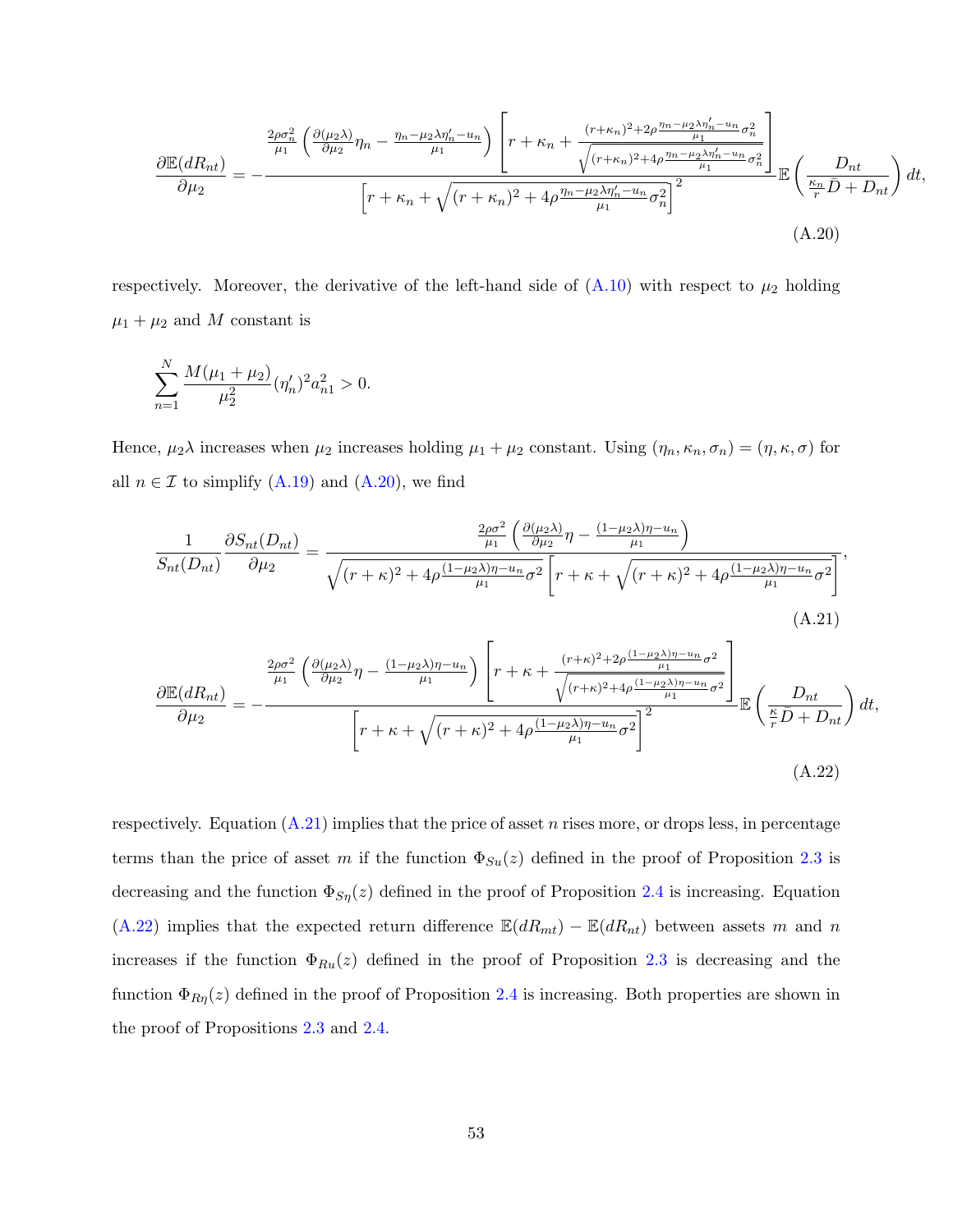$$
\frac{\partial \mathbb{E}(dR_{nt})}{\partial \mu_2} = -\frac{\frac{2\rho\sigma_n^2}{\mu_1}\left(\frac{\partial(\mu_2\lambda)}{\partial\mu_2}\eta_n - \frac{\eta_n-\mu_2\lambda\eta_n'-u_n}{\mu_1}\right)\left[r+\kappa_n+\frac{(r+\kappa_n)^2+2\rho\frac{\eta_n-\mu_2\lambda\eta_n'-u_n}{\mu_1}\sigma_n^2}{\sqrt{(r+\kappa_n)^2+4\rho\frac{\eta_n-\mu_2\lambda\eta_n'-u_n}{\mu_1}\sigma_n^2}}\right]}{\left[r+\kappa_n+\sqrt{(r+\kappa_n)^2+4\rho\frac{\eta_n-\mu_2\lambda\eta_n'-u_n}{\mu_1}\sigma_n^2}\right]^2}\mathbb{E}\left(\frac{D_{nt}}{\frac{\kappa_n}{r}\bar{D}+D_{nt}}\right)dt, \tag{A.20}
$$

respectively. Moreover, the derivative of the left-hand side of (A.10) with respect to $\mu_2$ holding $\mu_1+\mu_2$ and $M$ constant is

$$
\sum_{n=1}^{N}\frac{M(\mu_1+\mu_2)}{\mu_2^2}(\eta_n')^2 a_{n1}^2 > 0.
$$

Hence, $\mu_2\lambda$ increases when $\mu_2$ increases holding $\mu_1+\mu_2$ constant. Using $(\eta_n,\kappa_n,\sigma_n)=(\eta,\kappa,\sigma)$ for all $n\in\mathcal{I}$ to simplify (A.19) and (A.20), we find

$$
\frac{1}{S_{nt}(D_{nt})}\frac{\partial S_{nt}(D_{nt})}{\partial\mu_2} = \frac{\frac{2\rho\sigma^2}{\mu_1}\left(\frac{\partial(\mu_2\lambda)}{\partial\mu_2}\eta - \frac{(1-\mu_2\lambda)\eta-u_n}{\mu_1}\right)}{\sqrt{(r+\kappa)^2+4\rho\frac{(1-\mu_2\lambda)\eta-u_n}{\mu_1}\sigma^2}\left[r+\kappa+\sqrt{(r+\kappa)^2+4\rho\frac{(1-\mu_2\lambda)\eta-u_n}{\mu_1}\sigma^2}\right]}, \tag{A.21}
$$

$$
\frac{\partial \mathbb{E}(dR_{nt})}{\partial \mu_2} = -\frac{\frac{2\rho\sigma^2}{\mu_1}\left(\frac{\partial(\mu_2\lambda)}{\partial\mu_2}\eta - \frac{(1-\mu_2\lambda)\eta-u_n}{\mu_1}\right)\left[r+\kappa+\frac{(r+\kappa)^2+2\rho\frac{(1-\mu_2\lambda)\eta-u_n}{\mu_1}\sigma^2}{\sqrt{(r+\kappa)^2+4\rho\frac{(1-\mu_2\lambda)\eta-u_n}{\mu_1}\sigma^2}}\right]}{\left[r+\kappa+\sqrt{(r+\kappa)^2+4\rho\frac{(1-\mu_2\lambda)\eta-u_n}{\mu_1}\sigma^2}\right]^2}\mathbb{E}\left(\frac{D_{nt}}{\frac{\kappa}{r}\bar{D}+D_{nt}}\right)dt, \tag{A.22}
$$

respectively. Equation (A.21) implies that the price of asset $n$ rises more, or drops less, in percentage terms than the price of asset $m$ if the function $\Phi_{Su}(z)$ defined in the proof of Proposition 2.3 is decreasing and the function $\Phi_{S\eta}(z)$ defined in the proof of Proposition 2.4 is increasing. Equation (A.22) implies that the expected return difference $\mathbb{E}(dR_{mt})-\mathbb{E}(dR_{nt})$ between assets $m$ and $n$ increases if the function $\Phi_{Ru}(z)$ defined in the proof of Proposition 2.3 is decreasing and the function $\Phi_{R\eta}(z)$ defined in the proof of Proposition 2.4 is increasing. Both properties are shown in the proof of Propositions 2.3 and 2.4.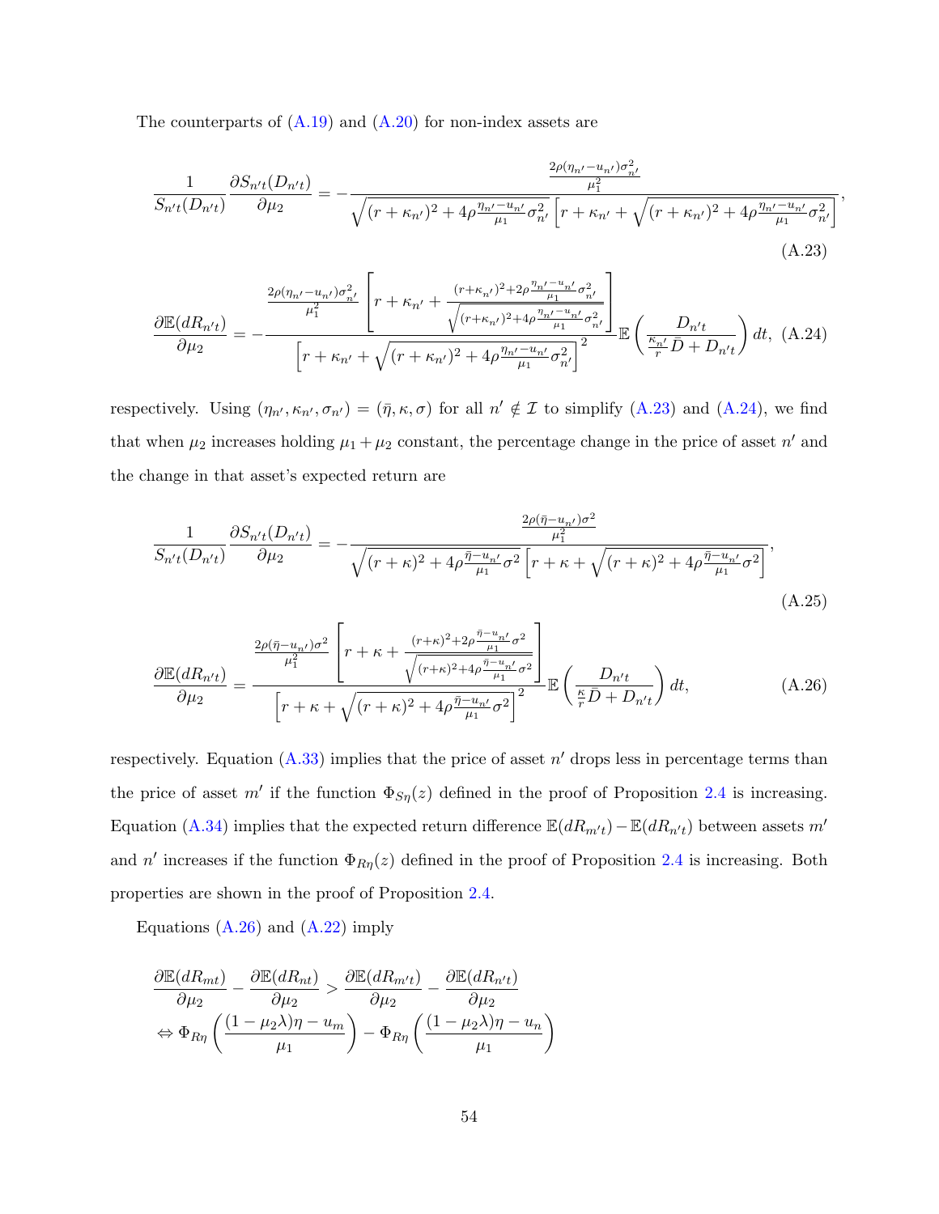The counterparts of (A.19) and (A.20) for non-index assets are

$$\frac{1}{S_{n't}(D_{n't})}\frac{\partial S_{n't}(D_{n't})}{\partial \mu_2} = -\frac{\frac{2\rho(\eta_{n'}-u_{n'})\sigma_{n'}^2}{\mu_1^2}}{\sqrt{(r+\kappa_{n'})^2+4\rho\frac{\eta_{n'}-u_{n'}}{\mu_1}\sigma_{n'}^2}\left[r+\kappa_{n'}+\sqrt{(r+\kappa_{n'})^2+4\rho\frac{\eta_{n'}-u_{n'}}{\mu_1}\sigma_{n'}^2}\right]}, \tag{A.23}$$

$$\frac{\partial \mathbb{E}(dR_{n't})}{\partial \mu_2} = -\frac{\frac{2\rho(\eta_{n'}-u_{n'})\sigma_{n'}^2}{\mu_1^2}\left[r+\kappa_{n'}+\frac{(r+\kappa_{n'})^2+2\rho\frac{\eta_{n'}-u_{n'}}{\mu_1}\sigma_{n'}^2}{\sqrt{(r+\kappa_{n'})^2+4\rho\frac{\eta_{n'}-u_{n'}}{\mu_1}\sigma_{n'}^2}}\right]}{\left[r+\kappa_{n'}+\sqrt{(r+\kappa_{n'})^2+4\rho\frac{\eta_{n'}-u_{n'}}{\mu_1}\sigma_{n'}^2}\right]^2}\mathbb{E}\left(\frac{D_{n't}}{\frac{\kappa_{n'}}{r}\bar{D}+D_{n't}}\right)dt, \tag{A.24}$$

respectively. Using $(\eta_{n'},\kappa_{n'},\sigma_{n'}) = (\bar{\eta},\kappa,\sigma)$ for all $n'\notin\mathcal{I}$ to simplify (A.23) and (A.24), we find that when $\mu_2$ increases holding $\mu_1+\mu_2$ constant, the percentage change in the price of asset $n'$ and the change in that asset's expected return are

$$\frac{1}{S_{n't}(D_{n't})}\frac{\partial S_{n't}(D_{n't})}{\partial \mu_2} = -\frac{\frac{2\rho(\bar{\eta}-u_{n'})\sigma^2}{\mu_1^2}}{\sqrt{(r+\kappa)^2+4\rho\frac{\bar{\eta}-u_{n'}}{\mu_1}\sigma^2}\left[r+\kappa+\sqrt{(r+\kappa)^2+4\rho\frac{\bar{\eta}-u_{n'}}{\mu_1}\sigma^2}\right]}, \tag{A.25}$$

$$\frac{\partial \mathbb{E}(dR_{n't})}{\partial \mu_2} = \frac{\frac{2\rho(\bar{\eta}-u_{n'})\sigma^2}{\mu_1^2}\left[r+\kappa+\frac{(r+\kappa)^2+2\rho\frac{\bar{\eta}-u_{n'}}{\mu_1}\sigma^2}{\sqrt{(r+\kappa)^2+4\rho\frac{\bar{\eta}-u_{n'}}{\mu_1}\sigma^2}}\right]}{\left[r+\kappa+\sqrt{(r+\kappa)^2+4\rho\frac{\bar{\eta}-u_{n'}}{\mu_1}\sigma^2}\right]^2}\mathbb{E}\left(\frac{D_{n't}}{\frac{\kappa}{r}\bar{D}+D_{n't}}\right)dt, \tag{A.26}$$

respectively. Equation (A.33) implies that the price of asset $n'$ drops less in percentage terms than the price of asset $m'$ if the function $\Phi_{S\eta}(z)$ defined in the proof of Proposition 2.4 is increasing. Equation (A.34) implies that the expected return difference $\mathbb{E}(dR_{m't})-\mathbb{E}(dR_{n't})$ between assets $m'$ and $n'$ increases if the function $\Phi_{R\eta}(z)$ defined in the proof of Proposition 2.4 is increasing. Both properties are shown in the proof of Proposition 2.4.

Equations (A.26) and (A.22) imply

$$\frac{\partial \mathbb{E}(dR_{mt})}{\partial \mu_2}-\frac{\partial \mathbb{E}(dR_{nt})}{\partial \mu_2} > \frac{\partial \mathbb{E}(dR_{m't})}{\partial \mu_2}-\frac{\partial \mathbb{E}(dR_{n't})}{\partial \mu_2}$$
$$\Leftrightarrow \Phi_{R\eta}\left(\frac{(1-\mu_2\lambda)\eta-u_m}{\mu_1}\right)-\Phi_{R\eta}\left(\frac{(1-\mu_2\lambda)\eta-u_n}{\mu_1}\right)$$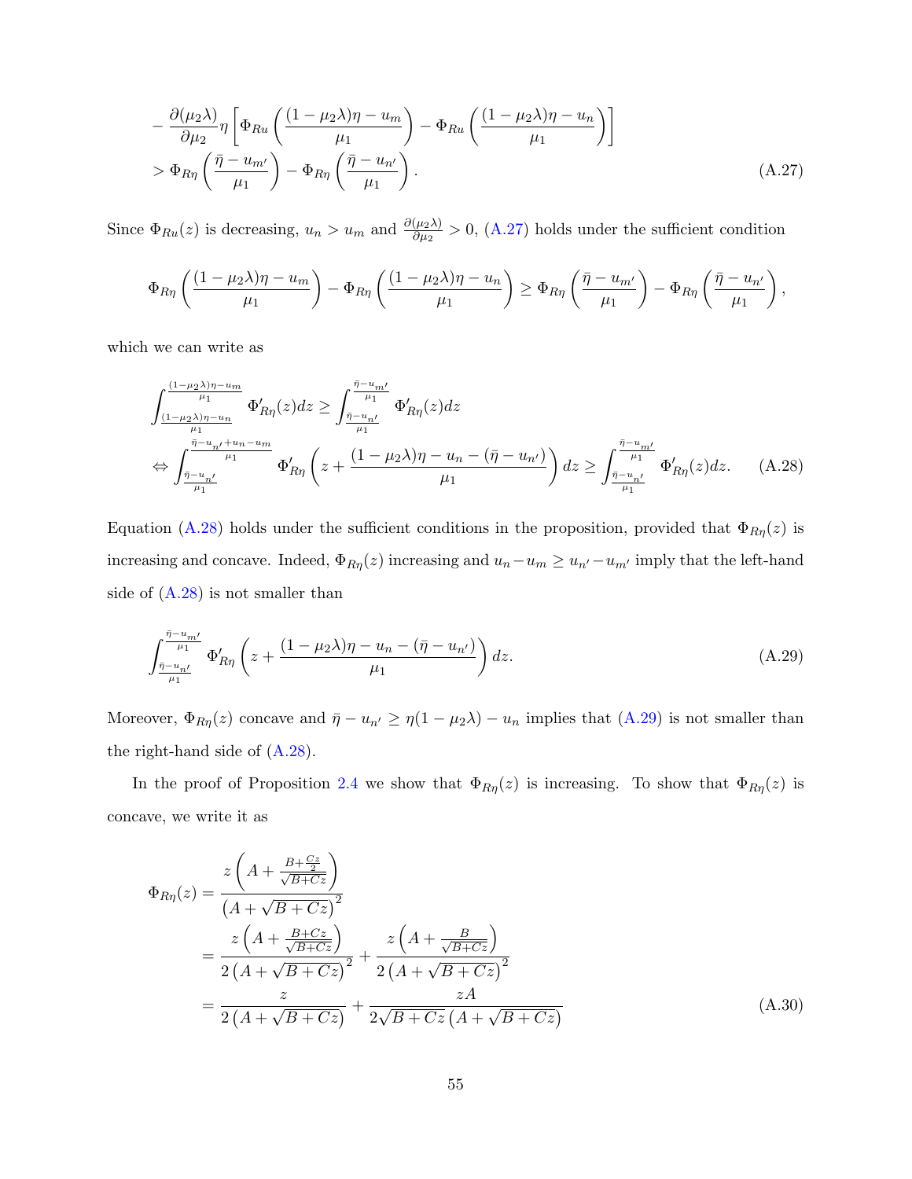$$
\begin{aligned}
&-\frac{\partial(\mu_2\lambda)}{\partial\mu_2}\eta\left[\Phi_{Ru}\left(\frac{(1-\mu_2\lambda)\eta-u_m}{\mu_1}\right)-\Phi_{Ru}\left(\frac{(1-\mu_2\lambda)\eta-u_n}{\mu_1}\right)\right]\\
&>\Phi_{R\eta}\left(\frac{\bar{\eta}-u_{m'}}{\mu_1}\right)-\Phi_{R\eta}\left(\frac{\bar{\eta}-u_{n'}}{\mu_1}\right).
\end{aligned}
\tag{A.27}
$$

Since $\Phi_{Ru}(z)$ is decreasing, $u_n > u_m$ and $\frac{\partial(\mu_2\lambda)}{\partial\mu_2} > 0$, (A.27) holds under the sufficient condition

$$
\Phi_{R\eta}\left(\frac{(1-\mu_2\lambda)\eta-u_m}{\mu_1}\right)-\Phi_{R\eta}\left(\frac{(1-\mu_2\lambda)\eta-u_n}{\mu_1}\right)\geq\Phi_{R\eta}\left(\frac{\bar{\eta}-u_{m'}}{\mu_1}\right)-\Phi_{R\eta}\left(\frac{\bar{\eta}-u_{n'}}{\mu_1}\right),
$$

which we can write as

$$
\begin{aligned}
&\int_{\frac{(1-\mu_2\lambda)\eta-u_n}{\mu_1}}^{\frac{(1-\mu_2\lambda)\eta-u_m}{\mu_1}}\Phi'_{R\eta}(z)dz\geq\int_{\frac{\bar{\eta}-u_{n'}}{\mu_1}}^{\frac{\bar{\eta}-u_{m'}}{\mu_1}}\Phi'_{R\eta}(z)dz\\
\Leftrightarrow&\int_{\frac{\bar{\eta}-u_{n'}}{\mu_1}}^{\frac{\bar{\eta}-u_{n'}+u_n-u_m}{\mu_1}}\Phi'_{R\eta}\left(z+\frac{(1-\mu_2\lambda)\eta-u_n-(\bar{\eta}-u_{n'})}{\mu_1}\right)dz\geq\int_{\frac{\bar{\eta}-u_{n'}}{\mu_1}}^{\frac{\bar{\eta}-u_{m'}}{\mu_1}}\Phi'_{R\eta}(z)dz.
\end{aligned}
\tag{A.28}
$$

Equation (A.28) holds under the sufficient conditions in the proposition, provided that $\Phi_{R\eta}(z)$ is increasing and concave. Indeed, $\Phi_{R\eta}(z)$ increasing and $u_n - u_m \geq u_{n'} - u_{m'}$ imply that the left-hand side of (A.28) is not smaller than

$$
\int_{\frac{\bar{\eta}-u_{n'}}{\mu_1}}^{\frac{\bar{\eta}-u_{m'}}{\mu_1}}\Phi'_{R\eta}\left(z+\frac{(1-\mu_2\lambda)\eta-u_n-(\bar{\eta}-u_{n'})}{\mu_1}\right)dz.
\tag{A.29}
$$

Moreover, $\Phi_{R\eta}(z)$ concave and $\bar{\eta} - u_{n'} \geq \eta(1-\mu_2\lambda) - u_n$ implies that (A.29) is not smaller than the right-hand side of (A.28).

In the proof of Proposition 2.4 we show that $\Phi_{R\eta}(z)$ is increasing. To show that $\Phi_{R\eta}(z)$ is concave, we write it as

$$
\begin{aligned}
\Phi_{R\eta}(z)&=\frac{z\left(A+\frac{B+\frac{Cz}{2}}{\sqrt{B+Cz}}\right)}{\left(A+\sqrt{B+Cz}\right)^2}\\
&=\frac{z\left(A+\frac{B+Cz}{\sqrt{B+Cz}}\right)}{2\left(A+\sqrt{B+Cz}\right)^2}+\frac{z\left(A+\frac{B}{\sqrt{B+Cz}}\right)}{2\left(A+\sqrt{B+Cz}\right)^2}\\
&=\frac{z}{2\left(A+\sqrt{B+Cz}\right)}+\frac{zA}{2\sqrt{B+Cz}\left(A+\sqrt{B+Cz}\right)}
\end{aligned}
\tag{A.30}
$$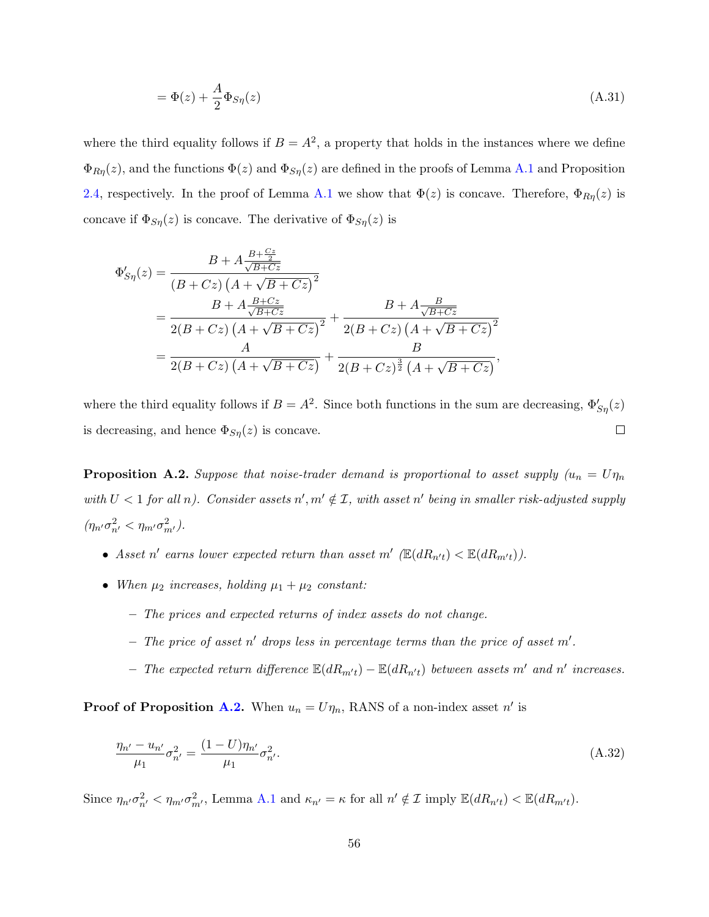$$= \Phi(z) + \frac{A}{2}\Phi_{S\eta}(z) \tag{A.31}$$

where the third equality follows if $B = A^2$, a property that holds in the instances where we define $\Phi_{R\eta}(z)$, and the functions $\Phi(z)$ and $\Phi_{S\eta}(z)$ are defined in the proofs of Lemma A.1 and Proposition 2.4, respectively. In the proof of Lemma A.1 we show that $\Phi(z)$ is concave. Therefore, $\Phi_{R\eta}(z)$ is concave if $\Phi_{S\eta}(z)$ is concave. The derivative of $\Phi_{S\eta}(z)$ is

$$\begin{aligned}
\Phi'_{S\eta}(z) &= \frac{B + A\frac{B+\frac{Cz}{2}}{\sqrt{B+Cz}}}{(B+Cz)\left(A+\sqrt{B+Cz}\right)^2} \\
&= \frac{B + A\frac{B+Cz}{\sqrt{B+Cz}}}{2(B+Cz)\left(A+\sqrt{B+Cz}\right)^2} + \frac{B + A\frac{B}{\sqrt{B+Cz}}}{2(B+Cz)\left(A+\sqrt{B+Cz}\right)^2} \\
&= \frac{A}{2(B+Cz)\left(A+\sqrt{B+Cz}\right)} + \frac{B}{2(B+Cz)^{\frac{3}{2}}\left(A+\sqrt{B+Cz}\right)},
\end{aligned}$$

where the third equality follows if $B = A^2$. Since both functions in the sum are decreasing, $\Phi'_{S\eta}(z)$ is decreasing, and hence $\Phi_{S\eta}(z)$ is concave. □

**Proposition A.2.** *Suppose that noise-trader demand is proportional to asset supply ($u_n = U\eta_n$ with $U < 1$ for all $n$). Consider assets $n', m' \notin \mathcal{I}$, with asset $n'$ being in smaller risk-adjusted supply ($\eta_{n'}\sigma^2_{n'} < \eta_{m'}\sigma^2_{m'}$).*

- *Asset $n'$ earns lower expected return than asset $m'$ ($\mathbb{E}(dR_{n't}) < \mathbb{E}(dR_{m't})$).*
- *When $\mu_2$ increases, holding $\mu_1 + \mu_2$ constant:*
  - *The prices and expected returns of index assets do not change.*
  - *The price of asset $n'$ drops less in percentage terms than the price of asset $m'$.*
  - *The expected return difference $\mathbb{E}(dR_{m't}) - \mathbb{E}(dR_{n't})$ between assets $m'$ and $n'$ increases.*

**Proof of Proposition A.2.** When $u_n = U\eta_n$, RANS of a non-index asset $n'$ is

$$\frac{\eta_{n'} - u_{n'}}{\mu_1}\sigma^2_{n'} = \frac{(1-U)\eta_{n'}}{\mu_1}\sigma^2_{n'}. \tag{A.32}$$

Since $\eta_{n'}\sigma^2_{n'} < \eta_{m'}\sigma^2_{m'}$, Lemma A.1 and $\kappa_{n'} = \kappa$ for all $n' \notin \mathcal{I}$ imply $\mathbb{E}(dR_{n't}) < \mathbb{E}(dR_{m't})$.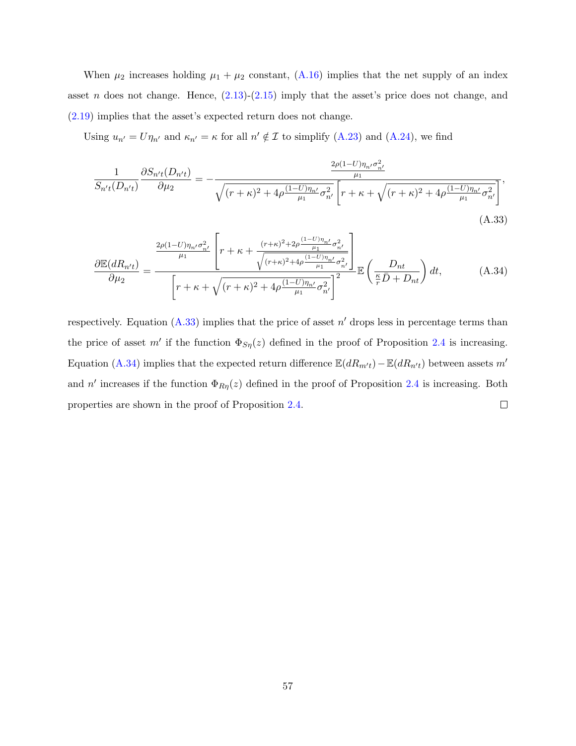When $\mu_2$ increases holding $\mu_1 + \mu_2$ constant, (A.16) implies that the net supply of an index asset $n$ does not change. Hence, (2.13)-(2.15) imply that the asset's price does not change, and (2.19) implies that the asset's expected return does not change.

Using $u_{n'} = U\eta_{n'}$ and $\kappa_{n'} = \kappa$ for all $n' \notin \mathcal{I}$ to simplify (A.23) and (A.24), we find

$$\frac{1}{S_{n't}(D_{n't})}\frac{\partial S_{n't}(D_{n't})}{\partial \mu_2} = -\frac{\frac{2\rho(1-U)\eta_{n'}\sigma_{n'}^2}{\mu_1}}{\sqrt{(r+\kappa)^2 + 4\rho\frac{(1-U)\eta_{n'}}{\mu_1}\sigma_{n'}^2}\left[r+\kappa+\sqrt{(r+\kappa)^2 + 4\rho\frac{(1-U)\eta_{n'}}{\mu_1}\sigma_{n'}^2}\right]}, \tag{A.33}$$

$$\frac{\partial \mathbb{E}(dR_{n't})}{\partial \mu_2} = \frac{\frac{2\rho(1-U)\eta_{n'}\sigma_{n'}^2}{\mu_1}\left[r+\kappa+\frac{(r+\kappa)^2+2\rho\frac{(1-U)\eta_{n'}}{\mu_1}\sigma_{n'}^2}{\sqrt{(r+\kappa)^2+4\rho\frac{(1-U)\eta_{n'}}{\mu_1}\sigma_{n'}^2}}\right]}{\left[r+\kappa+\sqrt{(r+\kappa)^2 + 4\rho\frac{(1-U)\eta_{n'}}{\mu_1}\sigma_{n'}^2}\right]^2}\mathbb{E}\left(\frac{D_{nt}}{\frac{\kappa}{r}\bar{D}+D_{nt}}\right)dt, \tag{A.34}$$

respectively. Equation (A.33) implies that the price of asset $n'$ drops less in percentage terms than the price of asset $m'$ if the function $\Phi_{S\eta}(z)$ defined in the proof of Proposition 2.4 is increasing. Equation (A.34) implies that the expected return difference $\mathbb{E}(dR_{m't}) - \mathbb{E}(dR_{n't})$ between assets $m'$ and $n'$ increases if the function $\Phi_{R\eta}(z)$ defined in the proof of Proposition 2.4 is increasing. Both properties are shown in the proof of Proposition 2.4. □